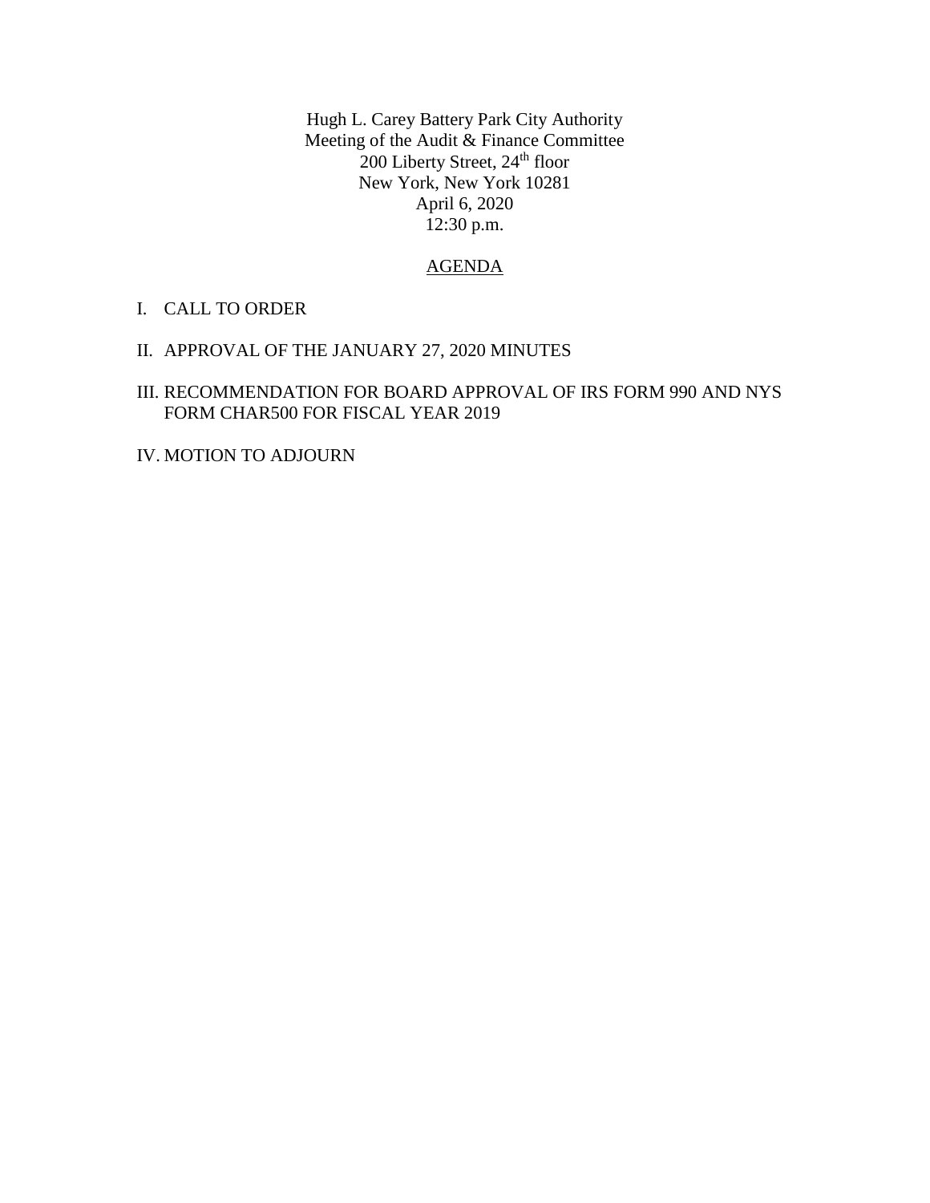Hugh L. Carey Battery Park City Authority
Meeting of the Audit & Finance Committee
200 Liberty Street, 24th floor
New York, New York 10281
April 6, 2020
12:30 p.m.

## AGENDA

I. CALL TO ORDER

II. APPROVAL OF THE JANUARY 27, 2020 MINUTES

III. RECOMMENDATION FOR BOARD APPROVAL OF IRS FORM 990 AND NYS FORM CHAR500 FOR FISCAL YEAR 2019

IV. MOTION TO ADJOURN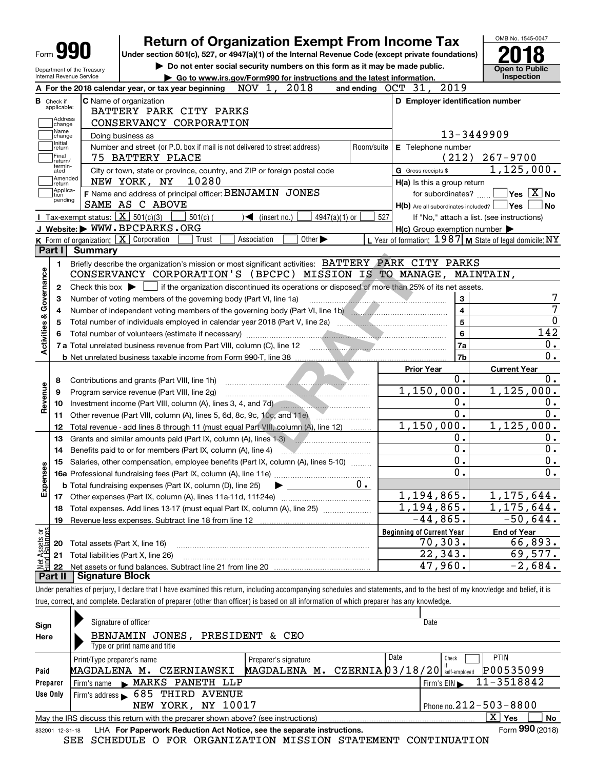# Form 990 — Return of Organization Exempt From Income Tax — 2018

Under section 501(c), 527, or 4947(a)(1) of the Internal Revenue Code (except private foundations)

▶ Do not enter social security numbers on this form as it may be made public.

▶ Go to www.irs.gov/Form990 for instructions and the latest information.

Department of the Treasury
Internal Revenue Service

OMB No. 1545-0047

**Open to Public Inspection**

**A** For the 2018 calendar year, or tax year beginning NOV 1, 2018 and ending OCT 31, 2019

**B** Check if applicable: Address change / Name change / Initial return / Final return/terminated / Amended return / Application pending

**C** Name of organization: BATTERY PARK CITY PARKS CONSERVANCY CORPORATION

Doing business as

Number and street (or P.O. box if mail is not delivered to street address): 75 BATTERY PLACE    Room/suite

City or town, state or province, country, and ZIP or foreign postal code: NEW YORK, NY 10280

**D** Employer identification number: 13-3449909

**E** Telephone number: (212) 267-9700

**G** Gross receipts $ 1,125,000.

**F** Name and address of principal officer: BENJAMIN JONES, SAME AS C ABOVE

**H(a)** Is this a group return for subordinates? ☐ Yes ☒ No

**H(b)** Are all subordinates included? ☐ Yes ☐ No — If "No," attach a list. (see instructions)

**H(c)** Group exemption number ▶

**I** Tax-exempt status: ☒ 501(c)(3) ☐ 501(c) ( ) ◀ (insert no.) ☐ 4947(a)(1) or ☐ 527

**J** Website: ▶ WWW.BPCPARKS.ORG

**K** Form of organization: ☒ Corporation ☐ Trust ☐ Association ☐ Other ▶

**L** Year of formation: 1987 **M** State of legal domicile: NY

## Part I Summary

**Activities & Governance**

1. Briefly describe the organization's mission or most significant activities: BATTERY PARK CITY PARKS CONSERVANCY CORPORATION'S (BPCPC) MISSION IS TO MANAGE, MAINTAIN,
2. Check this box ▶ ☐ if the organization discontinued its operations or disposed of more than 25% of its net assets.

| | | | |
|---|---|---|---|
| 3 | Number of voting members of the governing body (Part VI, line 1a) | 3 | 7 |
| 4 | Number of independent voting members of the governing body (Part VI, line 1b) | 4 | 7 |
| 5 | Total number of individuals employed in calendar year 2018 (Part V, line 2a) | 5 | 0 |
| 6 | Total number of volunteers (estimate if necessary) | 6 | 142 |
| 7a | Total unrelated business revenue from Part VIII, column (C), line 12 | 7a | 0. |
| b | Net unrelated business taxable income from Form 990-T, line 38 | 7b | 0. |

| | | Prior Year | Current Year |
|---|---|---|---|
| **Revenue** | | | |
| 8 | Contributions and grants (Part VIII, line 1h) | 0. | 0. |
| 9 | Program service revenue (Part VIII, line 2g) | 1,150,000. | 1,125,000. |
| 10 | Investment income (Part VIII, column (A), lines 3, 4, and 7d) | 0. | 0. |
| 11 | Other revenue (Part VIII, column (A), lines 5, 6d, 8c, 9c, 10c, and 11e) | 0. | 0. |
| 12 | Total revenue - add lines 8 through 11 (must equal Part VIII, column (A), line 12) | 1,150,000. | 1,125,000. |
| **Expenses** | | | |
| 13 | Grants and similar amounts paid (Part IX, column (A), lines 1-3) | 0. | 0. |
| 14 | Benefits paid to or for members (Part IX, column (A), line 4) | 0. | 0. |
| 15 | Salaries, other compensation, employee benefits (Part IX, column (A), lines 5-10) | 0. | 0. |
| 16a | Professional fundraising fees (Part IX, column (A), line 11e) | 0. | 0. |
| b | Total fundraising expenses (Part IX, column (D), line 25) ▶ 0. | | |
| 17 | Other expenses (Part IX, column (A), lines 11a-11d, 11f-24e) | 1,194,865. | 1,175,644. |
| 18 | Total expenses. Add lines 13-17 (must equal Part IX, column (A), line 25) | 1,194,865. | 1,175,644. |
| 19 | Revenue less expenses. Subtract line 18 from line 12 | -44,865. | -50,644. |

| | | Beginning of Current Year | End of Year |
|---|---|---|---|
| **Net Assets or Fund Balances** | | | |
| 20 | Total assets (Part X, line 16) | 70,303. | 66,893. |
| 21 | Total liabilities (Part X, line 26) | 22,343. | 69,577. |
| 22 | Net assets or fund balances. Subtract line 21 from line 20 | 47,960. | -2,684. |

## Part II Signature Block

Under penalties of perjury, I declare that I have examined this return, including accompanying schedules and statements, and to the best of my knowledge and belief, it is true, correct, and complete. Declaration of preparer (other than officer) is based on all information of which preparer has any knowledge.

**Sign Here**

Signature of officer — Date

BENJAMIN JONES, PRESIDENT & CEO
Type or print name and title

**Paid Preparer Use Only**

| Print/Type preparer's name | Preparer's signature | Date | Check if self-employed | PTIN |
|---|---|---|---|---|
| MAGDALENA M. CZERNIAWSKI | MAGDALENA M. CZERNIA | 03/18/20 | ☐ | P00535099 |

Firm's name ▶ MARKS PANETH LLP — Firm's EIN ▶ 11-3518842

Firm's address ▶ 685 THIRD AVENUE, NEW YORK, NY 10017 — Phone no. 212-503-8800

May the IRS discuss this return with the preparer shown above? (see instructions) ☒ Yes ☐ No

832001 12-31-18 LHA For Paperwork Reduction Act Notice, see the separate instructions. Form **990** (2018)

SEE SCHEDULE O FOR ORGANIZATION MISSION STATEMENT CONTINUATION

DRAFT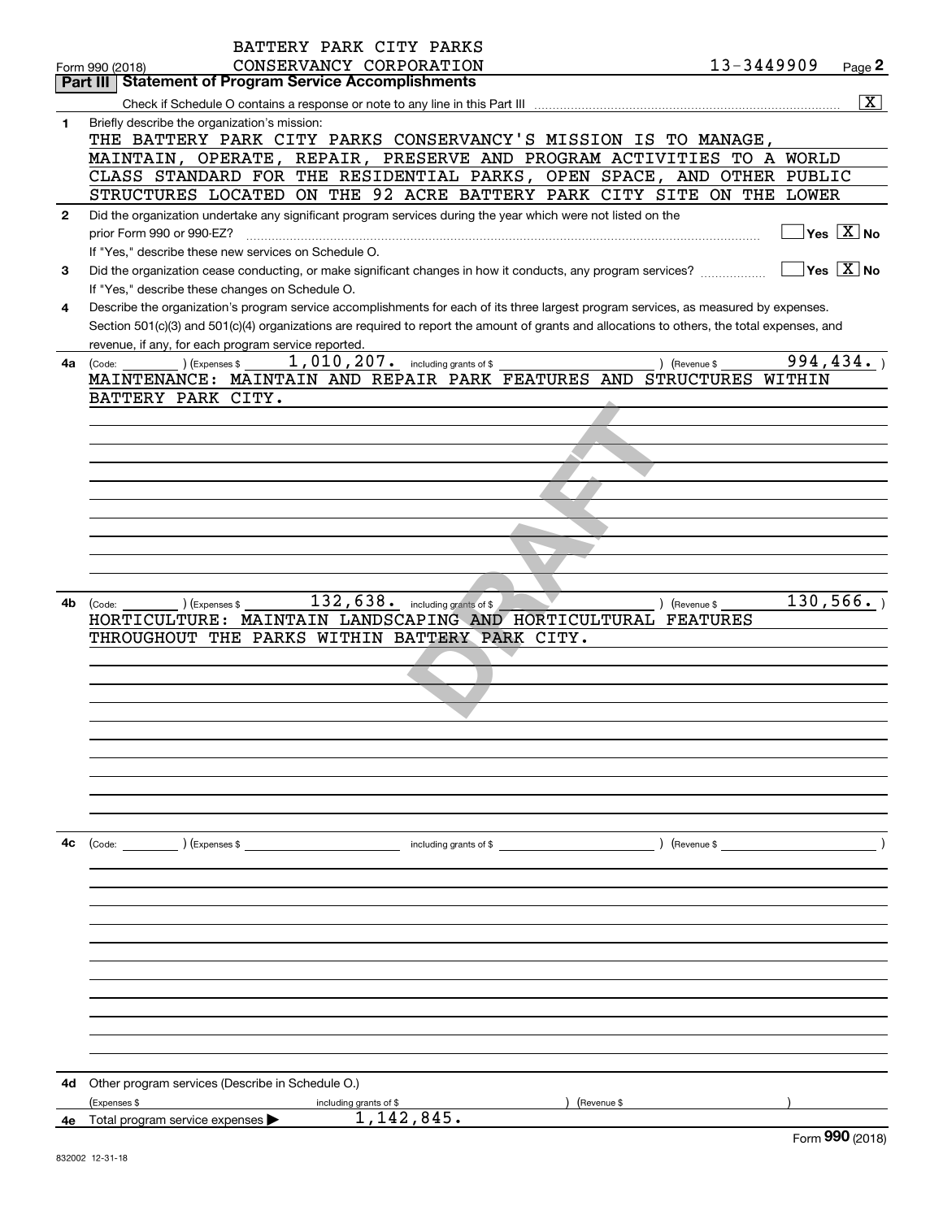BATTERY PARK CITY PARKS CONSERVANCY CORPORATION 13-3449909

Form 990 (2018)

## Part III Statement of Program Service Accomplishments

Check if Schedule O contains a response or note to any line in this Part III .................... [X]

**1** Briefly describe the organization's mission:

THE BATTERY PARK CITY PARKS CONSERVANCY'S MISSION IS TO MANAGE, MAINTAIN, OPERATE, REPAIR, PRESERVE AND PROGRAM ACTIVITIES TO A WORLD CLASS STANDARD FOR THE RESIDENTIAL PARKS, OPEN SPACE, AND OTHER PUBLIC STRUCTURES LOCATED ON THE 92 ACRE BATTERY PARK CITY SITE ON THE LOWER

**2** Did the organization undertake any significant program services during the year which were not listed on the prior Form 990 or 990-EZ? .......... [ ] Yes [X] No

If "Yes," describe these new services on Schedule O.

**3** Did the organization cease conducting, or make significant changes in how it conducts, any program services? .......... [ ] Yes [X] No

If "Yes," describe these changes on Schedule O.

**4** Describe the organization's program service accomplishments for each of its three largest program services, as measured by expenses. Section 501(c)(3) and 501(c)(4) organizations are required to report the amount of grants and allocations to others, the total expenses, and revenue, if any, for each program service reported.

**4a** (Code: ) (Expenses $ 1,010,207. including grants of $ ) (Revenue $ 994,434. )

MAINTENANCE: MAINTAIN AND REPAIR PARK FEATURES AND STRUCTURES WITHIN BATTERY PARK CITY.

**4b** (Code: ) (Expenses $ 132,638. including grants of $ ) (Revenue $ 130,566. )

HORTICULTURE: MAINTAIN LANDSCAPING AND HORTICULTURAL FEATURES THROUGHOUT THE PARKS WITHIN BATTERY PARK CITY.

**4c** (Code: ) (Expenses $ including grants of $ ) (Revenue $ )

**4d** Other program services (Describe in Schedule O.)

(Expenses $ including grants of $ ) (Revenue $ )

**4e** Total program service expenses ▶ 1,142,845.

Form **990** (2018)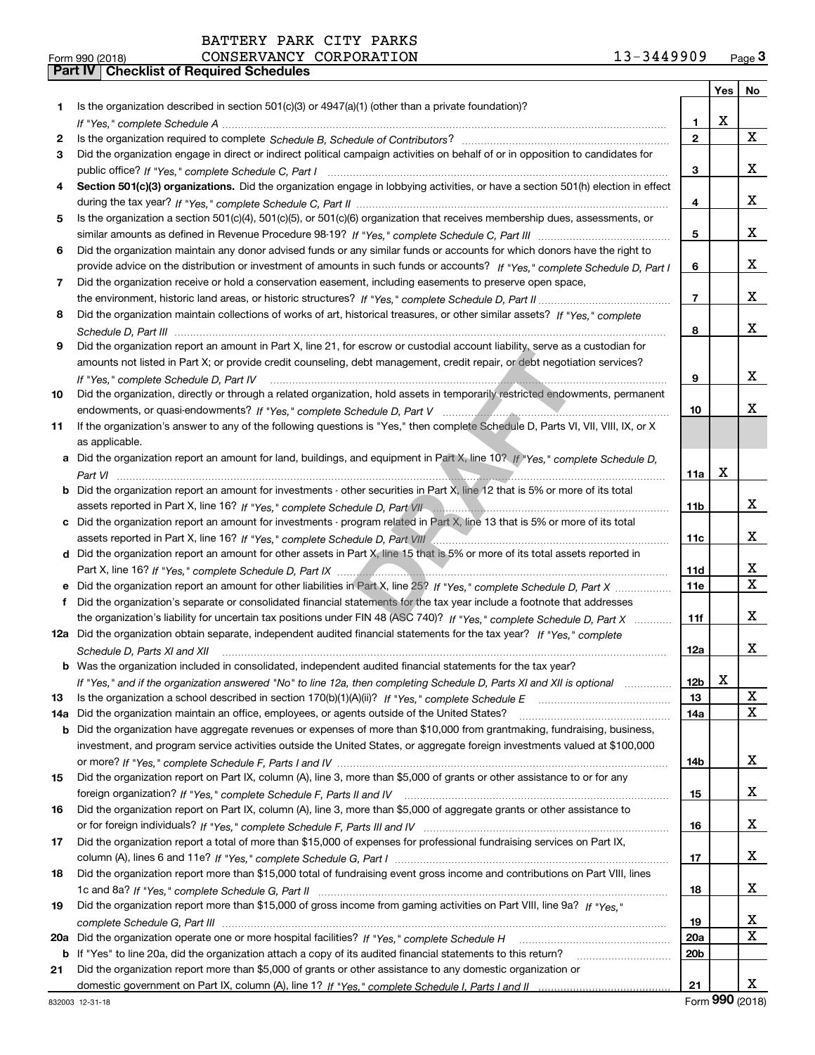BATTERY PARK CITY PARKS CONSERVANCY CORPORATION 13-3449909

Form 990 (2018)

**Part IV | Checklist of Required Schedules**

| | | | Yes | No |
|---|---|---|---|---|
| 1 | Is the organization described in section 501(c)(3) or 4947(a)(1) (other than a private foundation)? *If "Yes," complete Schedule A* | 1 | X | |
| 2 | Is the organization required to complete *Schedule B, Schedule of Contributors*? | 2 | | X |
| 3 | Did the organization engage in direct or indirect political campaign activities on behalf of or in opposition to candidates for public office? *If "Yes," complete Schedule C, Part I* | 3 | | X |
| 4 | **Section 501(c)(3) organizations.** Did the organization engage in lobbying activities, or have a section 501(h) election in effect during the tax year? *If "Yes," complete Schedule C, Part II* | 4 | | X |
| 5 | Is the organization a section 501(c)(4), 501(c)(5), or 501(c)(6) organization that receives membership dues, assessments, or similar amounts as defined in Revenue Procedure 98-19? *If "Yes," complete Schedule C, Part III* | 5 | | X |
| 6 | Did the organization maintain any donor advised funds or any similar funds or accounts for which donors have the right to provide advice on the distribution or investment of amounts in such funds or accounts? *If "Yes," complete Schedule D, Part I* | 6 | | X |
| 7 | Did the organization receive or hold a conservation easement, including easements to preserve open space, the environment, historic land areas, or historic structures? *If "Yes," complete Schedule D, Part II* | 7 | | X |
| 8 | Did the organization maintain collections of works of art, historical treasures, or other similar assets? *If "Yes," complete Schedule D, Part III* | 8 | | X |
| 9 | Did the organization report an amount in Part X, line 21, for escrow or custodial account liability, serve as a custodian for amounts not listed in Part X; or provide credit counseling, debt management, credit repair, or debt negotiation services? *If "Yes," complete Schedule D, Part IV* | 9 | | X |
| 10 | Did the organization, directly or through a related organization, hold assets in temporarily restricted endowments, permanent endowments, or quasi-endowments? *If "Yes," complete Schedule D, Part V* | 10 | | X |
| 11 | If the organization's answer to any of the following questions is "Yes," then complete Schedule D, Parts VI, VII, VIII, IX, or X as applicable. | | | |
| a | Did the organization report an amount for land, buildings, and equipment in Part X, line 10? *If "Yes," complete Schedule D, Part VI* | 11a | X | |
| b | Did the organization report an amount for investments - other securities in Part X, line 12 that is 5% or more of its total assets reported in Part X, line 16? *If "Yes," complete Schedule D, Part VII* | 11b | | X |
| c | Did the organization report an amount for investments - program related in Part X, line 13 that is 5% or more of its total assets reported in Part X, line 16? *If "Yes," complete Schedule D, Part VIII* | 11c | | X |
| d | Did the organization report an amount for other assets in Part X, line 15 that is 5% or more of its total assets reported in Part X, line 16? *If "Yes," complete Schedule D, Part IX* | 11d | | X |
| e | Did the organization report an amount for other liabilities in Part X, line 25? *If "Yes," complete Schedule D, Part X* | 11e | | X |
| f | Did the organization's separate or consolidated financial statements for the tax year include a footnote that addresses the organization's liability for uncertain tax positions under FIN 48 (ASC 740)? *If "Yes," complete Schedule D, Part X* | 11f | | X |
| 12a | Did the organization obtain separate, independent audited financial statements for the tax year? *If "Yes," complete Schedule D, Parts XI and XII* | 12a | | X |
| b | Was the organization included in consolidated, independent audited financial statements for the tax year? *If "Yes," and if the organization answered "No" to line 12a, then completing Schedule D, Parts XI and XII is optional* | 12b | X | |
| 13 | Is the organization a school described in section 170(b)(1)(A)(ii)? *If "Yes," complete Schedule E* | 13 | | X |
| 14a | Did the organization maintain an office, employees, or agents outside of the United States? | 14a | | X |
| b | Did the organization have aggregate revenues or expenses of more than $10,000 from grantmaking, fundraising, business, investment, and program service activities outside the United States, or aggregate foreign investments valued at $100,000 or more? *If "Yes," complete Schedule F, Parts I and IV* | 14b | | X |
| 15 | Did the organization report on Part IX, column (A), line 3, more than $5,000 of grants or other assistance to or for any foreign organization? *If "Yes," complete Schedule F, Parts II and IV* | 15 | | X |
| 16 | Did the organization report on Part IX, column (A), line 3, more than $5,000 of aggregate grants or other assistance to or for foreign individuals? *If "Yes," complete Schedule F, Parts III and IV* | 16 | | X |
| 17 | Did the organization report a total of more than $15,000 of expenses for professional fundraising services on Part IX, column (A), lines 6 and 11e? *If "Yes," complete Schedule G, Part I* | 17 | | X |
| 18 | Did the organization report more than $15,000 total of fundraising event gross income and contributions on Part VIII, lines 1c and 8a? *If "Yes," complete Schedule G, Part II* | 18 | | X |
| 19 | Did the organization report more than $15,000 of gross income from gaming activities on Part VIII, line 9a? *If "Yes," complete Schedule G, Part III* | 19 | | X |
| 20a | Did the organization operate one or more hospital facilities? *If "Yes," complete Schedule H* | 20a | | X |
| b | If "Yes" to line 20a, did the organization attach a copy of its audited financial statements to this return? | 20b | | |
| 21 | Did the organization report more than $5,000 of grants or other assistance to any domestic organization or domestic government on Part IX, column (A), line 1? *If "Yes," complete Schedule I, Parts I and II* | 21 | | X |

832003 12-31-18 Form **990** (2018)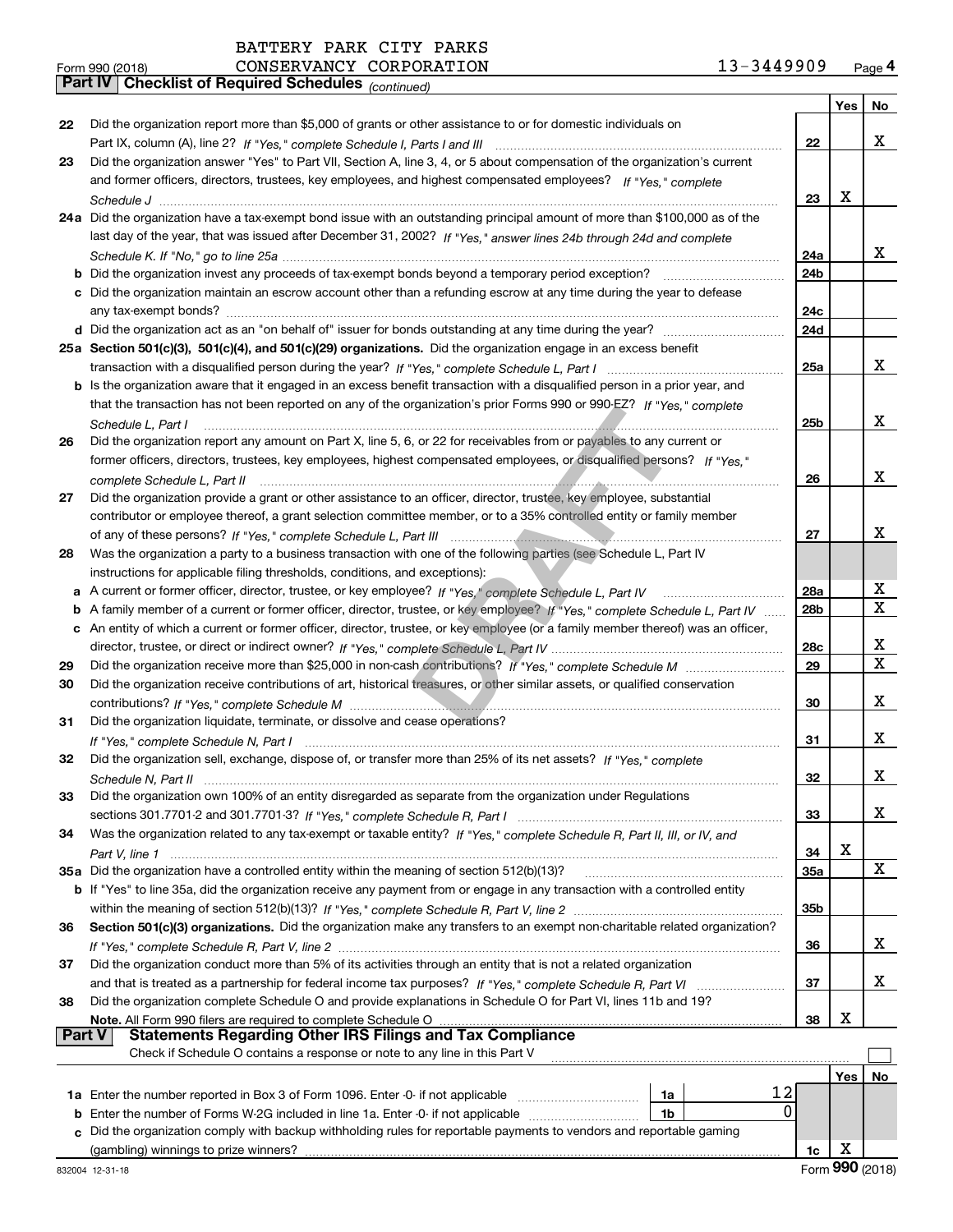BATTERY PARK CITY PARKS CONSERVANCY CORPORATION

Form 990 (2018) 13-3449909 Page 4

**Part IV Checklist of Required Schedules** *(continued)*

| | | | Yes | No |
|---|---|---|---|---|
| 22 | Did the organization report more than $5,000 of grants or other assistance to or for domestic individuals on Part IX, column (A), line 2? *If "Yes," complete Schedule I, Parts I and III* | 22 | | X |
| 23 | Did the organization answer "Yes" to Part VII, Section A, line 3, 4, or 5 about compensation of the organization's current and former officers, directors, trustees, key employees, and highest compensated employees? *If "Yes," complete Schedule J* | 23 | X | |
| 24a | Did the organization have a tax-exempt bond issue with an outstanding principal amount of more than $100,000 as of the last day of the year, that was issued after December 31, 2002? *If "Yes," answer lines 24b through 24d and complete Schedule K. If "No," go to line 25a* | 24a | | X |
| b | Did the organization invest any proceeds of tax-exempt bonds beyond a temporary period exception? | 24b | | |
| c | Did the organization maintain an escrow account other than a refunding escrow at any time during the year to defease any tax-exempt bonds? | 24c | | |
| d | Did the organization act as an "on behalf of" issuer for bonds outstanding at any time during the year? | 24d | | |
| 25a | **Section 501(c)(3), 501(c)(4), and 501(c)(29) organizations.** Did the organization engage in an excess benefit transaction with a disqualified person during the year? *If "Yes," complete Schedule L, Part I* | 25a | | X |
| b | Is the organization aware that it engaged in an excess benefit transaction with a disqualified person in a prior year, and that the transaction has not been reported on any of the organization's prior Forms 990 or 990-EZ? *If "Yes," complete Schedule L, Part I* | 25b | | X |
| 26 | Did the organization report any amount on Part X, line 5, 6, or 22 for receivables from or payables to any current or former officers, directors, trustees, key employees, highest compensated employees, or disqualified persons? *If "Yes," complete Schedule L, Part II* | 26 | | X |
| 27 | Did the organization provide a grant or other assistance to an officer, director, trustee, key employee, substantial contributor or employee thereof, a grant selection committee member, or to a 35% controlled entity or family member of any of these persons? *If "Yes," complete Schedule L, Part III* | 27 | | X |
| 28 | Was the organization a party to a business transaction with one of the following parties (see Schedule L, Part IV instructions for applicable filing thresholds, conditions, and exceptions): | | | |
| a | A current or former officer, director, trustee, or key employee? *If "Yes," complete Schedule L, Part IV* | 28a | | X |
| b | A family member of a current or former officer, director, trustee, or key employee? *If "Yes," complete Schedule L, Part IV* | 28b | | X |
| c | An entity of which a current or former officer, director, trustee, or key employee (or a family member thereof) was an officer, director, trustee, or direct or indirect owner? *If "Yes," complete Schedule L, Part IV* | 28c | | X |
| 29 | Did the organization receive more than $25,000 in non-cash contributions? *If "Yes," complete Schedule M* | 29 | | X |
| 30 | Did the organization receive contributions of art, historical treasures, or other similar assets, or qualified conservation contributions? *If "Yes," complete Schedule M* | 30 | | X |
| 31 | Did the organization liquidate, terminate, or dissolve and cease operations? *If "Yes," complete Schedule N, Part I* | 31 | | X |
| 32 | Did the organization sell, exchange, dispose of, or transfer more than 25% of its net assets? *If "Yes," complete Schedule N, Part II* | 32 | | X |
| 33 | Did the organization own 100% of an entity disregarded as separate from the organization under Regulations sections 301.7701-2 and 301.7701-3? *If "Yes," complete Schedule R, Part I* | 33 | | X |
| 34 | Was the organization related to any tax-exempt or taxable entity? *If "Yes," complete Schedule R, Part II, III, or IV, and Part V, line 1* | 34 | X | |
| 35a | Did the organization have a controlled entity within the meaning of section 512(b)(13)? | 35a | | X |
| b | If "Yes" to line 35a, did the organization receive any payment from or engage in any transaction with a controlled entity within the meaning of section 512(b)(13)? *If "Yes," complete Schedule R, Part V, line 2* | 35b | | |
| 36 | **Section 501(c)(3) organizations.** Did the organization make any transfers to an exempt non-charitable related organization? *If "Yes," complete Schedule R, Part V, line 2* | 36 | | X |
| 37 | Did the organization conduct more than 5% of its activities through an entity that is not a related organization and that is treated as a partnership for federal income tax purposes? *If "Yes," complete Schedule R, Part VI* | 37 | | X |
| 38 | Did the organization complete Schedule O and provide explanations in Schedule O for Part VI, lines 11b and 19? **Note.** All Form 990 filers are required to complete Schedule O | 38 | X | |

**Part V Statements Regarding Other IRS Filings and Tax Compliance**

Check if Schedule O contains a response or note to any line in this Part V ☐

| | | | | | Yes | No |
|---|---|---|---|---|---|---|
| 1a | Enter the number reported in Box 3 of Form 1096. Enter -0- if not applicable | 1a | 12 | | | |
| b | Enter the number of Forms W-2G included in line 1a. Enter -0- if not applicable | 1b | 0 | | | |
| c | Did the organization comply with backup withholding rules for reportable payments to vendors and reportable gaming (gambling) winnings to prize winners? | | | 1c | X | |

832004 12-31-18 Form **990** (2018)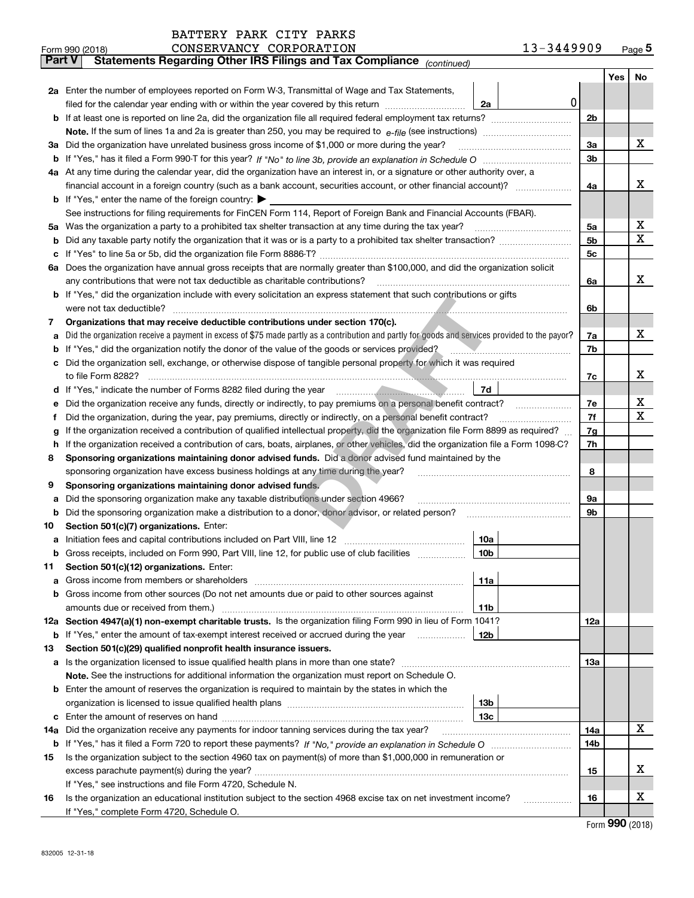Form 990 (2018) BATTERY PARK CITY PARKS CONSERVANCY CORPORATION 13-3449909 Page **5**

## Part V Statements Regarding Other IRS Filings and Tax Compliance *(continued)*

| | | | | | Yes | No |
|---|---|---|---|---|---|---|
| **2a** | Enter the number of employees reported on Form W-3, Transmittal of Wage and Tax Statements, filed for the calendar year ending with or within the year covered by this return | 2a | 0 | | | |
| **b** | If at least one is reported on line 2a, did the organization file all required federal employment tax returns? | | | 2b | | |
| | **Note.** If the sum of lines 1a and 2a is greater than 250, you may be required to *e-file* (see instructions) | | | | | |
| **3a** | Did the organization have unrelated business gross income of $1,000 or more during the year? | | | 3a | | X |
| **b** | If "Yes," has it filed a Form 990-T for this year? *If "No" to line 3b, provide an explanation in Schedule O* | | | 3b | | |
| **4a** | At any time during the calendar year, did the organization have an interest in, or a signature or other authority over, a financial account in a foreign country (such as a bank account, securities account, or other financial account)? | | | 4a | | X |
| **b** | If "Yes," enter the name of the foreign country: ▶ | | | | | |
| | See instructions for filing requirements for FinCEN Form 114, Report of Foreign Bank and Financial Accounts (FBAR). | | | | | |
| **5a** | Was the organization a party to a prohibited tax shelter transaction at any time during the tax year? | | | 5a | | X |
| **b** | Did any taxable party notify the organization that it was or is a party to a prohibited tax shelter transaction? | | | 5b | | X |
| **c** | If "Yes" to line 5a or 5b, did the organization file Form 8886-T? | | | 5c | | |
| **6a** | Does the organization have annual gross receipts that are normally greater than $100,000, and did the organization solicit any contributions that were not tax deductible as charitable contributions? | | | 6a | | X |
| **b** | If "Yes," did the organization include with every solicitation an express statement that such contributions or gifts were not tax deductible? | | | 6b | | |
| **7** | **Organizations that may receive deductible contributions under section 170(c).** | | | | | |
| **a** | Did the organization receive a payment in excess of $75 made partly as a contribution and partly for goods and services provided to the payor? | | | 7a | | X |
| **b** | If "Yes," did the organization notify the donor of the value of the goods or services provided? | | | 7b | | |
| **c** | Did the organization sell, exchange, or otherwise dispose of tangible personal property for which it was required to file Form 8282? | | | 7c | | X |
| **d** | If "Yes," indicate the number of Forms 8282 filed during the year | 7d | | | | |
| **e** | Did the organization receive any funds, directly or indirectly, to pay premiums on a personal benefit contract? | | | 7e | | X |
| **f** | Did the organization, during the year, pay premiums, directly or indirectly, on a personal benefit contract? | | | 7f | | X |
| **g** | If the organization received a contribution of qualified intellectual property, did the organization file Form 8899 as required? | | | 7g | | |
| **h** | If the organization received a contribution of cars, boats, airplanes, or other vehicles, did the organization file a Form 1098-C? | | | 7h | | |
| **8** | **Sponsoring organizations maintaining donor advised funds.** Did a donor advised fund maintained by the sponsoring organization have excess business holdings at any time during the year? | | | 8 | | |
| **9** | **Sponsoring organizations maintaining donor advised funds.** | | | | | |
| **a** | Did the sponsoring organization make any taxable distributions under section 4966? | | | 9a | | |
| **b** | Did the sponsoring organization make a distribution to a donor, donor advisor, or related person? | | | 9b | | |
| **10** | **Section 501(c)(7) organizations.** Enter: | | | | | |
| **a** | Initiation fees and capital contributions included on Part VIII, line 12 | 10a | | | | |
| **b** | Gross receipts, included on Form 990, Part VIII, line 12, for public use of club facilities | 10b | | | | |
| **11** | **Section 501(c)(12) organizations.** Enter: | | | | | |
| **a** | Gross income from members or shareholders | 11a | | | | |
| **b** | Gross income from other sources (Do not net amounts due or paid to other sources against amounts due or received from them.) | 11b | | | | |
| **12a** | **Section 4947(a)(1) non-exempt charitable trusts.** Is the organization filing Form 990 in lieu of Form 1041? | | | 12a | | |
| **b** | If "Yes," enter the amount of tax-exempt interest received or accrued during the year | 12b | | | | |
| **13** | **Section 501(c)(29) qualified nonprofit health insurance issuers.** | | | | | |
| **a** | Is the organization licensed to issue qualified health plans in more than one state? | | | 13a | | |
| | **Note.** See the instructions for additional information the organization must report on Schedule O. | | | | | |
| **b** | Enter the amount of reserves the organization is required to maintain by the states in which the organization is licensed to issue qualified health plans | 13b | | | | |
| **c** | Enter the amount of reserves on hand | 13c | | | | |
| **14a** | Did the organization receive any payments for indoor tanning services during the tax year? | | | 14a | | X |
| **b** | If "Yes," has it filed a Form 720 to report these payments? *If "No," provide an explanation in Schedule O* | | | 14b | | |
| **15** | Is the organization subject to the section 4960 tax on payment(s) of more than $1,000,000 in remuneration or excess parachute payment(s) during the year? | | | 15 | | X |
| | If "Yes," see instructions and file Form 4720, Schedule N. | | | | | |
| **16** | Is the organization an educational institution subject to the section 4968 excise tax on net investment income? | | | 16 | | X |
| | If "Yes," complete Form 4720, Schedule O. | | | | | |

Form **990** (2018)

832005 12-31-18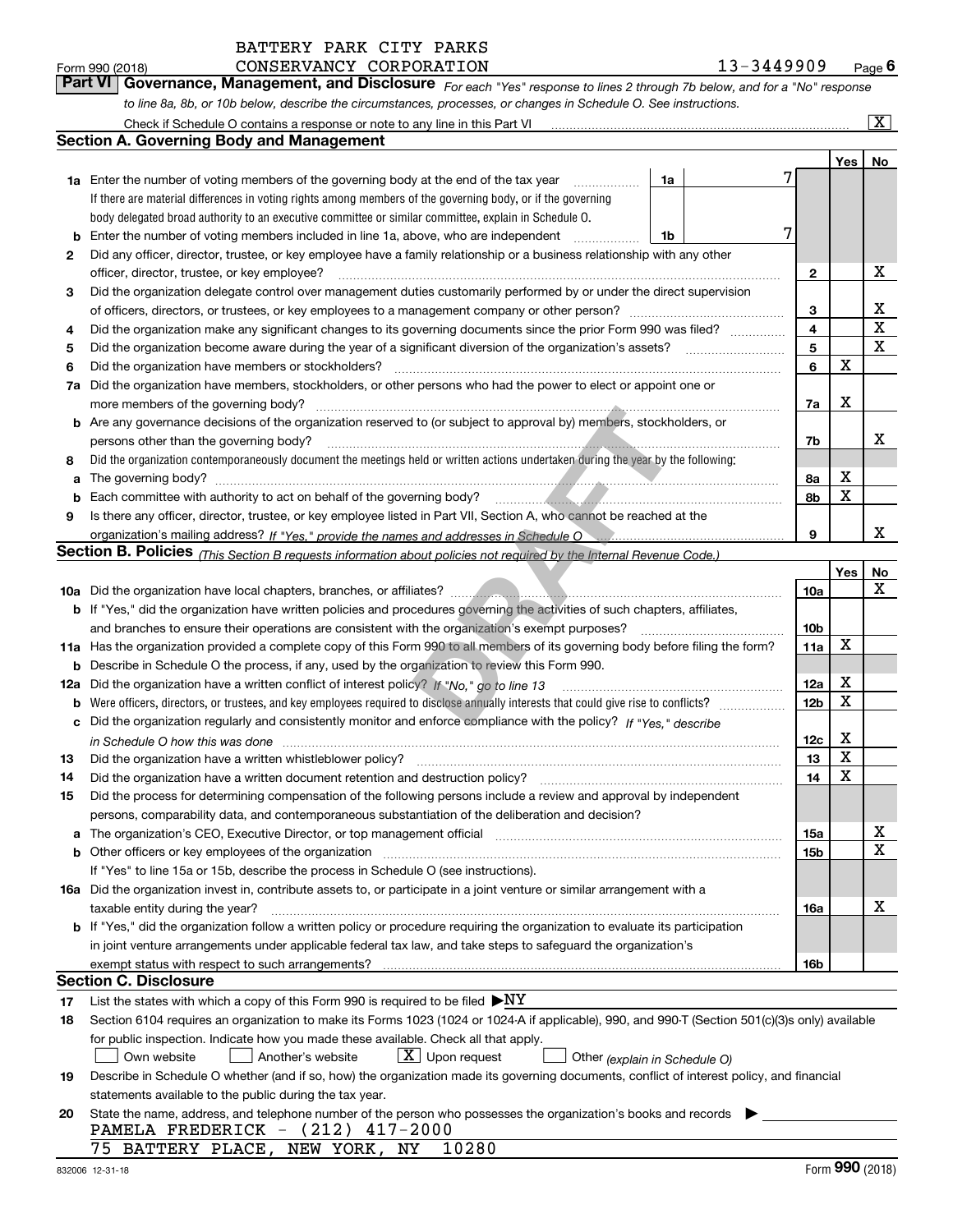BATTERY PARK CITY PARKS CONSERVANCY CORPORATION

Form 990 (2018) 13-3449909 Page 6

**Part VI Governance, Management, and Disclosure** *For each "Yes" response to lines 2 through 7b below, and for a "No" response to line 8a, 8b, or 10b below, describe the circumstances, processes, or changes in Schedule O. See instructions.*

Check if Schedule O contains a response or note to any line in this Part VI [X]

## Section A. Governing Body and Management

| | | | Yes | No |
|---|---|---|---|---|
| **1a** | Enter the number of voting members of the governing body at the end of the tax year — **1a** 7. If there are material differences in voting rights among members of the governing body, or if the governing body delegated broad authority to an executive committee or similar committee, explain in Schedule O. | | | |
| **b** | Enter the number of voting members included in line 1a, above, who are independent — **1b** 7 | | | |
| **2** | Did any officer, director, trustee, or key employee have a family relationship or a business relationship with any other officer, director, trustee, or key employee? | 2 | | X |
| **3** | Did the organization delegate control over management duties customarily performed by or under the direct supervision of officers, directors, or trustees, or key employees to a management company or other person? | 3 | | X |
| **4** | Did the organization make any significant changes to its governing documents since the prior Form 990 was filed? | 4 | | X |
| **5** | Did the organization become aware during the year of a significant diversion of the organization's assets? | 5 | | X |
| **6** | Did the organization have members or stockholders? | 6 | X | |
| **7a** | Did the organization have members, stockholders, or other persons who had the power to elect or appoint one or more members of the governing body? | 7a | X | |
| **b** | Are any governance decisions of the organization reserved to (or subject to approval by) members, stockholders, or persons other than the governing body? | 7b | | X |
| **8** | Did the organization contemporaneously document the meetings held or written actions undertaken during the year by the following: | | | |
| **a** | The governing body? | 8a | X | |
| **b** | Each committee with authority to act on behalf of the governing body? | 8b | X | |
| **9** | Is there any officer, director, trustee, or key employee listed in Part VII, Section A, who cannot be reached at the organization's mailing address? *If "Yes," provide the names and addresses in Schedule O* | 9 | | X |

## Section B. Policies *(This Section B requests information about policies not required by the Internal Revenue Code.)*

| | | | Yes | No |
|---|---|---|---|---|
| **10a** | Did the organization have local chapters, branches, or affiliates? | 10a | | X |
| **b** | If "Yes," did the organization have written policies and procedures governing the activities of such chapters, affiliates, and branches to ensure their operations are consistent with the organization's exempt purposes? | 10b | | |
| **11a** | Has the organization provided a complete copy of this Form 990 to all members of its governing body before filing the form? | 11a | X | |
| **b** | Describe in Schedule O the process, if any, used by the organization to review this Form 990. | | | |
| **12a** | Did the organization have a written conflict of interest policy? *If "No," go to line 13* | 12a | X | |
| **b** | Were officers, directors, or trustees, and key employees required to disclose annually interests that could give rise to conflicts? | 12b | X | |
| **c** | Did the organization regularly and consistently monitor and enforce compliance with the policy? *If "Yes," describe in Schedule O how this was done* | 12c | X | |
| **13** | Did the organization have a written whistleblower policy? | 13 | X | |
| **14** | Did the organization have a written document retention and destruction policy? | 14 | X | |
| **15** | Did the process for determining compensation of the following persons include a review and approval by independent persons, comparability data, and contemporaneous substantiation of the deliberation and decision? | | | |
| **a** | The organization's CEO, Executive Director, or top management official | 15a | | X |
| **b** | Other officers or key employees of the organization | 15b | | X |
| | If "Yes" to line 15a or 15b, describe the process in Schedule O (see instructions). | | | |
| **16a** | Did the organization invest in, contribute assets to, or participate in a joint venture or similar arrangement with a taxable entity during the year? | 16a | | X |
| **b** | If "Yes," did the organization follow a written policy or procedure requiring the organization to evaluate its participation in joint venture arrangements under applicable federal tax law, and take steps to safeguard the organization's exempt status with respect to such arrangements? | 16b | | |

## Section C. Disclosure

**17** List the states with which a copy of this Form 990 is required to be filed ▶NY

**18** Section 6104 requires an organization to make its Forms 1023 (1024 or 1024-A if applicable), 990, and 990-T (Section 501(c)(3)s only) available for public inspection. Indicate how you made these available. Check all that apply.

[ ] Own website [ ] Another's website [X] Upon request [ ] Other *(explain in Schedule O)*

**19** Describe in Schedule O whether (and if so, how) the organization made its governing documents, conflict of interest policy, and financial statements available to the public during the tax year.

**20** State the name, address, and telephone number of the person who possesses the organization's books and records ▶

PAMELA FREDERICK - (212) 417-2000
75 BATTERY PLACE, NEW YORK, NY 10280

832006 12-31-18 Form **990** (2018)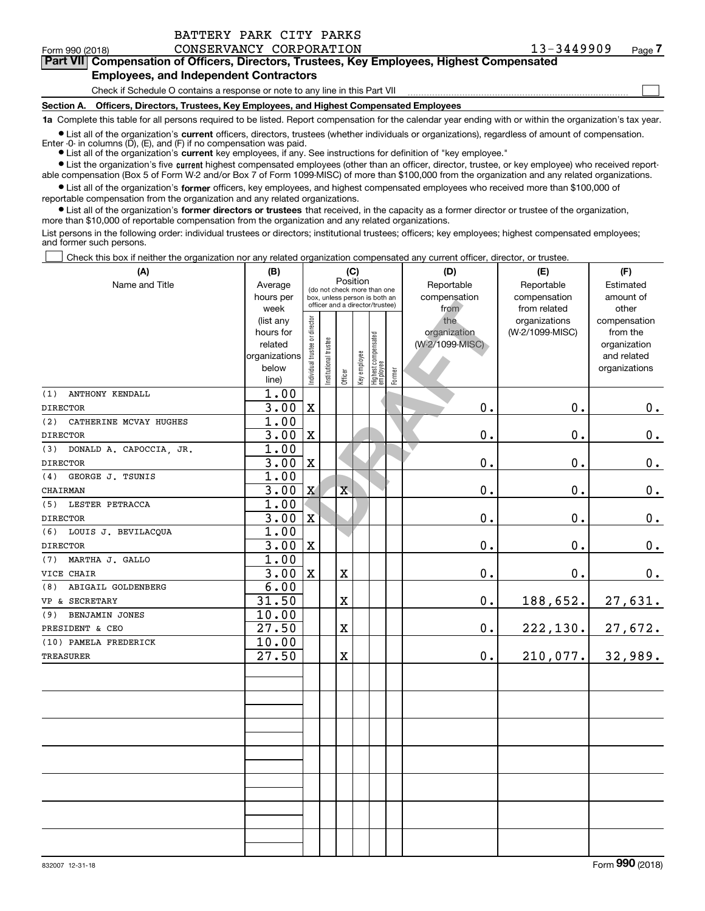BATTERY PARK CITY PARKS
Form 990 (2018) CONSERVANCY CORPORATION 13-3449909 Page **7**

**Part VII Compensation of Officers, Directors, Trustees, Key Employees, Highest Compensated Employees, and Independent Contractors**

Check if Schedule O contains a response or note to any line in this Part VII

**Section A. Officers, Directors, Trustees, Key Employees, and Highest Compensated Employees**

**1a** Complete this table for all persons required to be listed. Report compensation for the calendar year ending with or within the organization's tax year.

- List all of the organization's **current** officers, directors, trustees (whether individuals or organizations), regardless of amount of compensation. Enter -0- in columns (D), (E), and (F) if no compensation was paid.
- List all of the organization's **current** key employees, if any. See instructions for definition of "key employee."
- List the organization's five **current** highest compensated employees (other than an officer, director, trustee, or key employee) who received reportable compensation (Box 5 of Form W-2 and/or Box 7 of Form 1099-MISC) of more than $100,000 from the organization and any related organizations.
- List all of the organization's **former** officers, key employees, and highest compensated employees who received more than $100,000 of reportable compensation from the organization and any related organizations.
- List all of the organization's **former directors or trustees** that received, in the capacity as a former director or trustee of the organization, more than $10,000 of reportable compensation from the organization and any related organizations.

List persons in the following order: individual trustees or directors; institutional trustees; officers; key employees; highest compensated employees; and former such persons.

Check this box if neither the organization nor any related organization compensated any current officer, director, or trustee.

| (A) Name and Title | (B) Average hours per week (list any hours for related organizations below line) | (C) Position: Individual trustee or director | Institutional trustee | Officer | Key employee | Highest compensated employee | Former | (D) Reportable compensation from the organization (W-2/1099-MISC) | (E) Reportable compensation from related organizations (W-2/1099-MISC) | (F) Estimated amount of other compensation from the organization and related organizations |
|---|---|---|---|---|---|---|---|---|---|---|
| (1) ANTHONY KENDALL<br>DIRECTOR | 1.00<br>3.00 | X | | | | | | 0. | 0. | 0. |
| (2) CATHERINE MCVAY HUGHES<br>DIRECTOR | 1.00<br>3.00 | X | | | | | | 0. | 0. | 0. |
| (3) DONALD A. CAPOCCIA, JR.<br>DIRECTOR | 1.00<br>3.00 | X | | | | | | 0. | 0. | 0. |
| (4) GEORGE J. TSUNIS<br>CHAIRMAN | 1.00<br>3.00 | X | | X | | | | 0. | 0. | 0. |
| (5) LESTER PETRACCA<br>DIRECTOR | 1.00<br>3.00 | X | | | | | | 0. | 0. | 0. |
| (6) LOUIS J. BEVILACQUA<br>DIRECTOR | 1.00<br>3.00 | X | | | | | | 0. | 0. | 0. |
| (7) MARTHA J. GALLO<br>VICE CHAIR | 1.00<br>3.00 | X | | X | | | | 0. | 0. | 0. |
| (8) ABIGAIL GOLDENBERG<br>VP & SECRETARY | 6.00<br>31.50 | | | X | | | | 0. | 188,652. | 27,631. |
| (9) BENJAMIN JONES<br>PRESIDENT & CEO | 10.00<br>27.50 | | | X | | | | 0. | 222,130. | 27,672. |
| (10) PAMELA FREDERICK<br>TREASURER | 10.00<br>27.50 | | | X | | | | 0. | 210,077. | 32,989. |

832007 12-31-18

Form **990** (2018)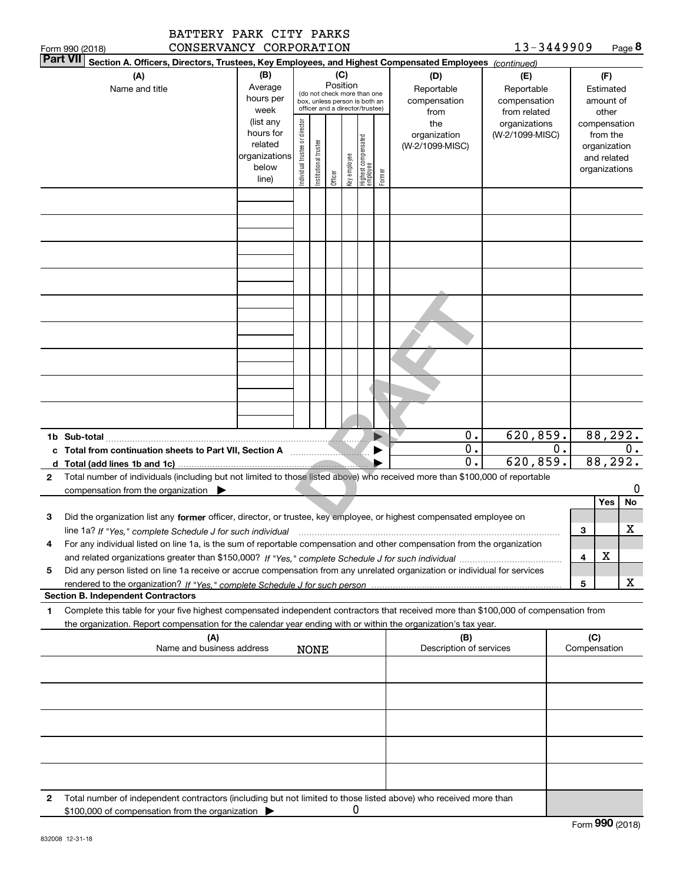BATTERY PARK CITY PARKS CONSERVANCY CORPORATION

Form 990 (2018) 13-3449909 Page **8**

**Part VII** **Section A. Officers, Directors, Trustees, Key Employees, and Highest Compensated Employees** *(continued)*

| (A) Name and title | (B) Average hours per week (list any hours for related organizations below line) | (C) Position (do not check more than one box, unless person is both an officer and a director/trustee) Individual trustee or director | Institutional trustee | Officer | Key employee | Highest compensated employee | Former | (D) Reportable compensation from the organization (W-2/1099-MISC) | (E) Reportable compensation from related organizations (W-2/1099-MISC) | (F) Estimated amount of other compensation from the organization and related organizations |
|---|---|---|---|---|---|---|---|---|---|---|
| | | | | | | | | | | |
| | | | | | | | | | | |
| | | | | | | | | | | |
| | | | | | | | | | | |
| | | | | | | | | | | |
| | | | | | | | | | | |
| | | | | | | | | | | |
| | | | | | | | | | | |
| | | | | | | | | | | |
| **1b Sub-total** | | | | | | | | 0. | 620,859. | 88,292. |
| **c Total from continuation sheets to Part VII, Section A** | | | | | | | | 0. | 0. | 0. |
| **d Total (add lines 1b and 1c)** | | | | | | | | 0. | 620,859. | 88,292. |

**2** Total number of individuals (including but not limited to those listed above) who received more than $100,000 of reportable compensation from the organization ▶ 0

| | | Yes | No |
|---|---|---|---|
| **3** Did the organization list any **former** officer, director, or trustee, key employee, or highest compensated employee on line 1a? *If "Yes," complete Schedule J for such individual* | 3 | | X |
| **4** For any individual listed on line 1a, is the sum of reportable compensation and other compensation from the organization and related organizations greater than $150,000? *If "Yes," complete Schedule J for such individual* | 4 | X | |
| **5** Did any person listed on line 1a receive or accrue compensation from any unrelated organization or individual for services rendered to the organization? *If "Yes," complete Schedule J for such person* | 5 | | X |

**Section B. Independent Contractors**

**1** Complete this table for your five highest compensated independent contractors that received more than $100,000 of compensation from the organization. Report compensation for the calendar year ending with or within the organization's tax year.

| (A) Name and business address | (B) Description of services | (C) Compensation |
|---|---|---|
| NONE | | |
| | | |
| | | |
| | | |
| | | |

**2** Total number of independent contractors (including but not limited to those listed above) who received more than $100,000 of compensation from the organization ▶ 0

Form **990** (2018)

832008 12-31-18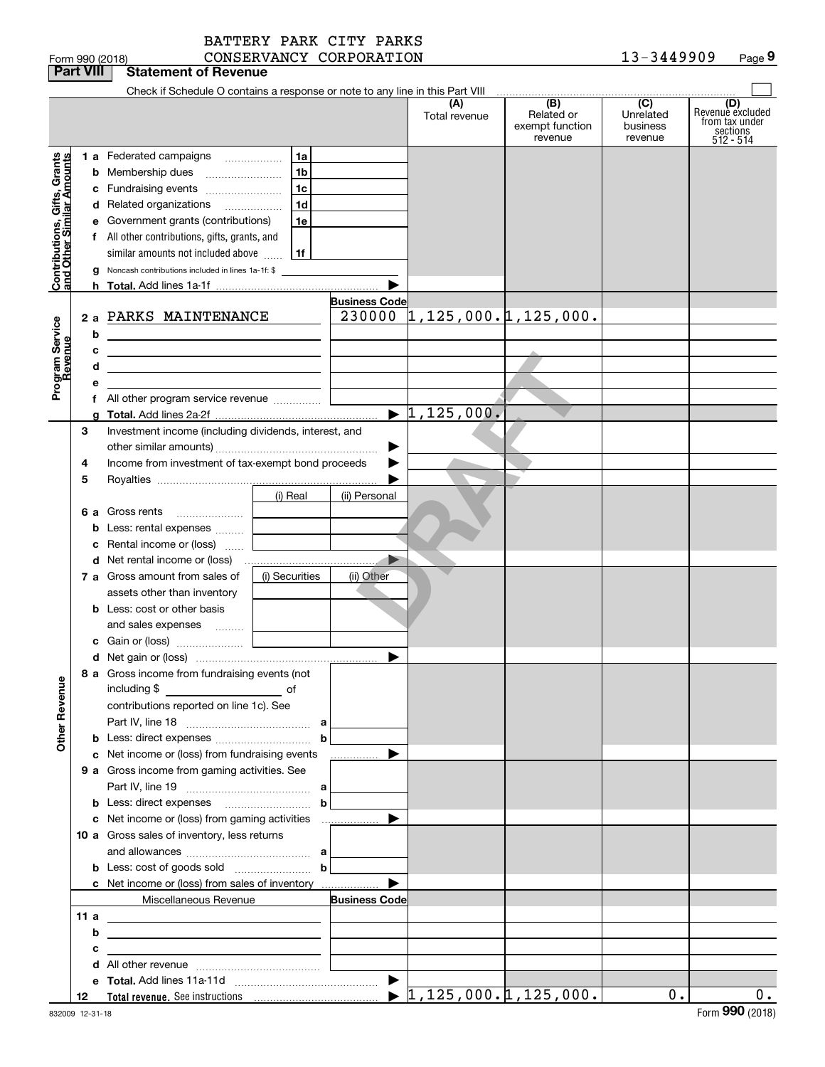BATTERY PARK CITY PARKS CONSERVANCY CORPORATION

Form 990 (2018) 13-3449909 Page 9

## Part VIII Statement of Revenue

Check if Schedule O contains a response or note to any line in this Part VIII

| | | | | (A) Total revenue | (B) Related or exempt function revenue | (C) Unrelated business revenue | (D) Revenue excluded from tax under sections 512 - 514 |
|---|---|---|---|---|---|---|---|
| **Contributions, Gifts, Grants and Other Similar Amounts** | 1 a Federated campaigns | 1a | | | | | |
| | b Membership dues | 1b | | | | | |
| | c Fundraising events | 1c | | | | | |
| | d Related organizations | 1d | | | | | |
| | e Government grants (contributions) | 1e | | | | | |
| | f All other contributions, gifts, grants, and similar amounts not included above | 1f | | | | | |
| | g Noncash contributions included in lines 1a-1f: $ | | | | | | |
| | h Total. Add lines 1a-1f | | | | | | |
| **Program Service Revenue** | | | Business Code | | | | |
| | 2 a PARKS MAINTENANCE | | 230000 | 1,125,000. | 1,125,000. | | |
| | b | | | | | | |
| | c | | | | | | |
| | d | | | | | | |
| | e | | | | | | |
| | f All other program service revenue | | | | | | |
| | g Total. Add lines 2a-2f | | | 1,125,000. | | | |
| **Other Revenue** | 3 Investment income (including dividends, interest, and other similar amounts) | | | | | | |
| | 4 Income from investment of tax-exempt bond proceeds | | | | | | |
| | 5 Royalties | | | | | | |
| | | (i) Real | (ii) Personal | | | | |
| | 6 a Gross rents | | | | | | |
| | b Less: rental expenses | | | | | | |
| | c Rental income or (loss) | | | | | | |
| | d Net rental income or (loss) | | | | | | |
| | 7 a Gross amount from sales of assets other than inventory | (i) Securities | (ii) Other | | | | |
| | b Less: cost or other basis and sales expenses | | | | | | |
| | c Gain or (loss) | | | | | | |
| | d Net gain or (loss) | | | | | | |
| | 8 a Gross income from fundraising events (not including $ of contributions reported on line 1c). See Part IV, line 18 | a | | | | | |
| | b Less: direct expenses | b | | | | | |
| | c Net income or (loss) from fundraising events | | | | | | |
| | 9 a Gross income from gaming activities. See Part IV, line 19 | a | | | | | |
| | b Less: direct expenses | b | | | | | |
| | c Net income or (loss) from gaming activities | | | | | | |
| | 10 a Gross sales of inventory, less returns and allowances | a | | | | | |
| | b Less: cost of goods sold | b | | | | | |
| | c Net income or (loss) from sales of inventory | | | | | | |
| | Miscellaneous Revenue | | Business Code | | | | |
| | 11 a | | | | | | |
| | b | | | | | | |
| | c | | | | | | |
| | d All other revenue | | | | | | |
| | e Total. Add lines 11a-11d | | | | | | |
| | 12 Total revenue. See instructions | | | 1,125,000. | 1,125,000. | 0. | 0. |

DRAFT

832009 12-31-18 Form 990 (2018)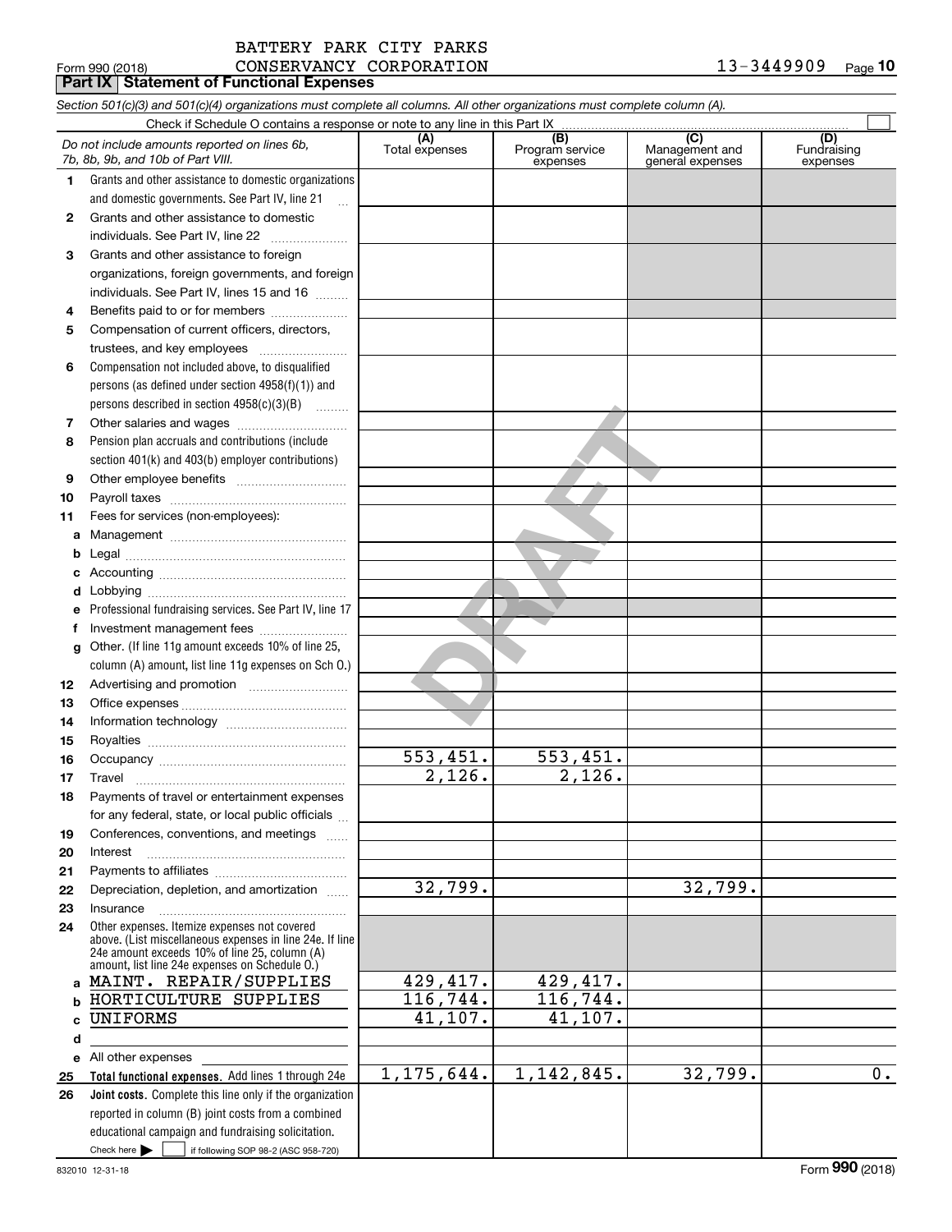Form 990 (2018) BATTERY PARK CITY PARKS CONSERVANCY CORPORATION 13-3449909 Page 10

## Part IX Statement of Functional Expenses

*Section 501(c)(3) and 501(c)(4) organizations must complete all columns. All other organizations must complete column (A).*

Check if Schedule O contains a response or note to any line in this Part IX

| | *Do not include amounts reported on lines 6b, 7b, 8b, 9b, and 10b of Part VIII.* | (A) Total expenses | (B) Program service expenses | (C) Management and general expenses | (D) Fundraising expenses |
|---|---|---|---|---|---|
| 1 | Grants and other assistance to domestic organizations and domestic governments. See Part IV, line 21 | | | | |
| 2 | Grants and other assistance to domestic individuals. See Part IV, line 22 | | | | |
| 3 | Grants and other assistance to foreign organizations, foreign governments, and foreign individuals. See Part IV, lines 15 and 16 | | | | |
| 4 | Benefits paid to or for members | | | | |
| 5 | Compensation of current officers, directors, trustees, and key employees | | | | |
| 6 | Compensation not included above, to disqualified persons (as defined under section 4958(f)(1)) and persons described in section 4958(c)(3)(B) | | | | |
| 7 | Other salaries and wages | | | | |
| 8 | Pension plan accruals and contributions (include section 401(k) and 403(b) employer contributions) | | | | |
| 9 | Other employee benefits | | | | |
| 10 | Payroll taxes | | | | |
| 11 | Fees for services (non-employees): | | | | |
| a | Management | | | | |
| b | Legal | | | | |
| c | Accounting | | | | |
| d | Lobbying | | | | |
| e | Professional fundraising services. See Part IV, line 17 | | | | |
| f | Investment management fees | | | | |
| g | Other. (If line 11g amount exceeds 10% of line 25, column (A) amount, list line 11g expenses on Sch O.) | | | | |
| 12 | Advertising and promotion | | | | |
| 13 | Office expenses | | | | |
| 14 | Information technology | | | | |
| 15 | Royalties | | | | |
| 16 | Occupancy | 553,451. | 553,451. | | |
| 17 | Travel | 2,126. | 2,126. | | |
| 18 | Payments of travel or entertainment expenses for any federal, state, or local public officials | | | | |
| 19 | Conferences, conventions, and meetings | | | | |
| 20 | Interest | | | | |
| 21 | Payments to affiliates | | | | |
| 22 | Depreciation, depletion, and amortization | 32,799. | | 32,799. | |
| 23 | Insurance | | | | |
| 24 | Other expenses. Itemize expenses not covered above. (List miscellaneous expenses in line 24e. If line 24e amount exceeds 10% of line 25, column (A) amount, list line 24e expenses on Schedule O.) | | | | |
| a | MAINT. REPAIR/SUPPLIES | 429,417. | 429,417. | | |
| b | HORTICULTURE SUPPLIES | 116,744. | 116,744. | | |
| c | UNIFORMS | 41,107. | 41,107. | | |
| d | | | | | |
| e | All other expenses | | | | |
| 25 | **Total functional expenses.** Add lines 1 through 24e | 1,175,644. | 1,142,845. | 32,799. | 0. |
| 26 | **Joint costs.** Complete this line only if the organization reported in column (B) joint costs from a combined educational campaign and fundraising solicitation. Check here ☐ if following SOP 98-2 (ASC 958-720) | | | | |

DRAFT

832010 12-31-18

Form **990** (2018)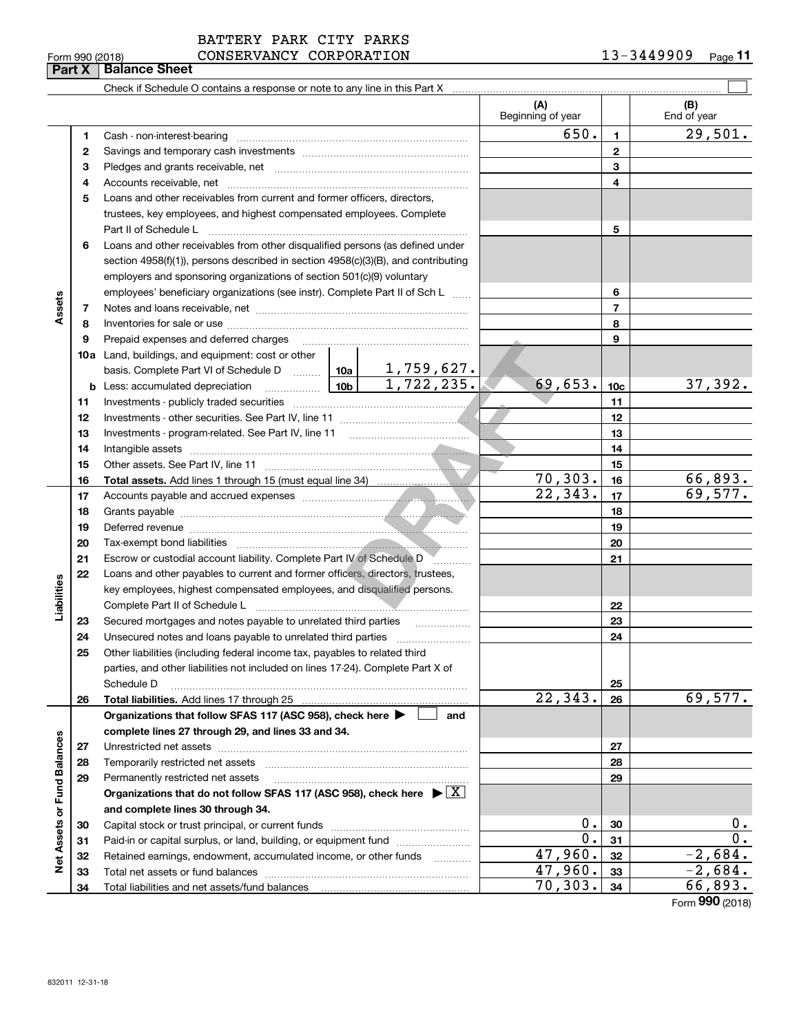BATTERY PARK CITY PARKS CONSERVANCY CORPORATION

Form 990 (2018) 13-3449909 Page 11

## Part X | Balance Sheet

Check if Schedule O contains a response or note to any line in this Part X ☐

| | | | | (A) Beginning of year | | (B) End of year |
|---|---|---|---|---|---|---|
| Assets | 1 | Cash - non-interest-bearing | | 650. | 1 | 29,501. |
| | 2 | Savings and temporary cash investments | | | 2 | |
| | 3 | Pledges and grants receivable, net | | | 3 | |
| | 4 | Accounts receivable, net | | | 4 | |
| | 5 | Loans and other receivables from current and former officers, directors, trustees, key employees, and highest compensated employees. Complete Part II of Schedule L | | | 5 | |
| | 6 | Loans and other receivables from other disqualified persons (as defined under section 4958(f)(1)), persons described in section 4958(c)(3)(B), and contributing employers and sponsoring organizations of section 501(c)(9) voluntary employees' beneficiary organizations (see instr). Complete Part II of Sch L | | | 6 | |
| | 7 | Notes and loans receivable, net | | | 7 | |
| | 8 | Inventories for sale or use | | | 8 | |
| | 9 | Prepaid expenses and deferred charges | | | 9 | |
| | 10a | Land, buildings, and equipment: cost or other basis. Complete Part VI of Schedule D | 10a 1,759,627. | | | |
| | b | Less: accumulated depreciation | 10b 1,722,235. | 69,653. | 10c | 37,392. |
| | 11 | Investments - publicly traded securities | | | 11 | |
| | 12 | Investments - other securities. See Part IV, line 11 | | | 12 | |
| | 13 | Investments - program-related. See Part IV, line 11 | | | 13 | |
| | 14 | Intangible assets | | | 14 | |
| | 15 | Other assets. See Part IV, line 11 | | | 15 | |
| | 16 | **Total assets.** Add lines 1 through 15 (must equal line 34) | | 70,303. | 16 | 66,893. |
| Liabilities | 17 | Accounts payable and accrued expenses | | 22,343. | 17 | 69,577. |
| | 18 | Grants payable | | | 18 | |
| | 19 | Deferred revenue | | | 19 | |
| | 20 | Tax-exempt bond liabilities | | | 20 | |
| | 21 | Escrow or custodial account liability. Complete Part IV of Schedule D | | | 21 | |
| | 22 | Loans and other payables to current and former officers, directors, trustees, key employees, highest compensated employees, and disqualified persons. Complete Part II of Schedule L | | | 22 | |
| | 23 | Secured mortgages and notes payable to unrelated third parties | | | 23 | |
| | 24 | Unsecured notes and loans payable to unrelated third parties | | | 24 | |
| | 25 | Other liabilities (including federal income tax, payables to related third parties, and other liabilities not included on lines 17-24). Complete Part X of Schedule D | | | 25 | |
| | 26 | **Total liabilities.** Add lines 17 through 25 | | 22,343. | 26 | 69,577. |
| Net Assets or Fund Balances | | **Organizations that follow SFAS 117 (ASC 958), check here ▶ ☐ and complete lines 27 through 29, and lines 33 and 34.** | | | | |
| | 27 | Unrestricted net assets | | | 27 | |
| | 28 | Temporarily restricted net assets | | | 28 | |
| | 29 | Permanently restricted net assets | | | 29 | |
| | | **Organizations that do not follow SFAS 117 (ASC 958), check here ▶ ☒ and complete lines 30 through 34.** | | | | |
| | 30 | Capital stock or trust principal, or current funds | | 0. | 30 | 0. |
| | 31 | Paid-in or capital surplus, or land, building, or equipment fund | | 0. | 31 | 0. |
| | 32 | Retained earnings, endowment, accumulated income, or other funds | | 47,960. | 32 | -2,684. |
| | 33 | Total net assets or fund balances | | 47,960. | 33 | -2,684. |
| | 34 | Total liabilities and net assets/fund balances | | 70,303. | 34 | 66,893. |

Form **990** (2018)

832011 12-31-18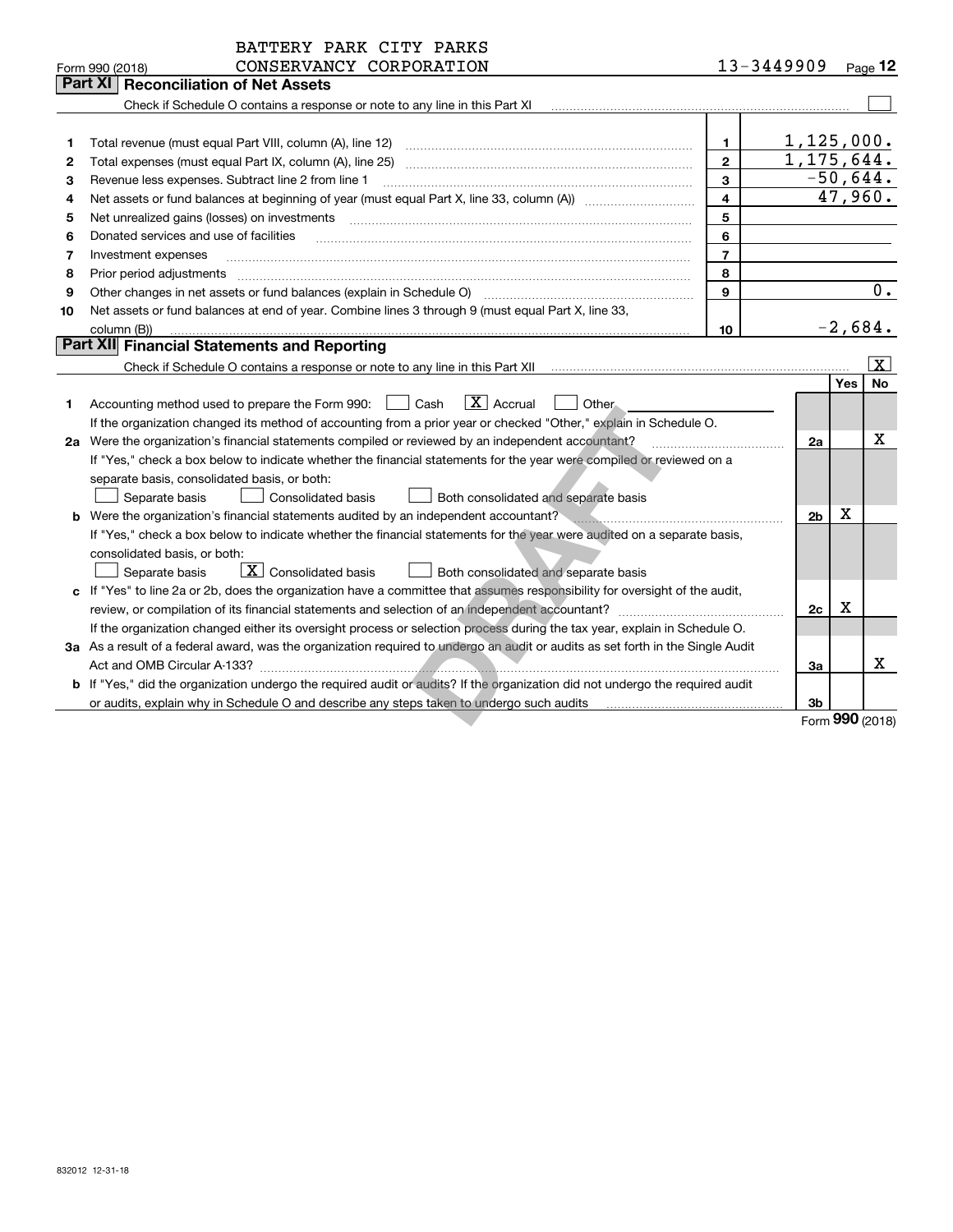BATTERY PARK CITY PARKS CONSERVANCY CORPORATION

Form 990 (2018) 13-3449909

## Part XI Reconciliation of Net Assets

Check if Schedule O contains a response or note to any line in this Part XI ☐

| | | | |
|---|---|---|---|
| 1 | Total revenue (must equal Part VIII, column (A), line 12) | 1 | 1,125,000. |
| 2 | Total expenses (must equal Part IX, column (A), line 25) | 2 | 1,175,644. |
| 3 | Revenue less expenses. Subtract line 2 from line 1 | 3 | -50,644. |
| 4 | Net assets or fund balances at beginning of year (must equal Part X, line 33, column (A)) | 4 | 47,960. |
| 5 | Net unrealized gains (losses) on investments | 5 | |
| 6 | Donated services and use of facilities | 6 | |
| 7 | Investment expenses | 7 | |
| 8 | Prior period adjustments | 8 | |
| 9 | Other changes in net assets or fund balances (explain in Schedule O) | 9 | 0. |
| 10 | Net assets or fund balances at end of year. Combine lines 3 through 9 (must equal Part X, line 33, column (B)) | 10 | -2,684. |

## Part XII Financial Statements and Reporting

Check if Schedule O contains a response or note to any line in this Part XII ☒

| | | | Yes | No |
|---|---|---|---|---|
| 1 | Accounting method used to prepare the Form 990: ☐ Cash ☒ Accrual ☐ Other | | | |
| | If the organization changed its method of accounting from a prior year or checked "Other," explain in Schedule O. | | | |
| 2a | Were the organization's financial statements compiled or reviewed by an independent accountant? | 2a | | X |
| | If "Yes," check a box below to indicate whether the financial statements for the year were compiled or reviewed on a separate basis, consolidated basis, or both: ☐ Separate basis ☐ Consolidated basis ☐ Both consolidated and separate basis | | | |
| b | Were the organization's financial statements audited by an independent accountant? | 2b | X | |
| | If "Yes," check a box below to indicate whether the financial statements for the year were audited on a separate basis, consolidated basis, or both: ☐ Separate basis ☒ Consolidated basis ☐ Both consolidated and separate basis | | | |
| c | If "Yes" to line 2a or 2b, does the organization have a committee that assumes responsibility for oversight of the audit, review, or compilation of its financial statements and selection of an independent accountant? | 2c | X | |
| | If the organization changed either its oversight process or selection process during the tax year, explain in Schedule O. | | | |
| 3a | As a result of a federal award, was the organization required to undergo an audit or audits as set forth in the Single Audit Act and OMB Circular A-133? | 3a | | X |
| b | If "Yes," did the organization undergo the required audit or audits? If the organization did not undergo the required audit or audits, explain why in Schedule O and describe any steps taken to undergo such audits | 3b | | |

Form 990 (2018)

832012 12-31-18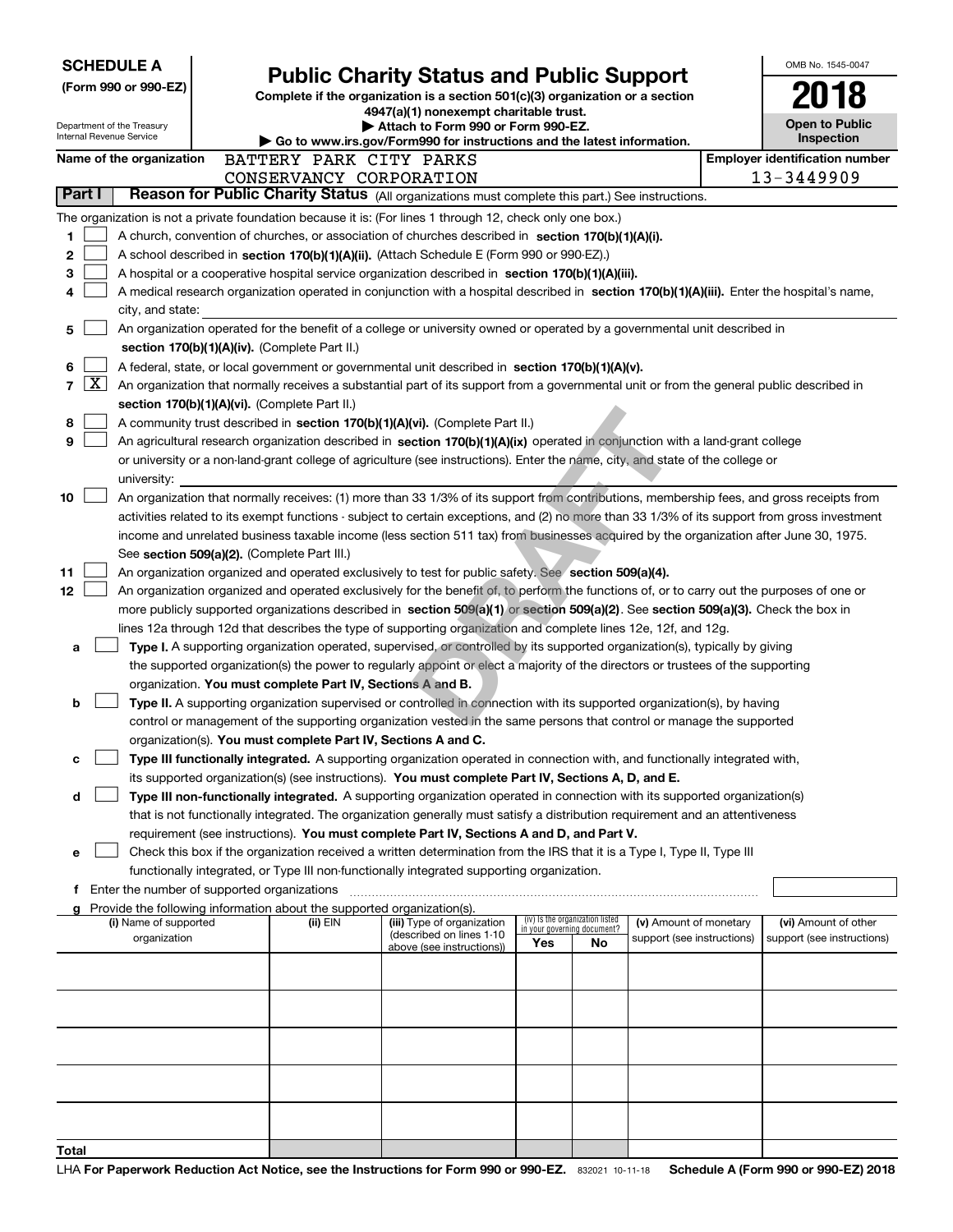**SCHEDULE A**
**(Form 990 or 990-EZ)**

Department of the Treasury
Internal Revenue Service

# Public Charity Status and Public Support

**Complete if the organization is a section 501(c)(3) organization or a section 4947(a)(1) nonexempt charitable trust.**
**▶ Attach to Form 990 or Form 990-EZ.**
**▶ Go to www.irs.gov/Form990 for instructions and the latest information.**

OMB No. 1545-0047

**2018**

**Open to Public Inspection**

**Name of the organization** BATTERY PARK CITY PARKS CONSERVANCY CORPORATION

**Employer identification number** 13-3449909

**Part I** **Reason for Public Charity Status** (All organizations must complete this part.) See instructions.

The organization is not a private foundation because it is: (For lines 1 through 12, check only one box.)

1 ☐ A church, convention of churches, or association of churches described in **section 170(b)(1)(A)(i).**

2 ☐ A school described in **section 170(b)(1)(A)(ii).** (Attach Schedule E (Form 990 or 990-EZ).)

3 ☐ A hospital or a cooperative hospital service organization described in **section 170(b)(1)(A)(iii).**

4 ☐ A medical research organization operated in conjunction with a hospital described in **section 170(b)(1)(A)(iii).** Enter the hospital's name, city, and state:

5 ☐ An organization operated for the benefit of a college or university owned or operated by a governmental unit described in **section 170(b)(1)(A)(iv).** (Complete Part II.)

6 ☐ A federal, state, or local government or governmental unit described in **section 170(b)(1)(A)(v).**

7 ☒ An organization that normally receives a substantial part of its support from a governmental unit or from the general public described in **section 170(b)(1)(A)(vi).** (Complete Part II.)

8 ☐ A community trust described in **section 170(b)(1)(A)(vi).** (Complete Part II.)

9 ☐ An agricultural research organization described in **section 170(b)(1)(A)(ix)** operated in conjunction with a land-grant college or university or a non-land-grant college of agriculture (see instructions). Enter the name, city, and state of the college or university:

10 ☐ An organization that normally receives: (1) more than 33 1/3% of its support from contributions, membership fees, and gross receipts from activities related to its exempt functions - subject to certain exceptions, and (2) no more than 33 1/3% of its support from gross investment income and unrelated business taxable income (less section 511 tax) from businesses acquired by the organization after June 30, 1975. See **section 509(a)(2).** (Complete Part III.)

11 ☐ An organization organized and operated exclusively to test for public safety. See **section 509(a)(4).**

12 ☐ An organization organized and operated exclusively for the benefit of, to perform the functions of, or to carry out the purposes of one or more publicly supported organizations described in **section 509(a)(1)** or **section 509(a)(2).** See **section 509(a)(3).** Check the box in lines 12a through 12d that describes the type of supporting organization and complete lines 12e, 12f, and 12g.

a ☐ **Type I.** A supporting organization operated, supervised, or controlled by its supported organization(s), typically by giving the supported organization(s) the power to regularly appoint or elect a majority of the directors or trustees of the supporting organization. **You must complete Part IV, Sections A and B.**

b ☐ **Type II.** A supporting organization supervised or controlled in connection with its supported organization(s), by having control or management of the supporting organization vested in the same persons that control or manage the supported organization(s). **You must complete Part IV, Sections A and C.**

c ☐ **Type III functionally integrated.** A supporting organization operated in connection with, and functionally integrated with, its supported organization(s) (see instructions). **You must complete Part IV, Sections A, D, and E.**

d ☐ **Type III non-functionally integrated.** A supporting organization operated in connection with its supported organization(s) that is not functionally integrated. The organization generally must satisfy a distribution requirement and an attentiveness requirement (see instructions). **You must complete Part IV, Sections A and D, and Part V.**

e ☐ Check this box if the organization received a written determination from the IRS that it is a Type I, Type II, Type III functionally integrated, or Type III non-functionally integrated supporting organization.

f Enter the number of supported organizations

g Provide the following information about the supported organization(s).

| (i) Name of supported organization | (ii) EIN | (iii) Type of organization (described on lines 1-10 above (see instructions)) | (iv) Is the organization listed in your governing document? Yes | No | (v) Amount of monetary support (see instructions) | (vi) Amount of other support (see instructions) |
|---|---|---|---|---|---|---|
| | | | | | | |
| | | | | | | |
| | | | | | | |
| | | | | | | |
| | | | | | | |
| **Total** | | | | | | |

LHA **For Paperwork Reduction Act Notice, see the Instructions for Form 990 or 990-EZ.** 832021 10-11-18 **Schedule A (Form 990 or 990-EZ) 2018**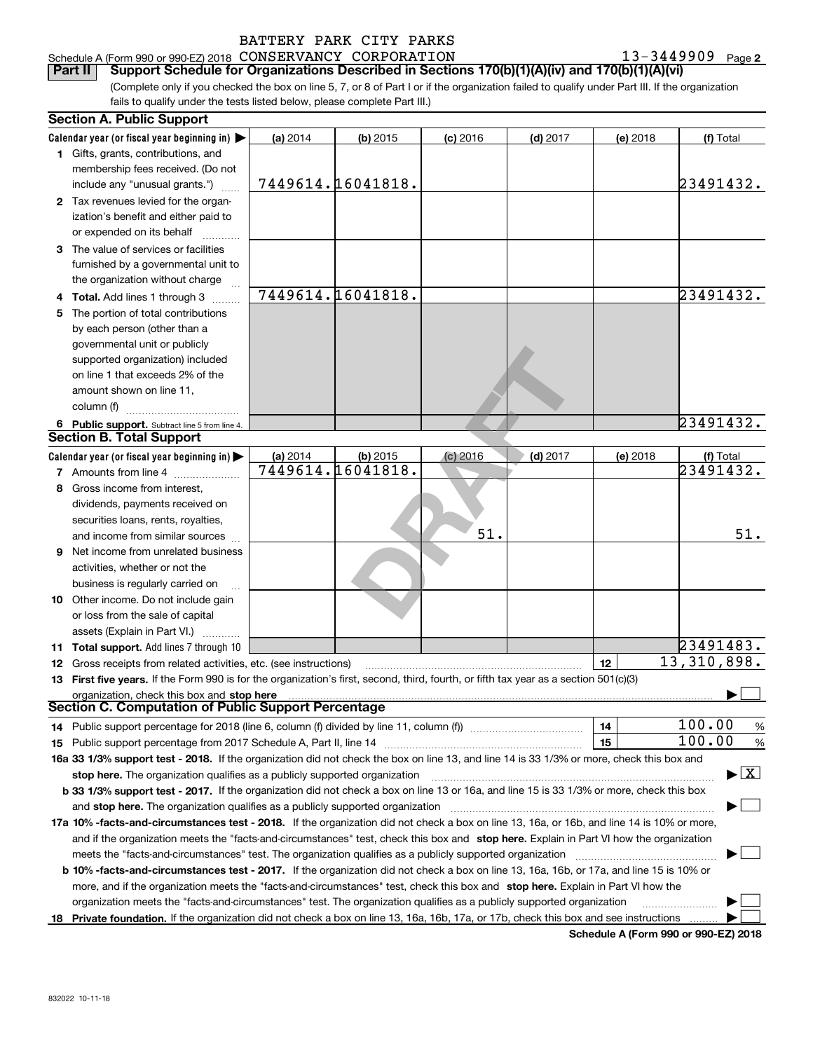BATTERY PARK CITY PARKS

Schedule A (Form 990 or 990-EZ) 2018 CONSERVANCY CORPORATION 13-3449909 Page 2

**Part II Support Schedule for Organizations Described in Sections 170(b)(1)(A)(iv) and 170(b)(1)(A)(vi)**

(Complete only if you checked the box on line 5, 7, or 8 of Part I or if the organization failed to qualify under Part III. If the organization fails to qualify under the tests listed below, please complete Part III.)

**Section A. Public Support**

| Calendar year (or fiscal year beginning in) ▶ | (a) 2014 | (b) 2015 | (c) 2016 | (d) 2017 | (e) 2018 | (f) Total |
|---|---|---|---|---|---|---|
| **1** Gifts, grants, contributions, and membership fees received. (Do not include any "unusual grants.") | 7449614. | 16041818. | | | | 23491432. |
| **2** Tax revenues levied for the organization's benefit and either paid to or expended on its behalf | | | | | | |
| **3** The value of services or facilities furnished by a governmental unit to the organization without charge | | | | | | |
| **4 Total.** Add lines 1 through 3 | 7449614. | 16041818. | | | | 23491432. |
| **5** The portion of total contributions by each person (other than a governmental unit or publicly supported organization) included on line 1 that exceeds 2% of the amount shown on line 11, column (f) | | | | | | |
| **6 Public support.** Subtract line 5 from line 4. | | | | | | 23491432. |

**Section B. Total Support**

| Calendar year (or fiscal year beginning in) ▶ | (a) 2014 | (b) 2015 | (c) 2016 | (d) 2017 | (e) 2018 | (f) Total |
|---|---|---|---|---|---|---|
| **7** Amounts from line 4 | 7449614. | 16041818. | | | | 23491432. |
| **8** Gross income from interest, dividends, payments received on securities loans, rents, royalties, and income from similar sources | | | 51. | | | 51. |
| **9** Net income from unrelated business activities, whether or not the business is regularly carried on | | | | | | |
| **10** Other income. Do not include gain or loss from the sale of capital assets (Explain in Part VI.) | | | | | | |
| **11 Total support.** Add lines 7 through 10 | | | | | | 23491483. |

**12** Gross receipts from related activities, etc. (see instructions) | 12 | 13,310,898.

**13 First five years.** If the Form 990 is for the organization's first, second, third, fourth, or fifth tax year as a section 501(c)(3) organization, check this box and **stop here** ▶ ☐

**Section C. Computation of Public Support Percentage**

**14** Public support percentage for 2018 (line 6, column (f) divided by line 11, column (f)) | 14 | 100.00 %

**15** Public support percentage from 2017 Schedule A, Part II, line 14 | 15 | 100.00 %

**16a 33 1/3% support test - 2018.** If the organization did not check the box on line 13, and line 14 is 33 1/3% or more, check this box and **stop here.** The organization qualifies as a publicly supported organization ▶ ☒

**b 33 1/3% support test - 2017.** If the organization did not check a box on line 13 or 16a, and line 15 is 33 1/3% or more, check this box and **stop here.** The organization qualifies as a publicly supported organization ▶ ☐

**17a 10% -facts-and-circumstances test - 2018.** If the organization did not check a box on line 13, 16a, or 16b, and line 14 is 10% or more, and if the organization meets the "facts-and-circumstances" test, check this box and **stop here.** Explain in Part VI how the organization meets the "facts-and-circumstances" test. The organization qualifies as a publicly supported organization ▶ ☐

**b 10% -facts-and-circumstances test - 2017.** If the organization did not check a box on line 13, 16a, 16b, or 17a, and line 15 is 10% or more, and if the organization meets the "facts-and-circumstances" test, check this box and **stop here.** Explain in Part VI how the organization meets the "facts-and-circumstances" test. The organization qualifies as a publicly supported organization ▶ ☐

**18 Private foundation.** If the organization did not check a box on line 13, 16a, 16b, 17a, or 17b, check this box and see instructions ▶ ☐

**Schedule A (Form 990 or 990-EZ) 2018**

832022 10-11-18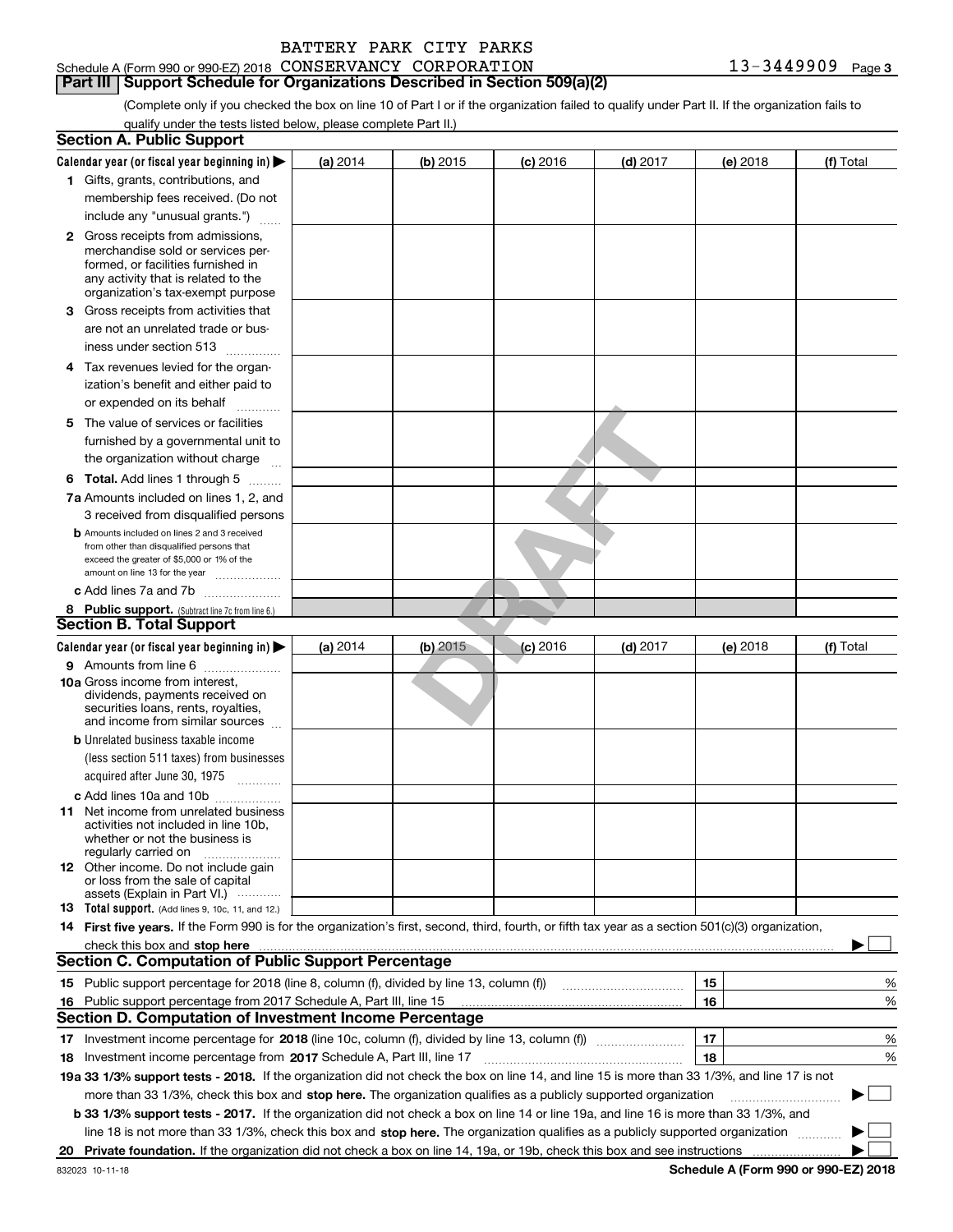BATTERY PARK CITY PARKS

Schedule A (Form 990 or 990-EZ) 2018 CONSERVANCY CORPORATION 13-3449909 Page 3

## Part III | Support Schedule for Organizations Described in Section 509(a)(2)

(Complete only if you checked the box on line 10 of Part I or if the organization failed to qualify under Part II. If the organization fails to qualify under the tests listed below, please complete Part II.)

### Section A. Public Support

| Calendar year (or fiscal year beginning in) ▶ | (a) 2014 | (b) 2015 | (c) 2016 | (d) 2017 | (e) 2018 | (f) Total |
|---|---|---|---|---|---|---|
| 1 Gifts, grants, contributions, and membership fees received. (Do not include any "unusual grants.") | | | | | | |
| 2 Gross receipts from admissions, merchandise sold or services performed, or facilities furnished in any activity that is related to the organization's tax-exempt purpose | | | | | | |
| 3 Gross receipts from activities that are not an unrelated trade or business under section 513 | | | | | | |
| 4 Tax revenues levied for the organization's benefit and either paid to or expended on its behalf | | | | | | |
| 5 The value of services or facilities furnished by a governmental unit to the organization without charge | | | | | | |
| 6 Total. Add lines 1 through 5 | | | | | | |
| 7a Amounts included on lines 1, 2, and 3 received from disqualified persons | | | | | | |
| b Amounts included on lines 2 and 3 received from other than disqualified persons that exceed the greater of $5,000 or 1% of the amount on line 13 for the year | | | | | | |
| c Add lines 7a and 7b | | | | | | |
| 8 Public support. (Subtract line 7c from line 6.) | | | | | | |

### Section B. Total Support

| Calendar year (or fiscal year beginning in) ▶ | (a) 2014 | (b) 2015 | (c) 2016 | (d) 2017 | (e) 2018 | (f) Total |
|---|---|---|---|---|---|---|
| 9 Amounts from line 6 | | | | | | |
| 10a Gross income from interest, dividends, payments received on securities loans, rents, royalties, and income from similar sources | | | | | | |
| b Unrelated business taxable income (less section 511 taxes) from businesses acquired after June 30, 1975 | | | | | | |
| c Add lines 10a and 10b | | | | | | |
| 11 Net income from unrelated business activities not included in line 10b, whether or not the business is regularly carried on | | | | | | |
| 12 Other income. Do not include gain or loss from the sale of capital assets (Explain in Part VI.) | | | | | | |
| 13 Total support. (Add lines 9, 10c, 11, and 12.) | | | | | | |

14 **First five years.** If the Form 990 is for the organization's first, second, third, fourth, or fifth tax year as a section 501(c)(3) organization, check this box and **stop here** ▶ ☐

### Section C. Computation of Public Support Percentage

| | | | |
|---|---|---|---|
| 15 | Public support percentage for 2018 (line 8, column (f), divided by line 13, column (f)) | 15 | % |
| 16 | Public support percentage from 2017 Schedule A, Part III, line 15 | 16 | % |

### Section D. Computation of Investment Income Percentage

| | | | |
|---|---|---|---|
| 17 | Investment income percentage for **2018** (line 10c, column (f), divided by line 13, column (f)) | 17 | % |
| 18 | Investment income percentage from **2017** Schedule A, Part III, line 17 | 18 | % |

**19a 33 1/3% support tests - 2018.** If the organization did not check the box on line 14, and line 15 is more than 33 1/3%, and line 17 is not more than 33 1/3%, check this box and **stop here.** The organization qualifies as a publicly supported organization ▶ ☐

**b 33 1/3% support tests - 2017.** If the organization did not check a box on line 14 or line 19a, and line 16 is more than 33 1/3%, and line 18 is not more than 33 1/3%, check this box and **stop here.** The organization qualifies as a publicly supported organization ▶ ☐

**20 Private foundation.** If the organization did not check a box on line 14, 19a, or 19b, check this box and see instructions ▶ ☐

832023 10-11-18

**Schedule A (Form 990 or 990-EZ) 2018**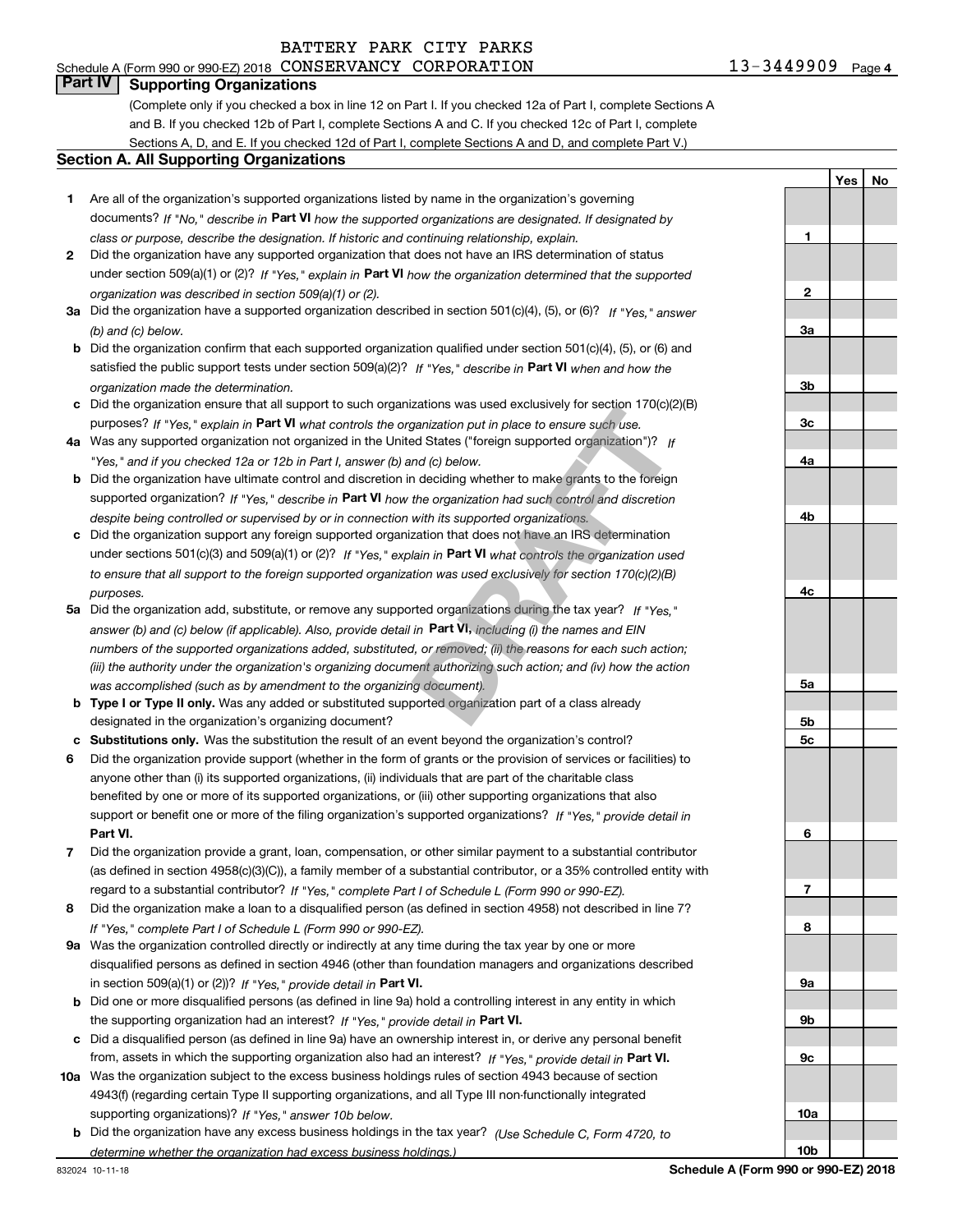BATTERY PARK CITY PARKS

Schedule A (Form 990 or 990-EZ) 2018 CONSERVANCY CORPORATION 13-3449909 Page 4

## Part IV Supporting Organizations

(Complete only if you checked a box in line 12 on Part I. If you checked 12a of Part I, complete Sections A and B. If you checked 12b of Part I, complete Sections A and C. If you checked 12c of Part I, complete Sections A, D, and E. If you checked 12d of Part I, complete Sections A and D, and complete Part V.)

### Section A. All Supporting Organizations

| | | | Yes | No |
|---|---|---|---|---|
| **1** | Are all of the organization's supported organizations listed by name in the organization's governing documents? *If "No," describe in* **Part VI** *how the supported organizations are designated. If designated by class or purpose, describe the designation. If historic and continuing relationship, explain.* | 1 | | |
| **2** | Did the organization have any supported organization that does not have an IRS determination of status under section 509(a)(1) or (2)? *If "Yes," explain in* **Part VI** *how the organization determined that the supported organization was described in section 509(a)(1) or (2).* | 2 | | |
| **3a** | Did the organization have a supported organization described in section 501(c)(4), (5), or (6)? *If "Yes," answer (b) and (c) below.* | 3a | | |
| **b** | Did the organization confirm that each supported organization qualified under section 501(c)(4), (5), or (6) and satisfied the public support tests under section 509(a)(2)? *If "Yes," describe in* **Part VI** *when and how the organization made the determination.* | 3b | | |
| **c** | Did the organization ensure that all support to such organizations was used exclusively for section 170(c)(2)(B) purposes? *If "Yes," explain in* **Part VI** *what controls the organization put in place to ensure such use.* | 3c | | |
| **4a** | Was any supported organization not organized in the United States ("foreign supported organization")? *If "Yes," and if you checked 12a or 12b in Part I, answer (b) and (c) below.* | 4a | | |
| **b** | Did the organization have ultimate control and discretion in deciding whether to make grants to the foreign supported organization? *If "Yes," describe in* **Part VI** *how the organization had such control and discretion despite being controlled or supervised by or in connection with its supported organizations.* | 4b | | |
| **c** | Did the organization support any foreign supported organization that does not have an IRS determination under sections 501(c)(3) and 509(a)(1) or (2)? *If "Yes," explain in* **Part VI** *what controls the organization used to ensure that all support to the foreign supported organization was used exclusively for section 170(c)(2)(B) purposes.* | 4c | | |
| **5a** | Did the organization add, substitute, or remove any supported organizations during the tax year? *If "Yes," answer (b) and (c) below (if applicable). Also, provide detail in* **Part VI,** *including (i) the names and EIN numbers of the supported organizations added, substituted, or removed; (ii) the reasons for each such action; (iii) the authority under the organization's organizing document authorizing such action; and (iv) how the action was accomplished (such as by amendment to the organizing document).* | 5a | | |
| **b** | **Type I or Type II only.** Was any added or substituted supported organization part of a class already designated in the organization's organizing document? | 5b | | |
| **c** | **Substitutions only.** Was the substitution the result of an event beyond the organization's control? | 5c | | |
| **6** | Did the organization provide support (whether in the form of grants or the provision of services or facilities) to anyone other than (i) its supported organizations, (ii) individuals that are part of the charitable class benefited by one or more of its supported organizations, or (iii) other supporting organizations that also support or benefit one or more of the filing organization's supported organizations? *If "Yes," provide detail in* **Part VI.** | 6 | | |
| **7** | Did the organization provide a grant, loan, compensation, or other similar payment to a substantial contributor (as defined in section 4958(c)(3)(C)), a family member of a substantial contributor, or a 35% controlled entity with regard to a substantial contributor? *If "Yes," complete Part I of Schedule L (Form 990 or 990-EZ).* | 7 | | |
| **8** | Did the organization make a loan to a disqualified person (as defined in section 4958) not described in line 7? *If "Yes," complete Part I of Schedule L (Form 990 or 990-EZ).* | 8 | | |
| **9a** | Was the organization controlled directly or indirectly at any time during the tax year by one or more disqualified persons as defined in section 4946 (other than foundation managers and organizations described in section 509(a)(1) or (2))? *If "Yes," provide detail in* **Part VI.** | 9a | | |
| **b** | Did one or more disqualified persons (as defined in line 9a) hold a controlling interest in any entity in which the supporting organization had an interest? *If "Yes," provide detail in* **Part VI.** | 9b | | |
| **c** | Did a disqualified person (as defined in line 9a) have an ownership interest in, or derive any personal benefit from, assets in which the supporting organization also had an interest? *If "Yes," provide detail in* **Part VI.** | 9c | | |
| **10a** | Was the organization subject to the excess business holdings rules of section 4943 because of section 4943(f) (regarding certain Type II supporting organizations, and all Type III non-functionally integrated supporting organizations)? *If "Yes," answer 10b below.* | 10a | | |
| **b** | Did the organization have any excess business holdings in the tax year? *(Use Schedule C, Form 4720, to determine whether the organization had excess business holdings.)* | 10b | | |

832024 10-11-18 **Schedule A (Form 990 or 990-EZ) 2018**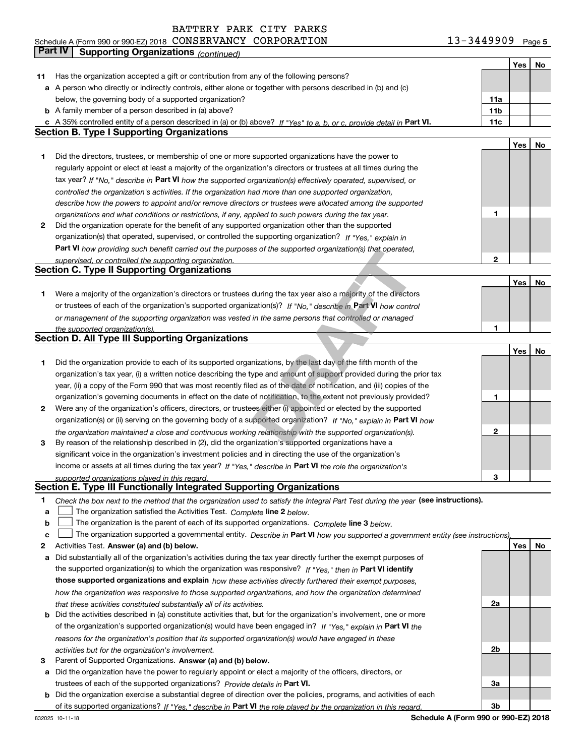BATTERY PARK CITY PARKS

Schedule A (Form 990 or 990-EZ) 2018 CONSERVANCY CORPORATION 13-3449909 Page 5

**Part IV Supporting Organizations** *(continued)*

| | | | Yes | No |
|---|---|---|---|---|
| **11** | Has the organization accepted a gift or contribution from any of the following persons? | | | |
| **a** | A person who directly or indirectly controls, either alone or together with persons described in (b) and (c) below, the governing body of a supported organization? | 11a | | |
| **b** | A family member of a person described in (a) above? | 11b | | |
| **c** | A 35% controlled entity of a person described in (a) or (b) above? *If "Yes" to a, b, or c, provide detail in* **Part VI.** | 11c | | |

**Section B. Type I Supporting Organizations**

| | | | Yes | No |
|---|---|---|---|---|
| **1** | Did the directors, trustees, or membership of one or more supported organizations have the power to regularly appoint or elect at least a majority of the organization's directors or trustees at all times during the tax year? *If "No," describe in* **Part VI** *how the supported organization(s) effectively operated, supervised, or controlled the organization's activities. If the organization had more than one supported organization, describe how the powers to appoint and/or remove directors or trustees were allocated among the supported organizations and what conditions or restrictions, if any, applied to such powers during the tax year.* | 1 | | |
| **2** | Did the organization operate for the benefit of any supported organization other than the supported organization(s) that operated, supervised, or controlled the supporting organization? *If "Yes," explain in* **Part VI** *how providing such benefit carried out the purposes of the supported organization(s) that operated, supervised, or controlled the supporting organization.* | 2 | | |

**Section C. Type II Supporting Organizations**

| | | | Yes | No |
|---|---|---|---|---|
| **1** | Were a majority of the organization's directors or trustees during the tax year also a majority of the directors or trustees of each of the organization's supported organization(s)? *If "No," describe in* **Part VI** *how control or management of the supporting organization was vested in the same persons that controlled or managed the supported organization(s).* | 1 | | |

**Section D. All Type III Supporting Organizations**

| | | | Yes | No |
|---|---|---|---|---|
| **1** | Did the organization provide to each of its supported organizations, by the last day of the fifth month of the organization's tax year, (i) a written notice describing the type and amount of support provided during the prior tax year, (ii) a copy of the Form 990 that was most recently filed as of the date of notification, and (iii) copies of the organization's governing documents in effect on the date of notification, to the extent not previously provided? | 1 | | |
| **2** | Were any of the organization's officers, directors, or trustees either (i) appointed or elected by the supported organization(s) or (ii) serving on the governing body of a supported organization? *If "No," explain in* **Part VI** *how the organization maintained a close and continuous working relationship with the supported organization(s).* | 2 | | |
| **3** | By reason of the relationship described in (2), did the organization's supported organizations have a significant voice in the organization's investment policies and in directing the use of the organization's income or assets at all times during the tax year? *If "Yes," describe in* **Part VI** *the role the organization's supported organizations played in this regard.* | 3 | | |

**Section E. Type III Functionally Integrated Supporting Organizations**

**1** *Check the box next to the method that the organization used to satisfy the Integral Part Test during the year* **(see instructions).**

- **a** ☐ The organization satisfied the Activities Test. *Complete* **line 2** *below.*
- **b** ☐ The organization is the parent of each of its supported organizations. *Complete* **line 3** *below.*
- **c** ☐ The organization supported a governmental entity. *Describe in* **Part VI** *how you supported a government entity (see instructions).*

| | | | Yes | No |
|---|---|---|---|---|
| **2** | Activities Test. **Answer (a) and (b) below.** | | | |
| **a** | Did substantially all of the organization's activities during the tax year directly further the exempt purposes of the supported organization(s) to which the organization was responsive? *If "Yes," then in* **Part VI identify those supported organizations and explain** *how these activities directly furthered their exempt purposes, how the organization was responsive to those supported organizations, and how the organization determined that these activities constituted substantially all of its activities.* | 2a | | |
| **b** | Did the activities described in (a) constitute activities that, but for the organization's involvement, one or more of the organization's supported organization(s) would have been engaged in? *If "Yes," explain in* **Part VI** *the reasons for the organization's position that its supported organization(s) would have engaged in these activities but for the organization's involvement.* | 2b | | |
| **3** | Parent of Supported Organizations. **Answer (a) and (b) below.** | | | |
| **a** | Did the organization have the power to regularly appoint or elect a majority of the officers, directors, or trustees of each of the supported organizations? *Provide details in* **Part VI.** | 3a | | |
| **b** | Did the organization exercise a substantial degree of direction over the policies, programs, and activities of each of its supported organizations? *If "Yes," describe in* **Part VI** *the role played by the organization in this regard.* | 3b | | |

832025 10-11-18 **Schedule A (Form 990 or 990-EZ) 2018**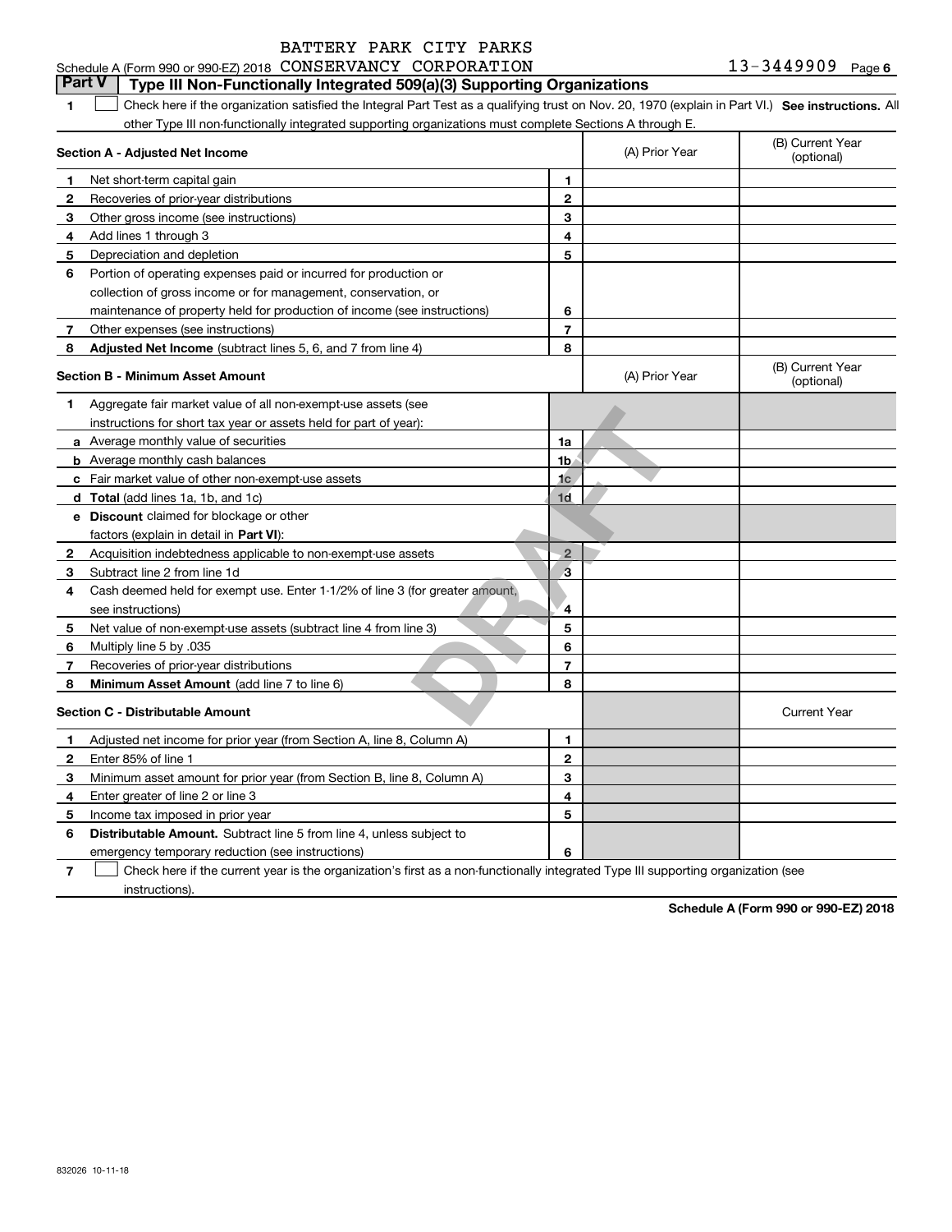BATTERY PARK CITY PARKS

Schedule A (Form 990 or 990-EZ) 2018 CONSERVANCY CORPORATION 13-3449909 Page 6

## Part V Type III Non-Functionally Integrated 509(a)(3) Supporting Organizations

**1** ☐ Check here if the organization satisfied the Integral Part Test as a qualifying trust on Nov. 20, 1970 (explain in Part VI.) **See instructions.** All other Type III non-functionally integrated supporting organizations must complete Sections A through E.

| **Section A - Adjusted Net Income** | | (A) Prior Year | (B) Current Year (optional) |
|---|---|---|---|
| **1** Net short-term capital gain | 1 | | |
| **2** Recoveries of prior-year distributions | 2 | | |
| **3** Other gross income (see instructions) | 3 | | |
| **4** Add lines 1 through 3 | 4 | | |
| **5** Depreciation and depletion | 5 | | |
| **6** Portion of operating expenses paid or incurred for production or collection of gross income or for management, conservation, or maintenance of property held for production of income (see instructions) | 6 | | |
| **7** Other expenses (see instructions) | 7 | | |
| **8** **Adjusted Net Income** (subtract lines 5, 6, and 7 from line 4) | 8 | | |

| **Section B - Minimum Asset Amount** | | (A) Prior Year | (B) Current Year (optional) |
|---|---|---|---|
| **1** Aggregate fair market value of all non-exempt-use assets (see instructions for short tax year or assets held for part of year): | | | |
| **a** Average monthly value of securities | 1a | | |
| **b** Average monthly cash balances | 1b | | |
| **c** Fair market value of other non-exempt-use assets | 1c | | |
| **d** **Total** (add lines 1a, 1b, and 1c) | 1d | | |
| **e** **Discount** claimed for blockage or other factors (explain in detail in **Part VI**): | | | |
| **2** Acquisition indebtedness applicable to non-exempt-use assets | 2 | | |
| **3** Subtract line 2 from line 1d | 3 | | |
| **4** Cash deemed held for exempt use. Enter 1-1/2% of line 3 (for greater amount, see instructions) | 4 | | |
| **5** Net value of non-exempt-use assets (subtract line 4 from line 3) | 5 | | |
| **6** Multiply line 5 by .035 | 6 | | |
| **7** Recoveries of prior-year distributions | 7 | | |
| **8** **Minimum Asset Amount** (add line 7 to line 6) | 8 | | |

| **Section C - Distributable Amount** | | | Current Year |
|---|---|---|---|
| **1** Adjusted net income for prior year (from Section A, line 8, Column A) | 1 | | |
| **2** Enter 85% of line 1 | 2 | | |
| **3** Minimum asset amount for prior year (from Section B, line 8, Column A) | 3 | | |
| **4** Enter greater of line 2 or line 3 | 4 | | |
| **5** Income tax imposed in prior year | 5 | | |
| **6** **Distributable Amount.** Subtract line 5 from line 4, unless subject to emergency temporary reduction (see instructions) | 6 | | |

**7** ☐ Check here if the current year is the organization's first as a non-functionally integrated Type III supporting organization (see instructions).

**Schedule A (Form 990 or 990-EZ) 2018**

832026 10-11-18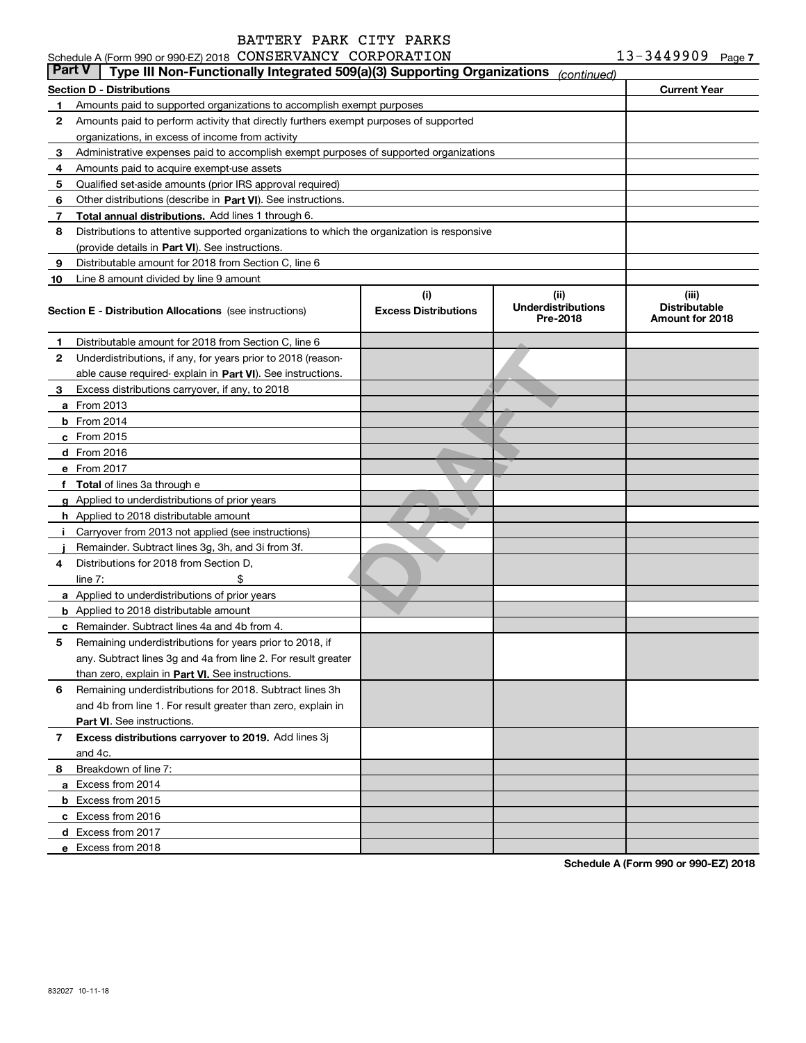BATTERY PARK CITY PARKS
Schedule A (Form 990 or 990-EZ) 2018 CONSERVANCY CORPORATION 13-3449909 Page 7

## Part V Type III Non-Functionally Integrated 509(a)(3) Supporting Organizations *(continued)*

| Section D - Distributions | | Current Year |
|---|---|---|
| 1 | Amounts paid to supported organizations to accomplish exempt purposes | |
| 2 | Amounts paid to perform activity that directly furthers exempt purposes of supported organizations, in excess of income from activity | |
| 3 | Administrative expenses paid to accomplish exempt purposes of supported organizations | |
| 4 | Amounts paid to acquire exempt-use assets | |
| 5 | Qualified set-aside amounts (prior IRS approval required) | |
| 6 | Other distributions (describe in **Part VI**). See instructions. | |
| 7 | **Total annual distributions.** Add lines 1 through 6. | |
| 8 | Distributions to attentive supported organizations to which the organization is responsive (provide details in **Part VI**). See instructions. | |
| 9 | Distributable amount for 2018 from Section C, line 6 | |
| 10 | Line 8 amount divided by line 9 amount | |

| Section E - Distribution Allocations (see instructions) | | (i) Excess Distributions | (ii) Underdistributions Pre-2018 | (iii) Distributable Amount for 2018 |
|---|---|---|---|---|
| 1 | Distributable amount for 2018 from Section C, line 6 | | | |
| 2 | Underdistributions, if any, for years prior to 2018 (reasonable cause required- explain in **Part VI**). See instructions. | | | |
| 3 | Excess distributions carryover, if any, to 2018 | | | |
| a | From 2013 | | | |
| b | From 2014 | | | |
| c | From 2015 | | | |
| d | From 2016 | | | |
| e | From 2017 | | | |
| f | **Total** of lines 3a through e | | | |
| g | Applied to underdistributions of prior years | | | |
| h | Applied to 2018 distributable amount | | | |
| i | Carryover from 2013 not applied (see instructions) | | | |
| j | Remainder. Subtract lines 3g, 3h, and 3i from 3f. | | | |
| 4 | Distributions for 2018 from Section D, line 7: $ | | | |
| a | Applied to underdistributions of prior years | | | |
| b | Applied to 2018 distributable amount | | | |
| c | Remainder. Subtract lines 4a and 4b from 4. | | | |
| 5 | Remaining underdistributions for years prior to 2018, if any. Subtract lines 3g and 4a from line 2. For result greater than zero, explain in **Part VI.** See instructions. | | | |
| 6 | Remaining underdistributions for 2018. Subtract lines 3h and 4b from line 1. For result greater than zero, explain in **Part VI**. See instructions. | | | |
| 7 | **Excess distributions carryover to 2019.** Add lines 3j and 4c. | | | |
| 8 | Breakdown of line 7: | | | |
| a | Excess from 2014 | | | |
| b | Excess from 2015 | | | |
| c | Excess from 2016 | | | |
| d | Excess from 2017 | | | |
| e | Excess from 2018 | | | |

DRAFT

**Schedule A (Form 990 or 990-EZ) 2018**

832027 10-11-18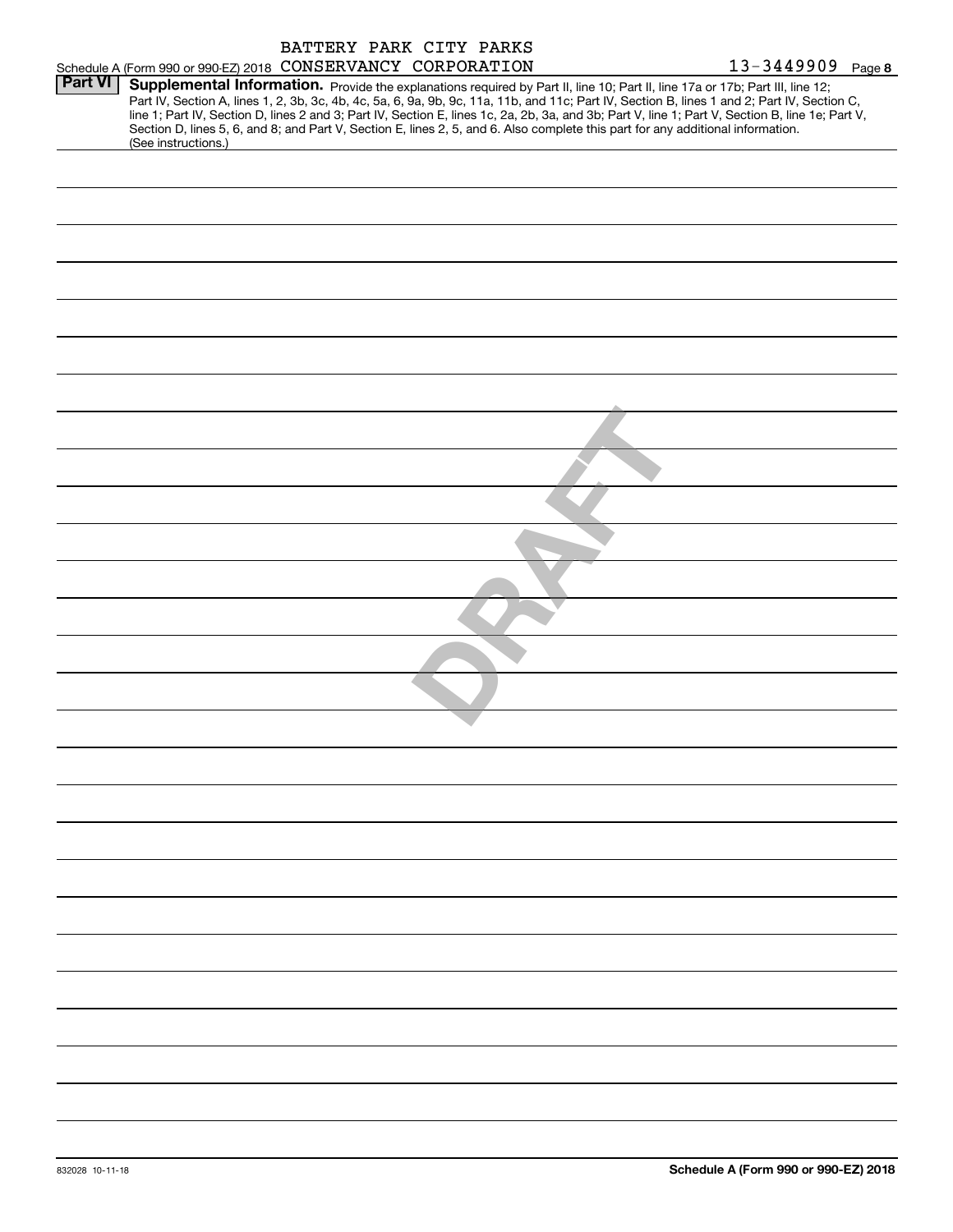BATTERY PARK CITY PARKS

Schedule A (Form 990 or 990-EZ) 2018 CONSERVANCY CORPORATION 13-3449909 Page **8**

**Part VI** **Supplemental Information.** Provide the explanations required by Part II, line 10; Part II, line 17a or 17b; Part III, line 12; Part IV, Section A, lines 1, 2, 3b, 3c, 4b, 4c, 5a, 6, 9a, 9b, 9c, 11a, 11b, and 11c; Part IV, Section B, lines 1 and 2; Part IV, Section C, line 1; Part IV, Section D, lines 2 and 3; Part IV, Section E, lines 1c, 2a, 2b, 3a, and 3b; Part V, line 1; Part V, Section B, line 1e; Part V, Section D, lines 5, 6, and 8; and Part V, Section E, lines 2, 5, and 6. Also complete this part for any additional information. (See instructions.)

DRAFT

832028 10-11-18 **Schedule A (Form 990 or 990-EZ) 2018**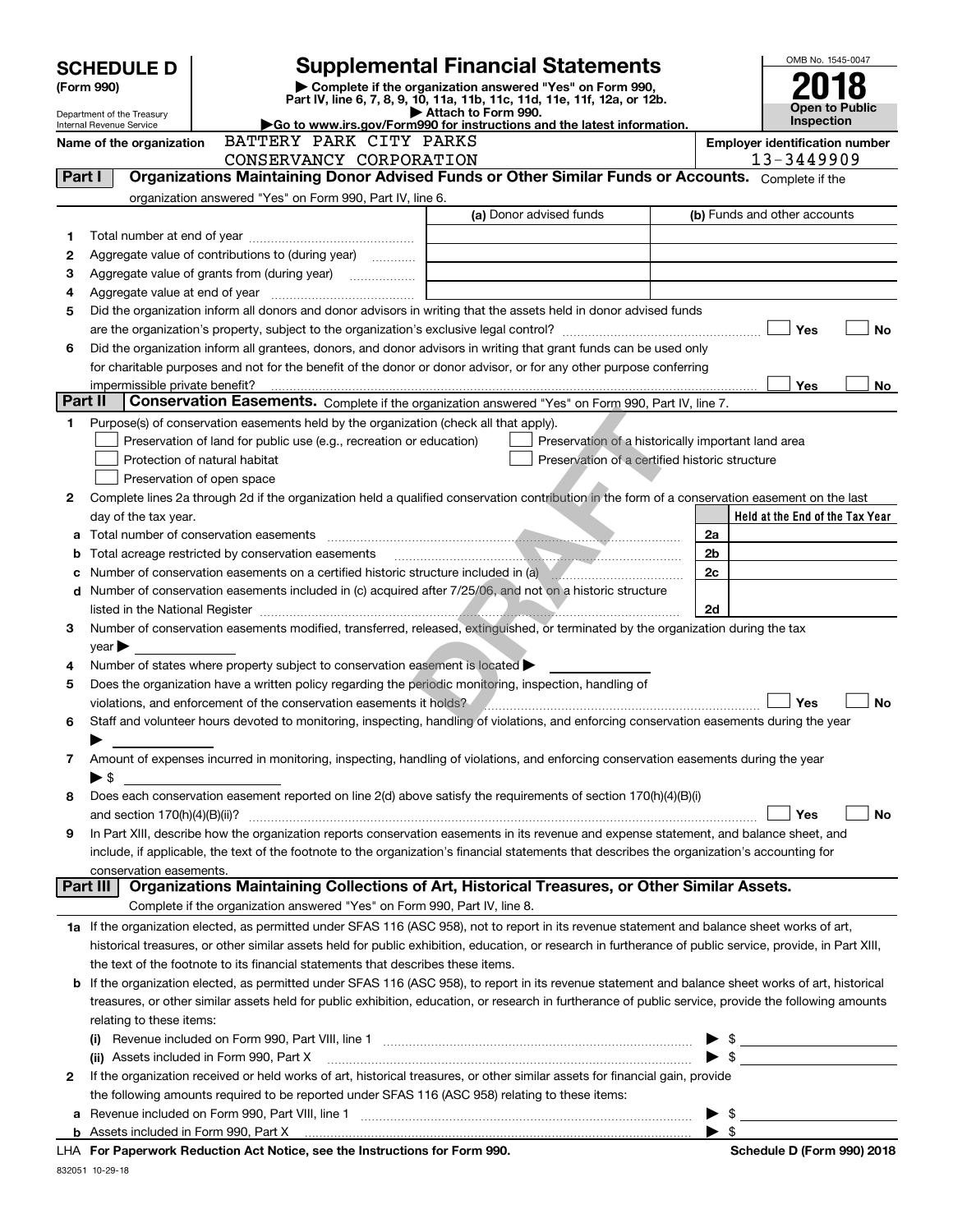**SCHEDULE D (Form 990)**

Department of the Treasury
Internal Revenue Service

# Supplemental Financial Statements

▶ Complete if the organization answered "Yes" on Form 990, Part IV, line 6, 7, 8, 9, 10, 11a, 11b, 11c, 11d, 11e, 11f, 12a, or 12b.
▶ Attach to Form 990.
▶Go to www.irs.gov/Form990 for instructions and the latest information.

OMB No. 1545-0047

**2018**

**Open to Public Inspection**

Name of the organization: BATTERY PARK CITY PARKS CONSERVANCY CORPORATION

Employer identification number: 13-3449909

DRAFT

## Part I Organizations Maintaining Donor Advised Funds or Other Similar Funds or Accounts.

Complete if the organization answered "Yes" on Form 990, Part IV, line 6.

| | | (a) Donor advised funds | (b) Funds and other accounts |
|---|---|---|---|
| 1 | Total number at end of year | | |
| 2 | Aggregate value of contributions to (during year) | | |
| 3 | Aggregate value of grants from (during year) | | |
| 4 | Aggregate value at end of year | | |

5 Did the organization inform all donors and donor advisors in writing that the assets held in donor advised funds are the organization's property, subject to the organization's exclusive legal control? ☐ Yes ☐ No

6 Did the organization inform all grantees, donors, and donor advisors in writing that grant funds can be used only for charitable purposes and not for the benefit of the donor or donor advisor, or for any other purpose conferring impermissible private benefit? ☐ Yes ☐ No

## Part II Conservation Easements.

Complete if the organization answered "Yes" on Form 990, Part IV, line 7.

1 Purpose(s) of conservation easements held by the organization (check all that apply).

☐ Preservation of land for public use (e.g., recreation or education)
☐ Preservation of a historically important land area
☐ Protection of natural habitat
☐ Preservation of a certified historic structure
☐ Preservation of open space

2 Complete lines 2a through 2d if the organization held a qualified conservation contribution in the form of a conservation easement on the last day of the tax year.

| | | | Held at the End of the Tax Year |
|---|---|---|---|
| a | Total number of conservation easements | 2a | |
| b | Total acreage restricted by conservation easements | 2b | |
| c | Number of conservation easements on a certified historic structure included in (a) | 2c | |
| d | Number of conservation easements included in (c) acquired after 7/25/06, and not on a historic structure listed in the National Register | 2d | |

3 Number of conservation easements modified, transferred, released, extinguished, or terminated by the organization during the tax year ▶

4 Number of states where property subject to conservation easement is located ▶

5 Does the organization have a written policy regarding the periodic monitoring, inspection, handling of violations, and enforcement of the conservation easements it holds? ☐ Yes ☐ No

6 Staff and volunteer hours devoted to monitoring, inspecting, handling of violations, and enforcing conservation easements during the year ▶

7 Amount of expenses incurred in monitoring, inspecting, handling of violations, and enforcing conservation easements during the year ▶ $

8 Does each conservation easement reported on line 2(d) above satisfy the requirements of section 170(h)(4)(B)(i) and section 170(h)(4)(B)(ii)? ☐ Yes ☐ No

9 In Part XIII, describe how the organization reports conservation easements in its revenue and expense statement, and balance sheet, and include, if applicable, the text of the footnote to the organization's financial statements that describes the organization's accounting for conservation easements.

## Part III Organizations Maintaining Collections of Art, Historical Treasures, or Other Similar Assets.

Complete if the organization answered "Yes" on Form 990, Part IV, line 8.

1a If the organization elected, as permitted under SFAS 116 (ASC 958), not to report in its revenue statement and balance sheet works of art, historical treasures, or other similar assets held for public exhibition, education, or research in furtherance of public service, provide, in Part XIII, the text of the footnote to its financial statements that describes these items.

b If the organization elected, as permitted under SFAS 116 (ASC 958), to report in its revenue statement and balance sheet works of art, historical treasures, or other similar assets held for public exhibition, education, or research in furtherance of public service, provide the following amounts relating to these items:

(i) Revenue included on Form 990, Part VIII, line 1 ▶ $

(ii) Assets included in Form 990, Part X ▶ $

2 If the organization received or held works of art, historical treasures, or other similar assets for financial gain, provide the following amounts required to be reported under SFAS 116 (ASC 958) relating to these items:

a Revenue included on Form 990, Part VIII, line 1 ▶ $

b Assets included in Form 990, Part X ▶ $

LHA For Paperwork Reduction Act Notice, see the Instructions for Form 990. Schedule D (Form 990) 2018

832051 10-29-18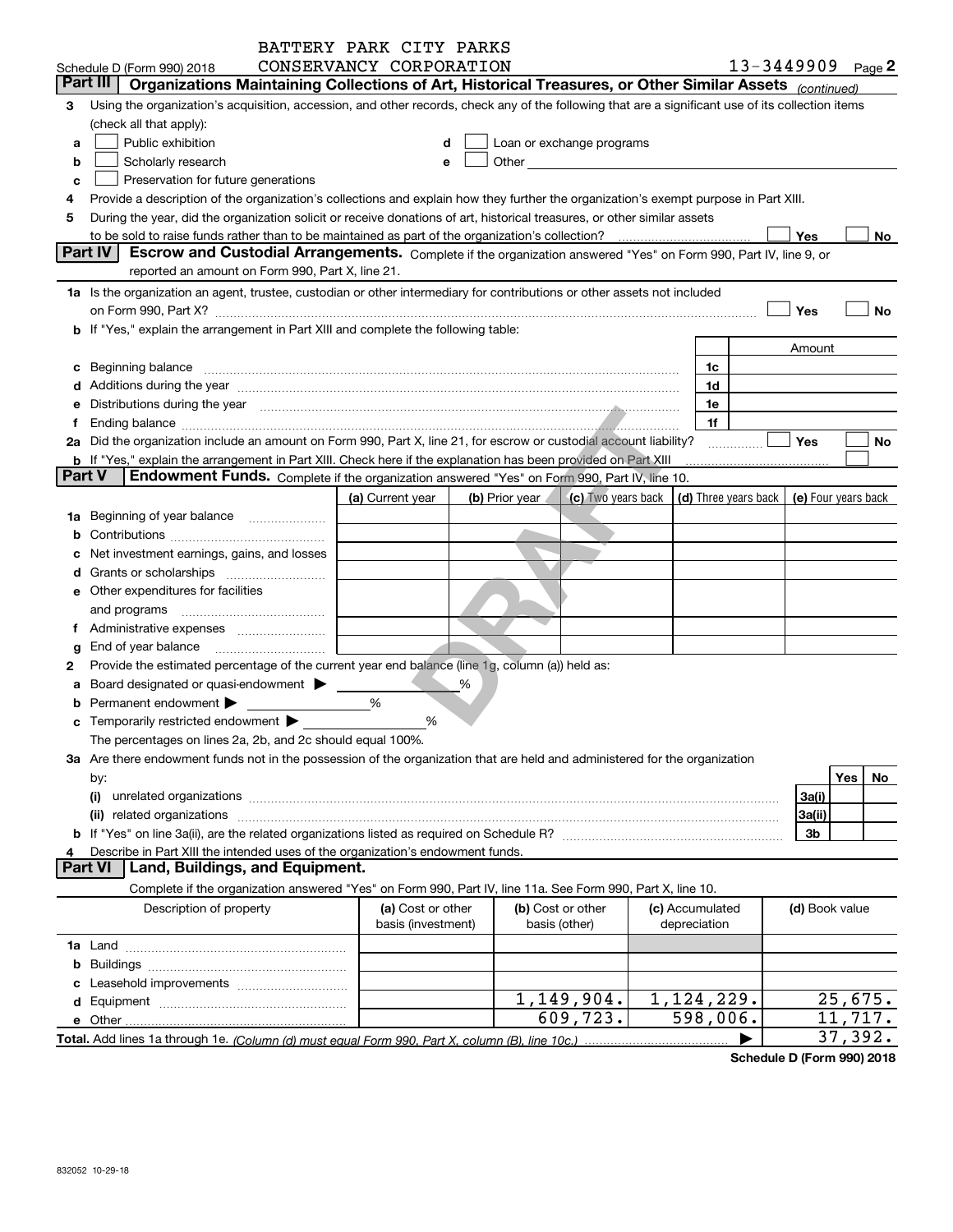BATTERY PARK CITY PARKS CONSERVANCY CORPORATION 13-3449909

Schedule D (Form 990) 2018

## Part III Organizations Maintaining Collections of Art, Historical Treasures, or Other Similar Assets *(continued)*

3 Using the organization's acquisition, accession, and other records, check any of the following that are a significant use of its collection items (check all that apply):

a ☐ Public exhibition
b ☐ Scholarly research
c ☐ Preservation for future generations
d ☐ Loan or exchange programs
e ☐ Other

4 Provide a description of the organization's collections and explain how they further the organization's exempt purpose in Part XIII.

5 During the year, did the organization solicit or receive donations of art, historical treasures, or other similar assets to be sold to raise funds rather than to be maintained as part of the organization's collection? ☐ Yes ☐ No

## Part IV Escrow and Custodial Arrangements.

Complete if the organization answered "Yes" on Form 990, Part IV, line 9, or reported an amount on Form 990, Part X, line 21.

1a Is the organization an agent, trustee, custodian or other intermediary for contributions or other assets not included on Form 990, Part X? ☐ Yes ☐ No

b If "Yes," explain the arrangement in Part XIII and complete the following table:

| | | Amount |
|---|---|---|
| c Beginning balance | 1c | |
| d Additions during the year | 1d | |
| e Distributions during the year | 1e | |
| f Ending balance | 1f | |

2a Did the organization include an amount on Form 990, Part X, line 21, for escrow or custodial account liability? ☐ Yes ☐ No

b If "Yes," explain the arrangement in Part XIII. Check here if the explanation has been provided on Part XIII ☐

## Part V Endowment Funds.

Complete if the organization answered "Yes" on Form 990, Part IV, line 10.

| | (a) Current year | (b) Prior year | (c) Two years back | (d) Three years back | (e) Four years back |
|---|---|---|---|---|---|
| 1a Beginning of year balance | | | | | |
| b Contributions | | | | | |
| c Net investment earnings, gains, and losses | | | | | |
| d Grants or scholarships | | | | | |
| e Other expenditures for facilities and programs | | | | | |
| f Administrative expenses | | | | | |
| g End of year balance | | | | | |

2 Provide the estimated percentage of the current year end balance (line 1g, column (a)) held as:

a Board designated or quasi-endowment ▶ ______ %
b Permanent endowment ▶ ______ %
c Temporarily restricted endowment ▶ ______ %

The percentages on lines 2a, 2b, and 2c should equal 100%.

3a Are there endowment funds not in the possession of the organization that are held and administered for the organization by:

| | | Yes | No |
|---|---|---|---|
| (i) unrelated organizations | 3a(i) | | |
| (ii) related organizations | 3a(ii) | | |
| b If "Yes" on line 3a(ii), are the related organizations listed as required on Schedule R? | 3b | | |

4 Describe in Part XIII the intended uses of the organization's endowment funds.

## Part VI Land, Buildings, and Equipment.

Complete if the organization answered "Yes" on Form 990, Part IV, line 11a. See Form 990, Part X, line 10.

| Description of property | (a) Cost or other basis (investment) | (b) Cost or other basis (other) | (c) Accumulated depreciation | (d) Book value |
|---|---|---|---|---|
| 1a Land | | | | |
| b Buildings | | | | |
| c Leasehold improvements | | | | |
| d Equipment | | 1,149,904. | 1,124,229. | 25,675. |
| e Other | | 609,723. | 598,006. | 11,717. |
| **Total.** Add lines 1a through 1e. *(Column (d) must equal Form 990, Part X, column (B), line 10c.)* | | | ▶ | 37,392. |

**Schedule D (Form 990) 2018**

832052 10-29-18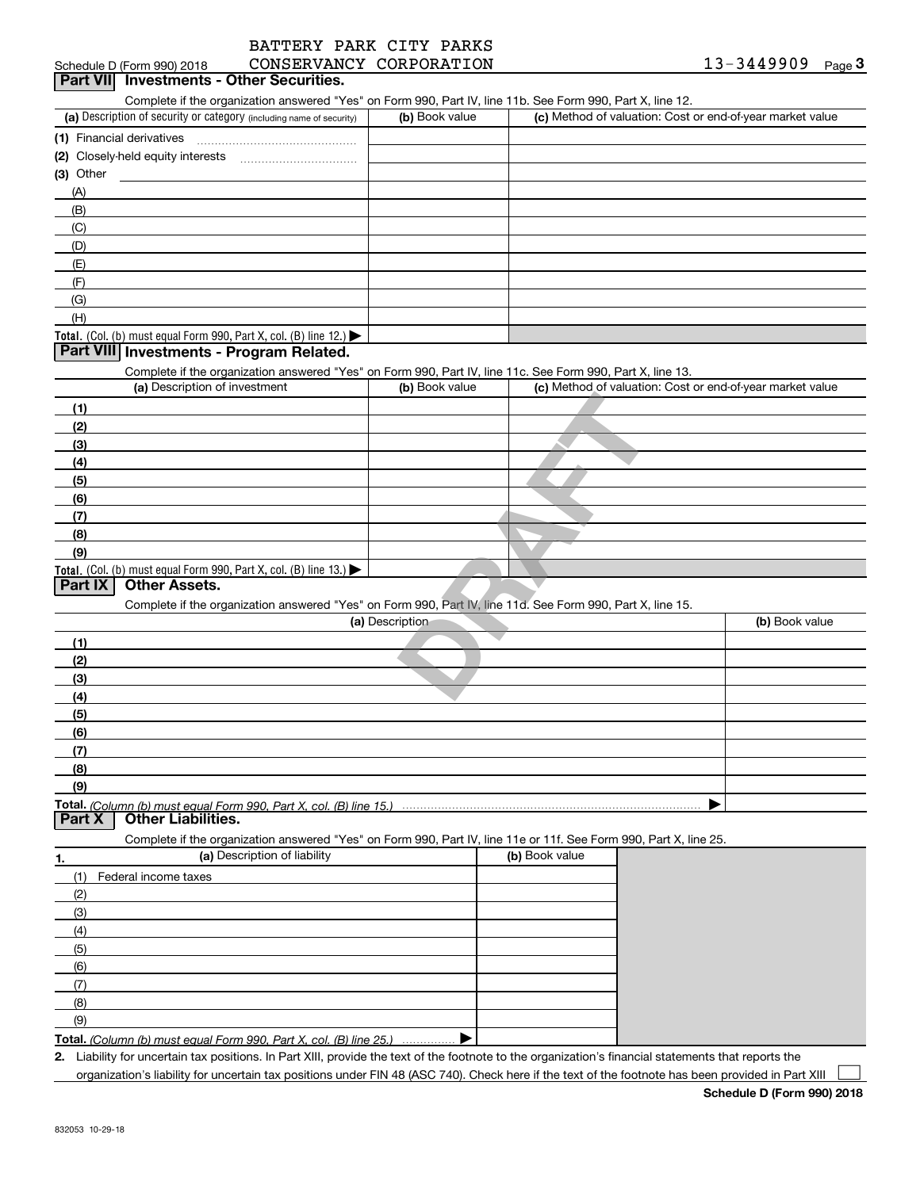BATTERY PARK CITY PARKS CONSERVANCY CORPORATION 13-3449909

## Part VII Investments - Other Securities.

Complete if the organization answered "Yes" on Form 990, Part IV, line 11b. See Form 990, Part X, line 12.

| (a) Description of security or category (including name of security) | (b) Book value | (c) Method of valuation: Cost or end-of-year market value |
|---|---|---|
| (1) Financial derivatives | | |
| (2) Closely-held equity interests | | |
| (3) Other | | |
| (A) | | |
| (B) | | |
| (C) | | |
| (D) | | |
| (E) | | |
| (F) | | |
| (G) | | |
| (H) | | |
| **Total.** (Col. (b) must equal Form 990, Part X, col. (B) line 12.) ▶ | | |

## Part VIII Investments - Program Related.

Complete if the organization answered "Yes" on Form 990, Part IV, line 11c. See Form 990, Part X, line 13.

| (a) Description of investment | (b) Book value | (c) Method of valuation: Cost or end-of-year market value |
|---|---|---|
| (1) | | |
| (2) | | |
| (3) | | |
| (4) | | |
| (5) | | |
| (6) | | |
| (7) | | |
| (8) | | |
| (9) | | |
| **Total.** (Col. (b) must equal Form 990, Part X, col. (B) line 13.) ▶ | | |

## Part IX Other Assets.

Complete if the organization answered "Yes" on Form 990, Part IV, line 11d. See Form 990, Part X, line 15.

| (a) Description | (b) Book value |
|---|---|
| (1) | |
| (2) | |
| (3) | |
| (4) | |
| (5) | |
| (6) | |
| (7) | |
| (8) | |
| (9) | |
| **Total.** *(Column (b) must equal Form 990, Part X, col. (B) line 15.)* ▶ | |

## Part X Other Liabilities.

Complete if the organization answered "Yes" on Form 990, Part IV, line 11e or 11f. See Form 990, Part X, line 25.

| 1. (a) Description of liability | (b) Book value |
|---|---|
| (1) Federal income taxes | |
| (2) | |
| (3) | |
| (4) | |
| (5) | |
| (6) | |
| (7) | |
| (8) | |
| (9) | |
| **Total.** *(Column (b) must equal Form 990, Part X, col. (B) line 25.)* ▶ | |

**2.** Liability for uncertain tax positions. In Part XIII, provide the text of the footnote to the organization's financial statements that reports the organization's liability for uncertain tax positions under FIN 48 (ASC 740). Check here if the text of the footnote has been provided in Part XIII ☐

**Schedule D (Form 990) 2018**

832053 10-29-18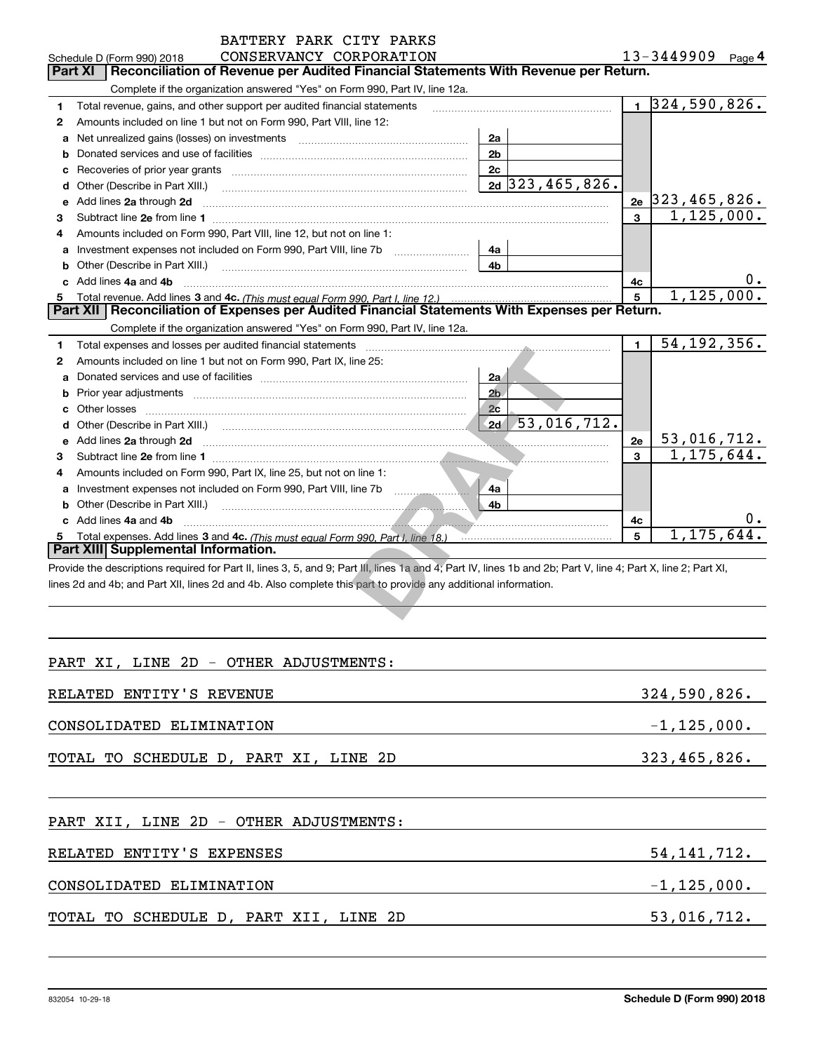BATTERY PARK CITY PARKS CONSERVANCY CORPORATION 13-3449909

Schedule D (Form 990) 2018 Page 4

## Part XI Reconciliation of Revenue per Audited Financial Statements With Revenue per Return.

Complete if the organization answered "Yes" on Form 990, Part IV, line 12a.

| | | | | | |
|---|---|---|---|---|---|
| 1 | Total revenue, gains, and other support per audited financial statements | | | 1 | 324,590,826. |
| 2 | Amounts included on line 1 but not on Form 990, Part VIII, line 12: | | | | |
| a | Net unrealized gains (losses) on investments | 2a | | | |
| b | Donated services and use of facilities | 2b | | | |
| c | Recoveries of prior year grants | 2c | | | |
| d | Other (Describe in Part XIII.) | 2d | 323,465,826. | | |
| e | Add lines 2a through 2d | | | 2e | 323,465,826. |
| 3 | Subtract line 2e from line 1 | | | 3 | 1,125,000. |
| 4 | Amounts included on Form 990, Part VIII, line 12, but not on line 1: | | | | |
| a | Investment expenses not included on Form 990, Part VIII, line 7b | 4a | | | |
| b | Other (Describe in Part XIII.) | 4b | | | |
| c | Add lines 4a and 4b | | | 4c | 0. |
| 5 | Total revenue. Add lines 3 and 4c. *(This must equal Form 990, Part I, line 12.)* | | | 5 | 1,125,000. |

## Part XII Reconciliation of Expenses per Audited Financial Statements With Expenses per Return.

Complete if the organization answered "Yes" on Form 990, Part IV, line 12a.

| | | | | | |
|---|---|---|---|---|---|
| 1 | Total expenses and losses per audited financial statements | | | 1 | 54,192,356. |
| 2 | Amounts included on line 1 but not on Form 990, Part IX, line 25: | | | | |
| a | Donated services and use of facilities | 2a | | | |
| b | Prior year adjustments | 2b | | | |
| c | Other losses | 2c | | | |
| d | Other (Describe in Part XIII.) | 2d | 53,016,712. | | |
| e | Add lines 2a through 2d | | | 2e | 53,016,712. |
| 3 | Subtract line 2e from line 1 | | | 3 | 1,175,644. |
| 4 | Amounts included on Form 990, Part IX, line 25, but not on line 1: | | | | |
| a | Investment expenses not included on Form 990, Part VIII, line 7b | 4a | | | |
| b | Other (Describe in Part XIII.) | 4b | | | |
| c | Add lines 4a and 4b | | | 4c | 0. |
| 5 | Total expenses. Add lines 3 and 4c. *(This must equal Form 990, Part I, line 18.)* | | | 5 | 1,175,644. |

## Part XIII Supplemental Information.

Provide the descriptions required for Part II, lines 3, 5, and 9; Part III, lines 1a and 4; Part IV, lines 1b and 2b; Part V, line 4; Part X, line 2; Part XI, lines 2d and 4b; and Part XII, lines 2d and 4b. Also complete this part to provide any additional information.

PART XI, LINE 2D - OTHER ADJUSTMENTS:

| | |
|---|---|
| RELATED ENTITY'S REVENUE | 324,590,826. |
| CONSOLIDATED ELIMINATION | -1,125,000. |
| TOTAL TO SCHEDULE D, PART XI, LINE 2D | 323,465,826. |

PART XII, LINE 2D - OTHER ADJUSTMENTS:

| | |
|---|---|
| RELATED ENTITY'S EXPENSES | 54,141,712. |
| CONSOLIDATED ELIMINATION | -1,125,000. |
| TOTAL TO SCHEDULE D, PART XII, LINE 2D | 53,016,712. |

832054 10-29-18 Schedule D (Form 990) 2018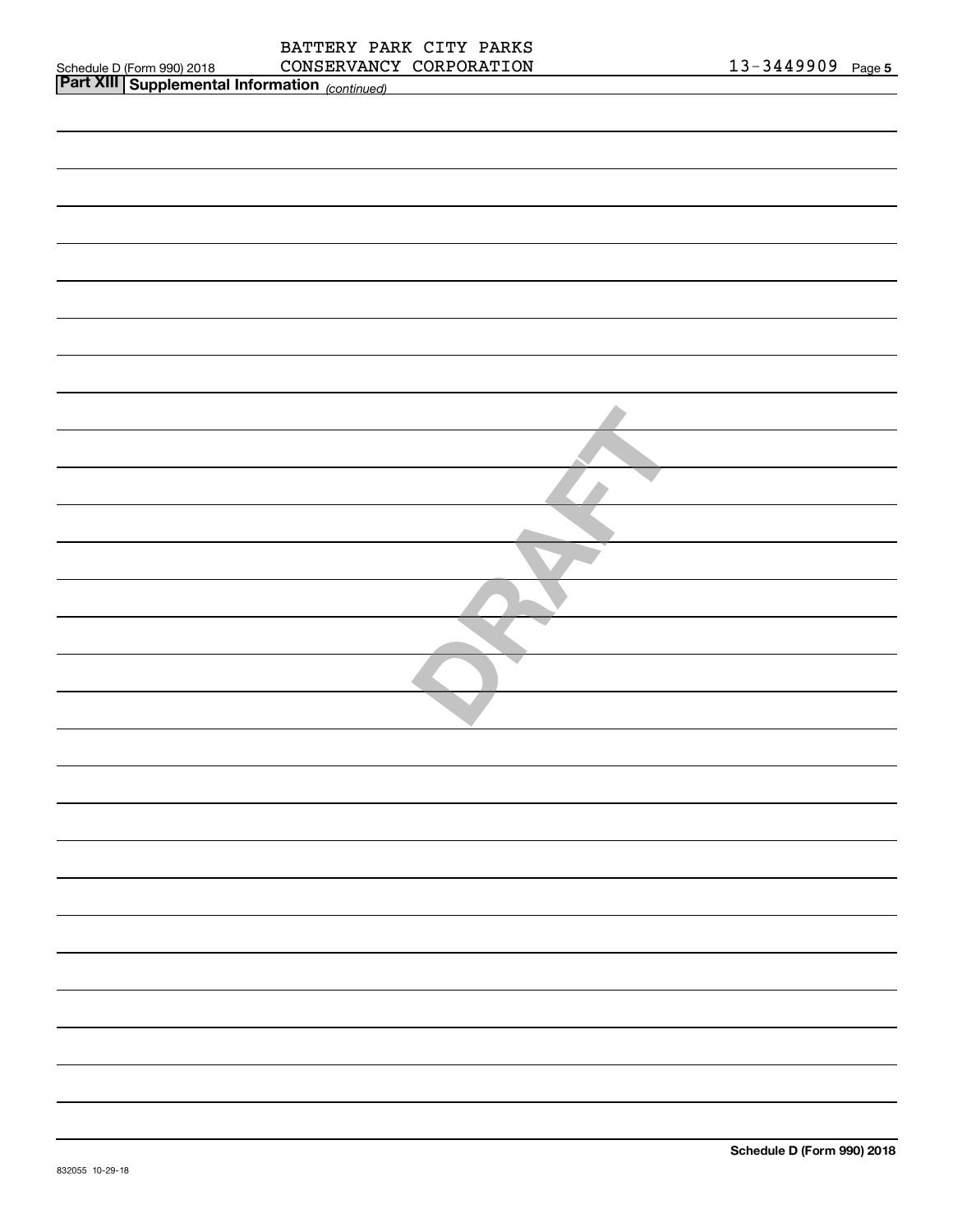BATTERY PARK CITY PARKS CONSERVANCY CORPORATION

13-3449909

**Part XIII** **Supplemental Information** *(continued)*

DRAFT

832055 10-29-18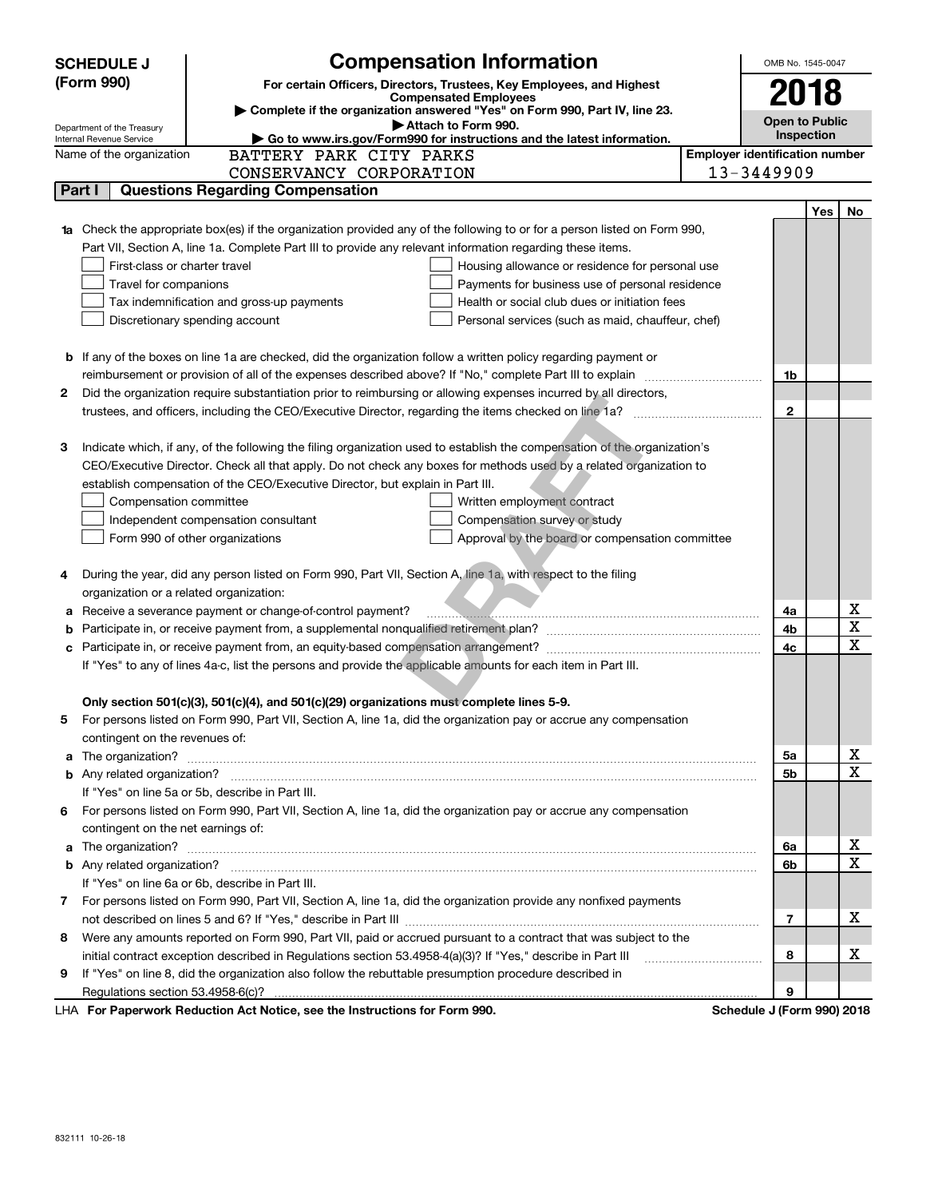**SCHEDULE J (Form 990)**

Department of the Treasury
Internal Revenue Service

# Compensation Information

**For certain Officers, Directors, Trustees, Key Employees, and Highest Compensated Employees**

▶ Complete if the organization answered "Yes" on Form 990, Part IV, line 23.

▶ Attach to Form 990.

▶ Go to www.irs.gov/Form990 for instructions and the latest information.

OMB No. 1545-0047

**2018**

**Open to Public Inspection**

Name of the organization: BATTERY PARK CITY PARKS CONSERVANCY CORPORATION

**Employer identification number:** 13-3449909

## Part I | Questions Regarding Compensation

| | | | Yes | No |
|---|---|---|---|---|
| **1a** | Check the appropriate box(es) if the organization provided any of the following to or for a person listed on Form 990, Part VII, Section A, line 1a. Complete Part III to provide any relevant information regarding these items.<br>☐ First-class or charter travel ☐ Housing allowance or residence for personal use<br>☐ Travel for companions ☐ Payments for business use of personal residence<br>☐ Tax indemnification and gross-up payments ☐ Health or social club dues or initiation fees<br>☐ Discretionary spending account ☐ Personal services (such as maid, chauffeur, chef) | | | |
| **b** | If any of the boxes on line 1a are checked, did the organization follow a written policy regarding payment or reimbursement or provision of all of the expenses described above? If "No," complete Part III to explain | 1b | | |
| **2** | Did the organization require substantiation prior to reimbursing or allowing expenses incurred by all directors, trustees, and officers, including the CEO/Executive Director, regarding the items checked on line 1a? | 2 | | |
| **3** | Indicate which, if any, of the following the filing organization used to establish the compensation of the organization's CEO/Executive Director. Check all that apply. Do not check any boxes for methods used by a related organization to establish compensation of the CEO/Executive Director, but explain in Part III.<br>☐ Compensation committee ☐ Written employment contract<br>☐ Independent compensation consultant ☐ Compensation survey or study<br>☐ Form 990 of other organizations ☐ Approval by the board or compensation committee | | | |
| **4** | During the year, did any person listed on Form 990, Part VII, Section A, line 1a, with respect to the filing organization or a related organization: | | | |
| **a** | Receive a severance payment or change-of-control payment? | 4a | | X |
| **b** | Participate in, or receive payment from, a supplemental nonqualified retirement plan? | 4b | | X |
| **c** | Participate in, or receive payment from, an equity-based compensation arrangement? | 4c | | X |
| | If "Yes" to any of lines 4a-c, list the persons and provide the applicable amounts for each item in Part III. | | | |
| | **Only section 501(c)(3), 501(c)(4), and 501(c)(29) organizations must complete lines 5-9.** | | | |
| **5** | For persons listed on Form 990, Part VII, Section A, line 1a, did the organization pay or accrue any compensation contingent on the revenues of: | | | |
| **a** | The organization? | 5a | | X |
| **b** | Any related organization? | 5b | | X |
| | If "Yes" on line 5a or 5b, describe in Part III. | | | |
| **6** | For persons listed on Form 990, Part VII, Section A, line 1a, did the organization pay or accrue any compensation contingent on the net earnings of: | | | |
| **a** | The organization? | 6a | | X |
| **b** | Any related organization? | 6b | | X |
| | If "Yes" on line 6a or 6b, describe in Part III. | | | |
| **7** | For persons listed on Form 990, Part VII, Section A, line 1a, did the organization provide any nonfixed payments not described on lines 5 and 6? If "Yes," describe in Part III | 7 | | X |
| **8** | Were any amounts reported on Form 990, Part VII, paid or accrued pursuant to a contract that was subject to the initial contract exception described in Regulations section 53.4958-4(a)(3)? If "Yes," describe in Part III | 8 | | X |
| **9** | If "Yes" on line 8, did the organization also follow the rebuttable presumption procedure described in Regulations section 53.4958-6(c)? | 9 | | |

LHA **For Paperwork Reduction Act Notice, see the Instructions for Form 990.** **Schedule J (Form 990) 2018**

832111 10-26-18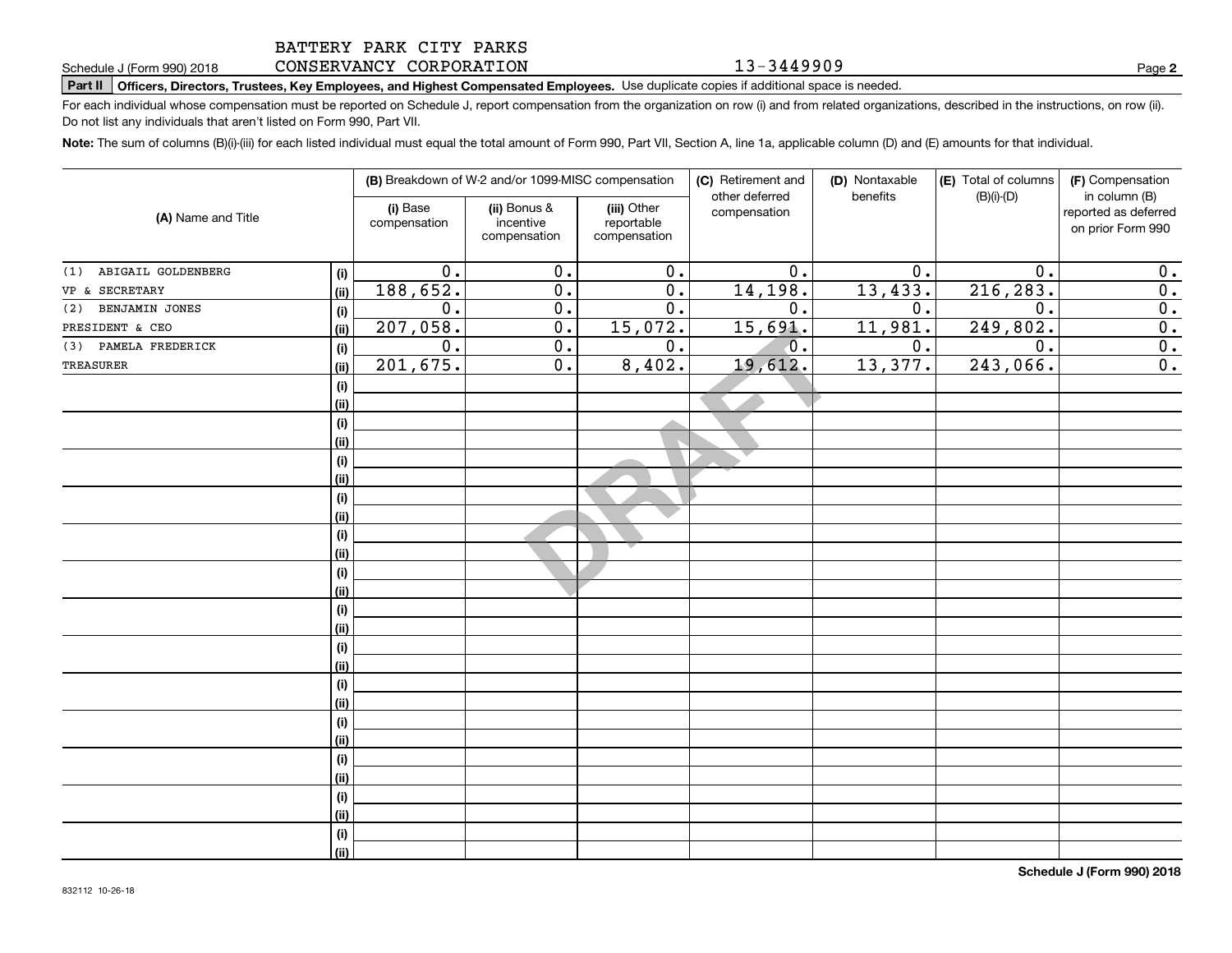Schedule J (Form 990) 2018 BATTERY PARK CITY PARKS CONSERVANCY CORPORATION 13-3449909

**Part II** **Officers, Directors, Trustees, Key Employees, and Highest Compensated Employees.** Use duplicate copies if additional space is needed.

For each individual whose compensation must be reported on Schedule J, report compensation from the organization on row (i) and from related organizations, described in the instructions, on row (ii). Do not list any individuals that aren't listed on Form 990, Part VII.

**Note:** The sum of columns (B)(i)-(iii) for each listed individual must equal the total amount of Form 990, Part VII, Section A, line 1a, applicable column (D) and (E) amounts for that individual.

| (A) Name and Title | | (B) Breakdown of W-2 and/or 1099-MISC compensation | | | (C) Retirement and other deferred compensation | (D) Nontaxable benefits | (E) Total of columns (B)(i)-(D) | (F) Compensation in column (B) reported as deferred on prior Form 990 |
|---|---|---|---|---|---|---|---|---|
| | | (i) Base compensation | (ii) Bonus & incentive compensation | (iii) Other reportable compensation | | | | |
| (1) ABIGAIL GOLDENBERG | (i) | 0. | 0. | 0. | 0. | 0. | 0. | 0. |
| VP & SECRETARY | (ii) | 188,652. | 0. | 0. | 14,198. | 13,433. | 216,283. | 0. |
| (2) BENJAMIN JONES | (i) | 0. | 0. | 0. | 0. | 0. | 0. | 0. |
| PRESIDENT & CEO | (ii) | 207,058. | 0. | 15,072. | 15,691. | 11,981. | 249,802. | 0. |
| (3) PAMELA FREDERICK | (i) | 0. | 0. | 0. | 0. | 0. | 0. | 0. |
| TREASURER | (ii) | 201,675. | 0. | 8,402. | 19,612. | 13,377. | 243,066. | 0. |

DRAFT

Schedule J (Form 990) 2018

832112 10-26-18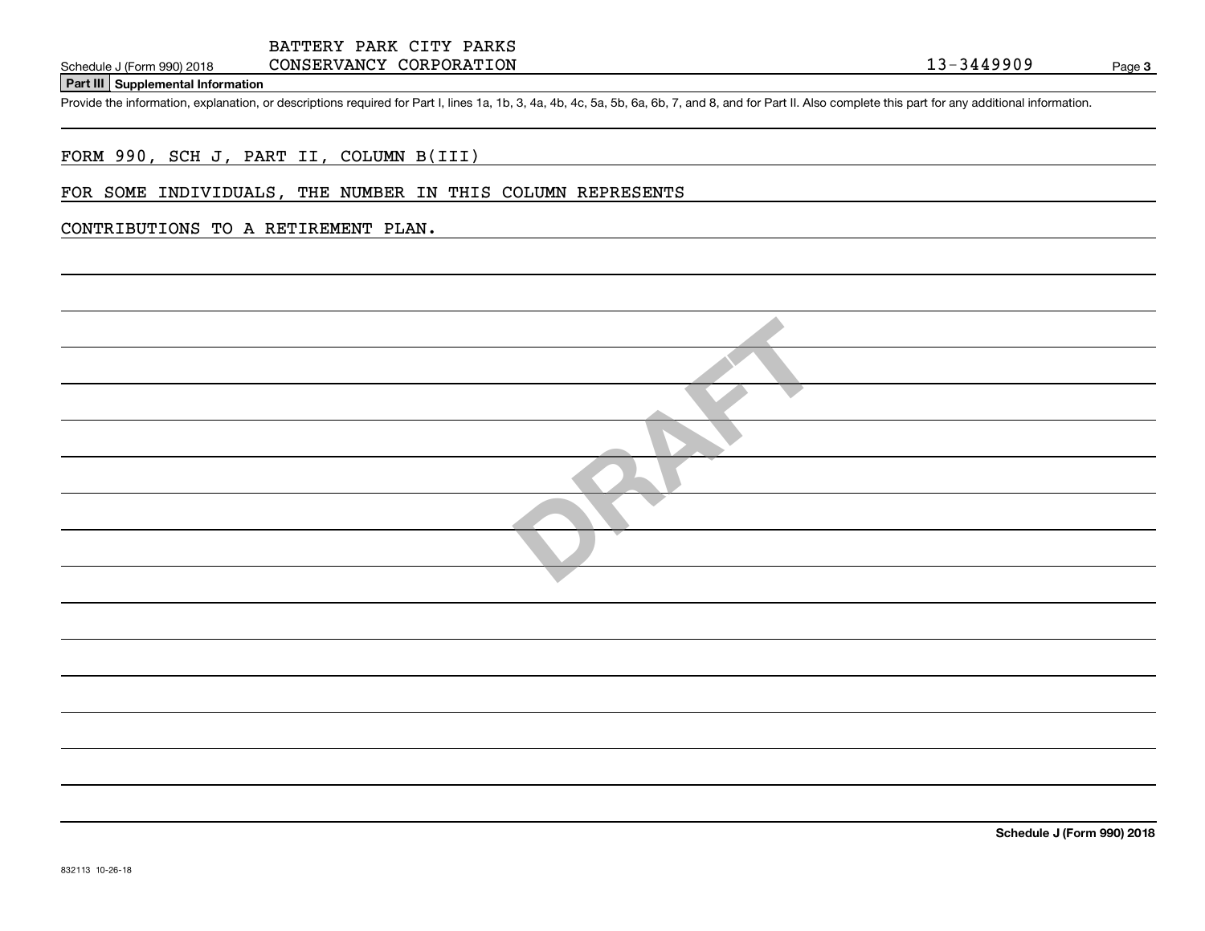BATTERY PARK CITY PARKS CONSERVANCY CORPORATION

13-3449909

**Part III Supplemental Information**

Provide the information, explanation, or descriptions required for Part I, lines 1a, 1b, 3, 4a, 4b, 4c, 5a, 5b, 6a, 6b, 7, and 8, and for Part II. Also complete this part for any additional information.

FORM 990, SCH J, PART II, COLUMN B(III)

FOR SOME INDIVIDUALS, THE NUMBER IN THIS COLUMN REPRESENTS CONTRIBUTIONS TO A RETIREMENT PLAN.

DRAFT

832113 10-26-18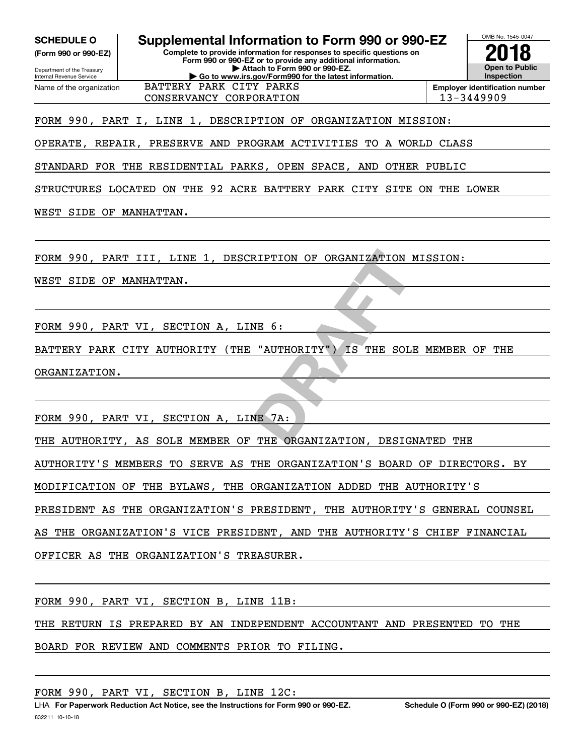**SCHEDULE O**
**(Form 990 or 990-EZ)**

Department of the Treasury
Internal Revenue Service

# Supplemental Information to Form 990 or 990-EZ

**Complete to provide information for responses to specific questions on Form 990 or 990-EZ or to provide any additional information.**
**▶ Attach to Form 990 or 990-EZ.**
**▶ Go to www.irs.gov/Form990 for the latest information.**

OMB No. 1545-0047

**2018**

**Open to Public Inspection**

Name of the organization: BATTERY PARK CITY PARKS CONSERVANCY CORPORATION

**Employer identification number** 13-3449909

FORM 990, PART I, LINE 1, DESCRIPTION OF ORGANIZATION MISSION:

OPERATE, REPAIR, PRESERVE AND PROGRAM ACTIVITIES TO A WORLD CLASS STANDARD FOR THE RESIDENTIAL PARKS, OPEN SPACE, AND OTHER PUBLIC STRUCTURES LOCATED ON THE 92 ACRE BATTERY PARK CITY SITE ON THE LOWER WEST SIDE OF MANHATTAN.

FORM 990, PART III, LINE 1, DESCRIPTION OF ORGANIZATION MISSION:

WEST SIDE OF MANHATTAN.

FORM 990, PART VI, SECTION A, LINE 6:

BATTERY PARK CITY AUTHORITY (THE "AUTHORITY") IS THE SOLE MEMBER OF THE ORGANIZATION.

FORM 990, PART VI, SECTION A, LINE 7A:

THE AUTHORITY, AS SOLE MEMBER OF THE ORGANIZATION, DESIGNATED THE AUTHORITY'S MEMBERS TO SERVE AS THE ORGANIZATION'S BOARD OF DIRECTORS. BY MODIFICATION OF THE BYLAWS, THE ORGANIZATION ADDED THE AUTHORITY'S PRESIDENT AS THE ORGANIZATION'S PRESIDENT, THE AUTHORITY'S GENERAL COUNSEL AS THE ORGANIZATION'S VICE PRESIDENT, AND THE AUTHORITY'S CHIEF FINANCIAL OFFICER AS THE ORGANIZATION'S TREASURER.

FORM 990, PART VI, SECTION B, LINE 11B:

THE RETURN IS PREPARED BY AN INDEPENDENT ACCOUNTANT AND PRESENTED TO THE BOARD FOR REVIEW AND COMMENTS PRIOR TO FILING.

FORM 990, PART VI, SECTION B, LINE 12C:

LHA **For Paperwork Reduction Act Notice, see the Instructions for Form 990 or 990-EZ.** **Schedule O (Form 990 or 990-EZ) (2018)**

832211 10-10-18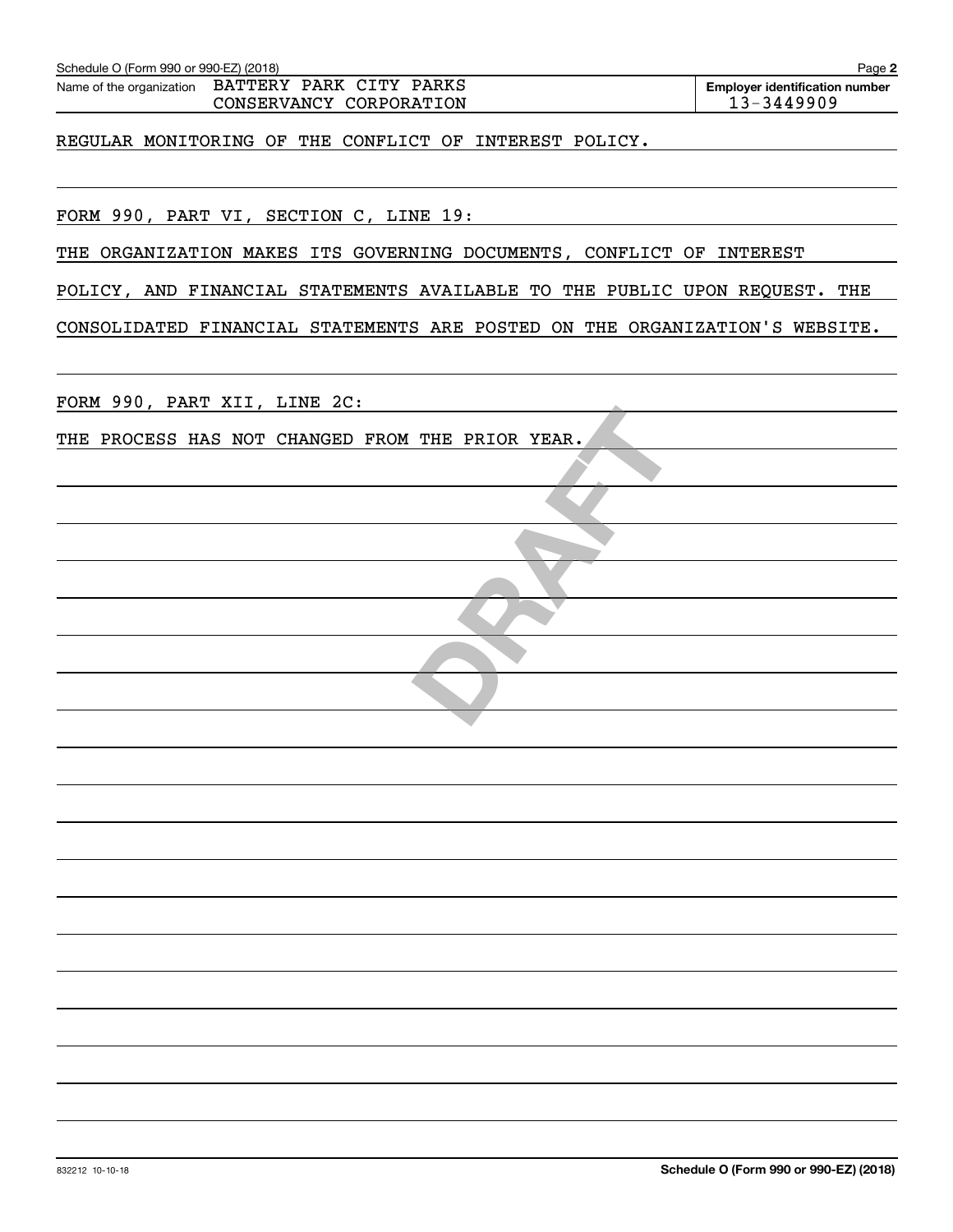Schedule O (Form 990 or 990-EZ) (2018)

Name of the organization BATTERY PARK CITY PARKS CONSERVANCY CORPORATION

Employer identification number 13-3449909

REGULAR MONITORING OF THE CONFLICT OF INTEREST POLICY.

FORM 990, PART VI, SECTION C, LINE 19:

THE ORGANIZATION MAKES ITS GOVERNING DOCUMENTS, CONFLICT OF INTEREST POLICY, AND FINANCIAL STATEMENTS AVAILABLE TO THE PUBLIC UPON REQUEST. THE CONSOLIDATED FINANCIAL STATEMENTS ARE POSTED ON THE ORGANIZATION'S WEBSITE.

FORM 990, PART XII, LINE 2C:

THE PROCESS HAS NOT CHANGED FROM THE PRIOR YEAR.

DRAFT

832212 10-10-18

Schedule O (Form 990 or 990-EZ) (2018)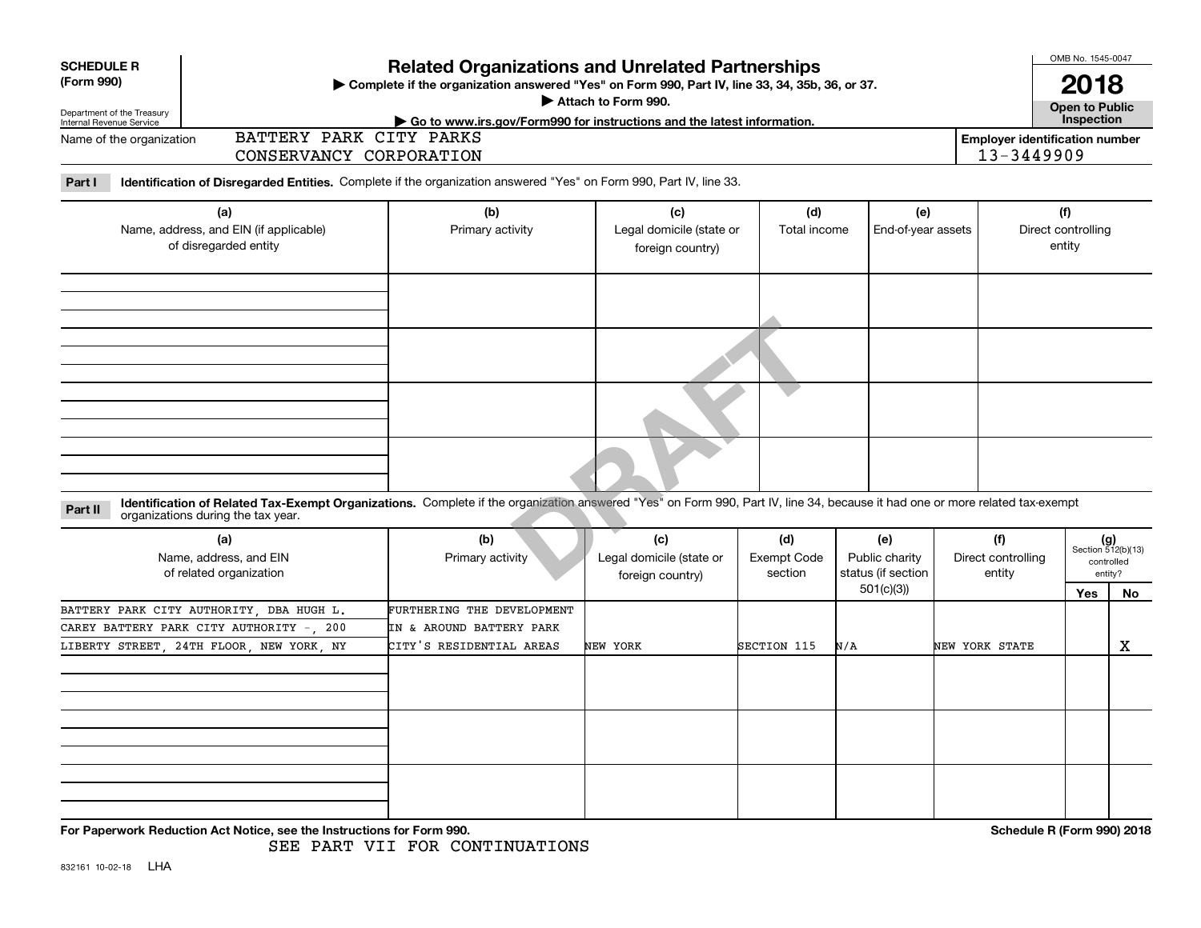**SCHEDULE R (Form 990)**

Department of the Treasury Internal Revenue Service

# Related Organizations and Unrelated Partnerships

▶ Complete if the organization answered "Yes" on Form 990, Part IV, line 33, 34, 35b, 36, or 37.

▶ Attach to Form 990.

▶ Go to www.irs.gov/Form990 for instructions and the latest information.

OMB No. 1545-0047

**2018**

**Open to Public Inspection**

Name of the organization: BATTERY PARK CITY PARKS CONSERVANCY CORPORATION

Employer identification number: 13-3449909

**Part I** **Identification of Disregarded Entities.** Complete if the organization answered "Yes" on Form 990, Part IV, line 33.

| (a) Name, address, and EIN (if applicable) of disregarded entity | (b) Primary activity | (c) Legal domicile (state or foreign country) | (d) Total income | (e) End-of-year assets | (f) Direct controlling entity |
|---|---|---|---|---|---|
| | | | | | |
| | | | | | |
| | | | | | |
| | | | | | |

DRAFT

**Part II** **Identification of Related Tax-Exempt Organizations.** Complete if the organization answered "Yes" on Form 990, Part IV, line 34, because it had one or more related tax-exempt organizations during the tax year.

| (a) Name, address, and EIN of related organization | (b) Primary activity | (c) Legal domicile (state or foreign country) | (d) Exempt Code section | (e) Public charity status (if section 501(c)(3)) | (f) Direct controlling entity | (g) Section 512(b)(13) controlled entity? Yes | No |
|---|---|---|---|---|---|---|---|
| BATTERY PARK CITY AUTHORITY, DBA HUGH L. CAREY BATTERY PARK CITY AUTHORITY -, 200 LIBERTY STREET, 24TH FLOOR, NEW YORK, NY | FURTHERING THE DEVELOPMENT IN & AROUND BATTERY PARK CITY'S RESIDENTIAL AREAS | NEW YORK | SECTION 115 | N/A | NEW YORK STATE | | X |
| | | | | | | | |
| | | | | | | | |
| | | | | | | | |

**For Paperwork Reduction Act Notice, see the Instructions for Form 990.**

SEE PART VII FOR CONTINUATIONS

**Schedule R (Form 990) 2018**

832161 10-02-18 LHA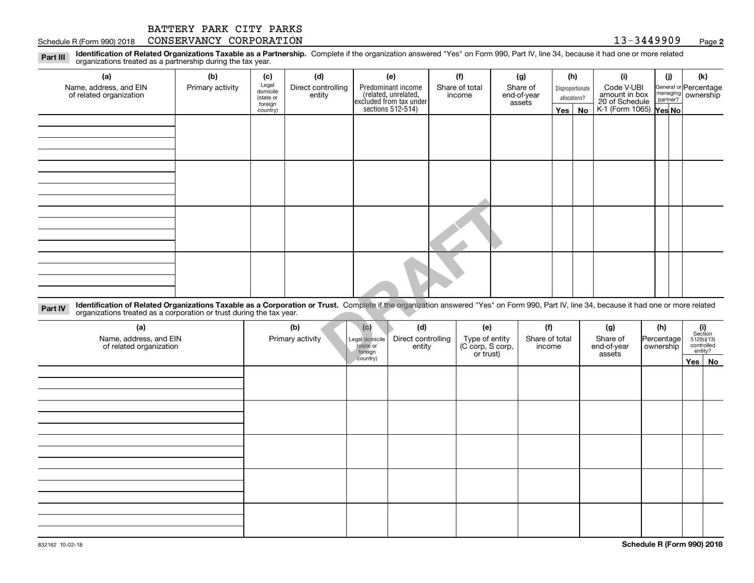BATTERY PARK CITY PARKS CONSERVANCY CORPORATION

13-3449909

**Part III** **Identification of Related Organizations Taxable as a Partnership.** Complete if the organization answered "Yes" on Form 990, Part IV, line 34, because it had one or more related organizations treated as a partnership during the tax year.

| (a) Name, address, and EIN of related organization | (b) Primary activity | (c) Legal domicile (state or foreign country) | (d) Direct controlling entity | (e) Predominant income (related, unrelated, excluded from tax under sections 512-514) | (f) Share of total income | (g) Share of end-of-year assets | (h) Disproportionate allocations? Yes | No | (i) Code V-UBI amount in box 20 of Schedule K-1 (Form 1065) | (j) General or managing partner? Yes | No | (k) Percentage ownership |
|---|---|---|---|---|---|---|---|---|---|---|---|---|
| | | | | | | | | | | | | |
| | | | | | | | | | | | | |
| | | | | | | | | | | | | |
| | | | | | | | | | | | | |

**Part IV** **Identification of Related Organizations Taxable as a Corporation or Trust.** Complete if the organization answered "Yes" on Form 990, Part IV, line 34, because it had one or more related organizations treated as a corporation or trust during the tax year.

| (a) Name, address, and EIN of related organization | (b) Primary activity | (c) Legal domicile (state or foreign country) | (d) Direct controlling entity | (e) Type of entity (C corp, S corp, or trust) | (f) Share of total income | (g) Share of end-of-year assets | (h) Percentage ownership | (i) Section 512(b)(13) controlled entity? Yes | No |
|---|---|---|---|---|---|---|---|---|---|
| | | | | | | | | | |
| | | | | | | | | | |
| | | | | | | | | | |
| | | | | | | | | | |
| | | | | | | | | | |

DRAFT

832162 10-02-18

**Schedule R (Form 990) 2018**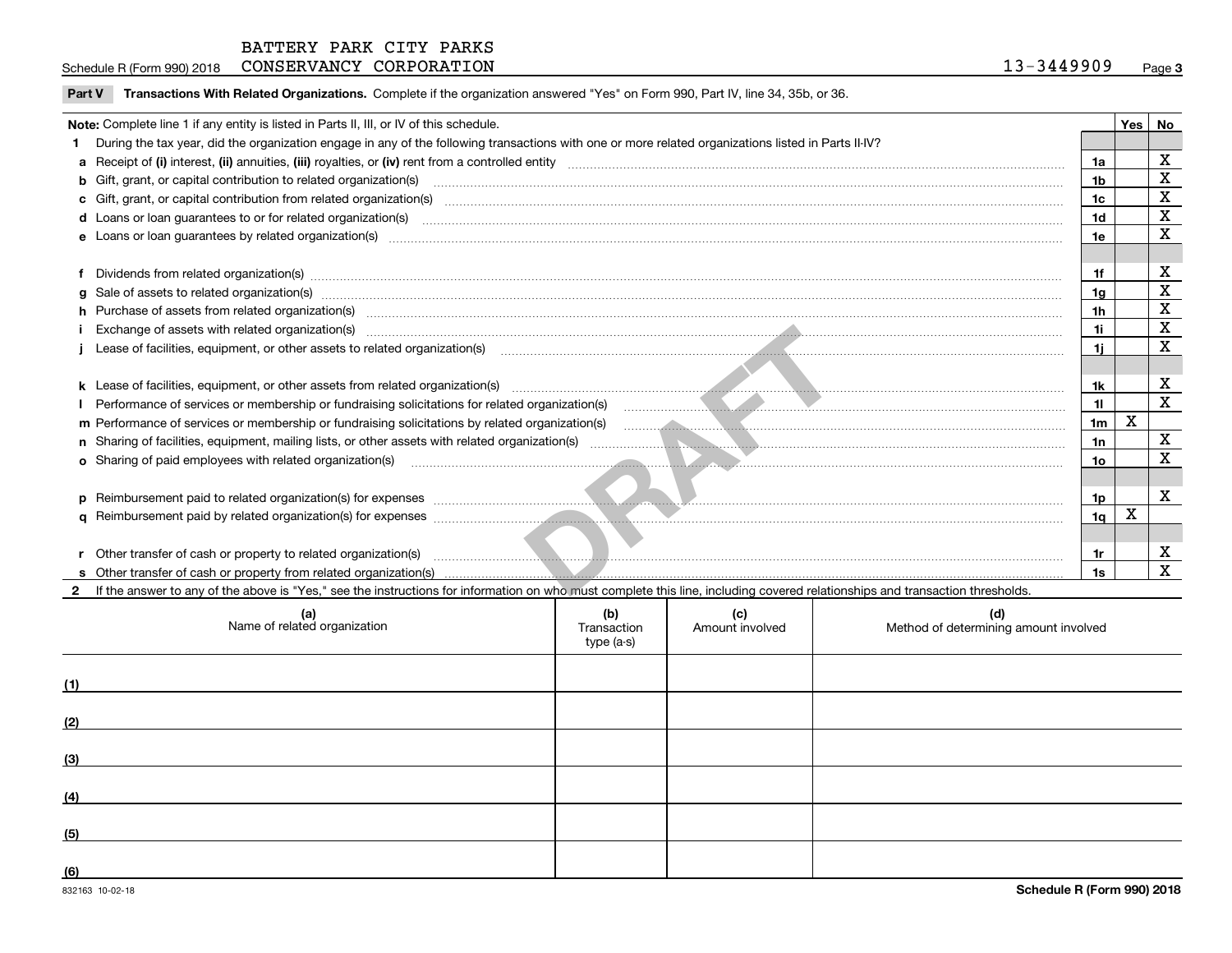BATTERY PARK CITY PARKS CONSERVANCY CORPORATION 13-3449909

Schedule R (Form 990) 2018

## Part V Transactions With Related Organizations. 

Complete if the organization answered "Yes" on Form 990, Part IV, line 34, 35b, or 36.

| Note: Complete line 1 if any entity is listed in Parts II, III, or IV of this schedule. | | Yes | No |
|---|---|---|---|
| 1 During the tax year, did the organization engage in any of the following transactions with one or more related organizations listed in Parts II-IV? | | | |
| a Receipt of (i) interest, (ii) annuities, (iii) royalties, or (iv) rent from a controlled entity | 1a | | X |
| b Gift, grant, or capital contribution to related organization(s) | 1b | | X |
| c Gift, grant, or capital contribution from related organization(s) | 1c | | X |
| d Loans or loan guarantees to or for related organization(s) | 1d | | X |
| e Loans or loan guarantees by related organization(s) | 1e | | X |
| f Dividends from related organization(s) | 1f | | X |
| g Sale of assets to related organization(s) | 1g | | X |
| h Purchase of assets from related organization(s) | 1h | | X |
| i Exchange of assets with related organization(s) | 1i | | X |
| j Lease of facilities, equipment, or other assets to related organization(s) | 1j | | X |
| k Lease of facilities, equipment, or other assets from related organization(s) | 1k | | X |
| l Performance of services or membership or fundraising solicitations for related organization(s) | 1l | | X |
| m Performance of services or membership or fundraising solicitations by related organization(s) | 1m | X | |
| n Sharing of facilities, equipment, mailing lists, or other assets with related organization(s) | 1n | | X |
| o Sharing of paid employees with related organization(s) | 1o | | X |
| p Reimbursement paid to related organization(s) for expenses | 1p | | X |
| q Reimbursement paid by related organization(s) for expenses | 1q | X | |
| r Other transfer of cash or property to related organization(s) | 1r | | X |
| s Other transfer of cash or property from related organization(s) | 1s | | X |

2 If the answer to any of the above is "Yes," see the instructions for information on who must complete this line, including covered relationships and transaction thresholds.

| | (a) Name of related organization | (b) Transaction type (a-s) | (c) Amount involved | (d) Method of determining amount involved |
|---|---|---|---|---|
| (1) | | | | |
| (2) | | | | |
| (3) | | | | |
| (4) | | | | |
| (5) | | | | |
| (6) | | | | |

832163 10-02-18

Schedule R (Form 990) 2018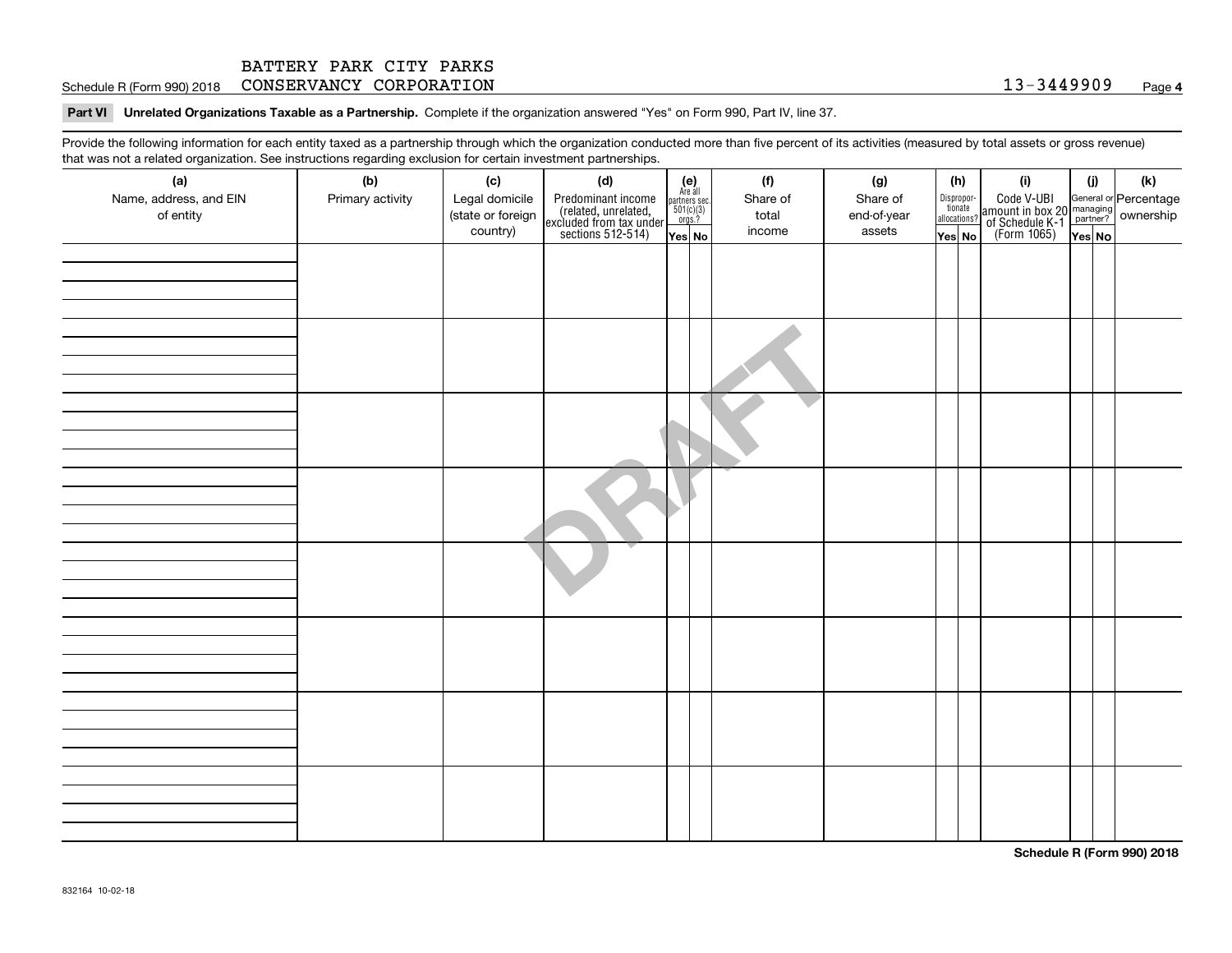Schedule R (Form 990) 2018 BATTERY PARK CITY PARKS CONSERVANCY CORPORATION 13-3449909 Page 4

**Part VI Unrelated Organizations Taxable as a Partnership.** Complete if the organization answered "Yes" on Form 990, Part IV, line 37.

Provide the following information for each entity taxed as a partnership through which the organization conducted more than five percent of its activities (measured by total assets or gross revenue) that was not a related organization. See instructions regarding exclusion for certain investment partnerships.

| (a) Name, address, and EIN of entity | (b) Primary activity | (c) Legal domicile (state or foreign country) | (d) Predominant income (related, unrelated, excluded from tax under sections 512-514) | (e) Are all partners sec. 501(c)(3) orgs.? Yes | (e) No | (f) Share of total income | (g) Share of end-of-year assets | (h) Disproportionate allocations? Yes | (h) No | (i) Code V-UBI amount in box 20 of Schedule K-1 (Form 1065) | (j) General or managing partner? Yes | (j) No | (k) Percentage ownership |
|---|---|---|---|---|---|---|---|---|---|---|---|---|---|
| | | | | | | | | | | | | | |
| | | | | | | | | | | | | | |
| | | | | | | | | | | | | | |
| | | | | | | | | | | | | | |
| | | | | | | | | | | | | | |
| | | | | | | | | | | | | | |
| | | | | | | | | | | | | | |
| | | | | | | | | | | | | | |

DRAFT

**Schedule R (Form 990) 2018**

832164 10-02-18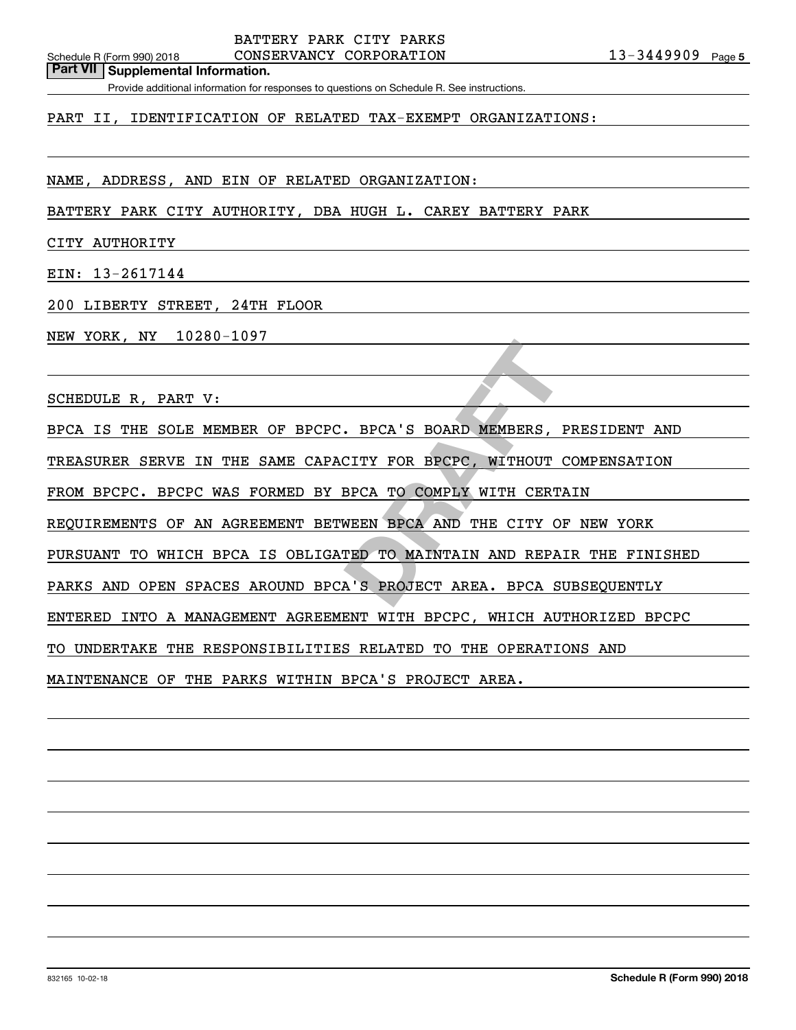## Part VII Supplemental Information.

Provide additional information for responses to questions on Schedule R. See instructions.

PART II, IDENTIFICATION OF RELATED TAX-EXEMPT ORGANIZATIONS:

NAME, ADDRESS, AND EIN OF RELATED ORGANIZATION:

BATTERY PARK CITY AUTHORITY, DBA HUGH L. CAREY BATTERY PARK CITY AUTHORITY

EIN: 13-2617144

200 LIBERTY STREET, 24TH FLOOR

NEW YORK, NY 10280-1097

SCHEDULE R, PART V:

BPCA IS THE SOLE MEMBER OF BPCPC. BPCA'S BOARD MEMBERS, PRESIDENT AND TREASURER SERVE IN THE SAME CAPACITY FOR BPCPC, WITHOUT COMPENSATION FROM BPCPC. BPCPC WAS FORMED BY BPCA TO COMPLY WITH CERTAIN REQUIREMENTS OF AN AGREEMENT BETWEEN BPCA AND THE CITY OF NEW YORK PURSUANT TO WHICH BPCA IS OBLIGATED TO MAINTAIN AND REPAIR THE FINISHED PARKS AND OPEN SPACES AROUND BPCA'S PROJECT AREA. BPCA SUBSEQUENTLY ENTERED INTO A MANAGEMENT AGREEMENT WITH BPCPC, WHICH AUTHORIZED BPCPC TO UNDERTAKE THE RESPONSIBILITIES RELATED TO THE OPERATIONS AND MAINTENANCE OF THE PARKS WITHIN BPCA'S PROJECT AREA.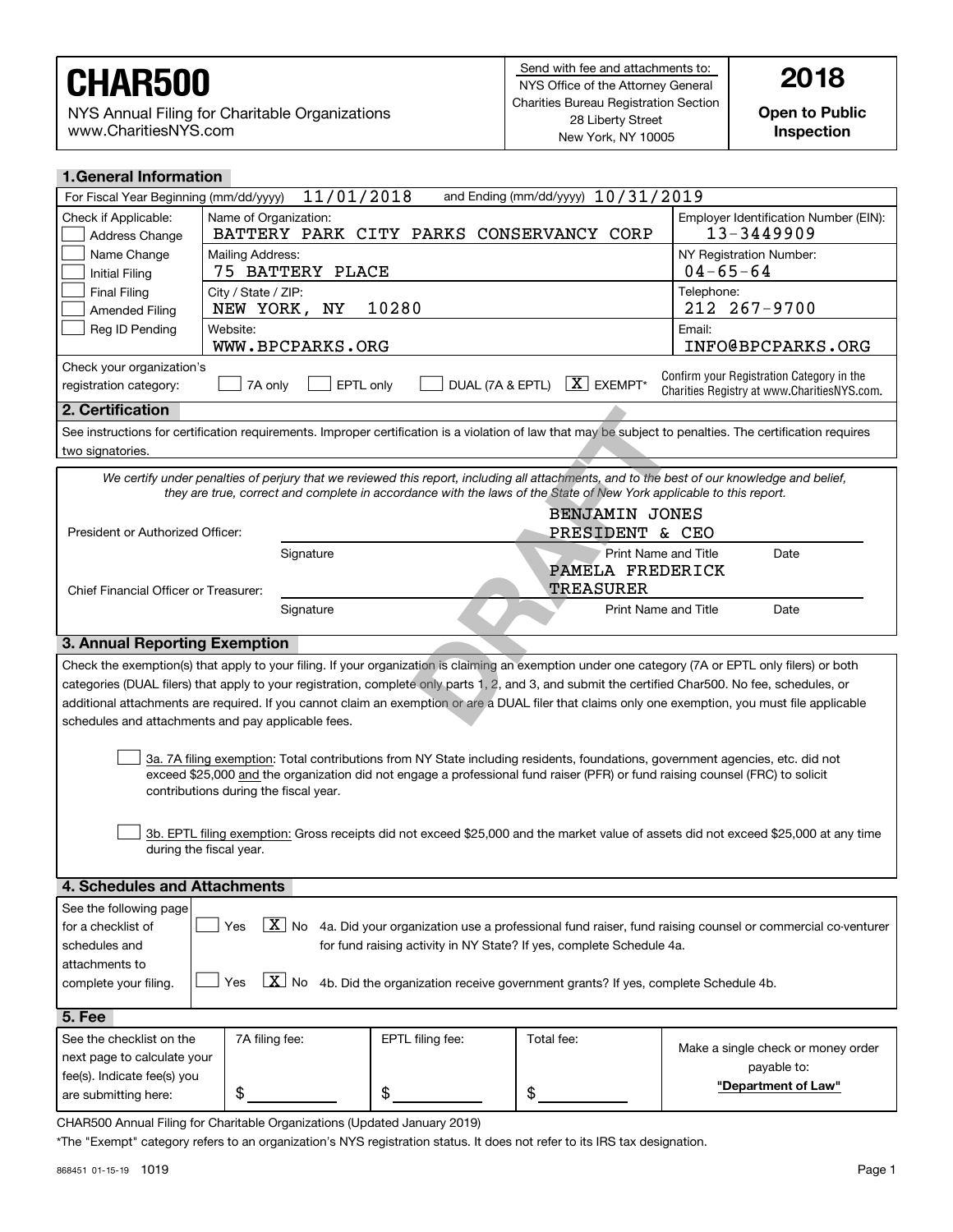# CHAR500

NYS Annual Filing for Charitable Organizations
www.CharitiesNYS.com

Send with fee and attachments to:
NYS Office of the Attorney General
Charities Bureau Registration Section
28 Liberty Street
New York, NY 10005

**2018**

**Open to Public Inspection**

## 1.General Information

For Fiscal Year Beginning (mm/dd/yyyy) 11/01/2018 and Ending (mm/dd/yyyy) 10/31/2019

| | | |
|---|---|---|
| Check if Applicable: | Name of Organization: BATTERY PARK CITY PARKS CONSERVANCY CORP | Employer Identification Number (EIN): 13-3449909 |
| ☐ Address Change | | |
| ☐ Name Change | Mailing Address: 75 BATTERY PLACE | NY Registration Number: 04-65-64 |
| ☐ Initial Filing | | |
| ☐ Final Filing | City / State / ZIP: NEW YORK, NY 10280 | Telephone: 212 267-9700 |
| ☐ Amended Filing | | |
| ☐ Reg ID Pending | Website: WWW.BPCPARKS.ORG | Email: INFO@BPCPARKS.ORG |

Check your organization's registration category: ☐ 7A only ☐ EPTL only ☐ DUAL (7A & EPTL) [X] EXEMPT*

Confirm your Registration Category in the Charities Registry at www.CharitiesNYS.com.

## 2. Certification

See instructions for certification requirements. Improper certification is a violation of law that may be subject to penalties. The certification requires two signatories.

*We certify under penalties of perjury that we reviewed this report, including all attachments, and to the best of our knowledge and belief, they are true, correct and complete in accordance with the laws of the State of New York applicable to this report.*

| | | | |
|---|---|---|---|
| President or Authorized Officer: | | BENJAMIN JONES PRESIDENT & CEO | |
| | Signature | Print Name and Title | Date |
| Chief Financial Officer or Treasurer: | | PAMELA FREDERICK TREASURER | |
| | Signature | Print Name and Title | Date |

DRAFT

## 3. Annual Reporting Exemption

Check the exemption(s) that apply to your filing. If your organization is claiming an exemption under one category (7A or EPTL only filers) or both categories (DUAL filers) that apply to your registration, complete only parts 1, 2, and 3, and submit the certified Char500. No fee, schedules, or additional attachments are required. If you cannot claim an exemption or are a DUAL filer that claims only one exemption, you must file applicable schedules and attachments and pay applicable fees.

☐ 3a. 7A filing exemption: Total contributions from NY State including residents, foundations, government agencies, etc. did not exceed $25,000 and the organization did not engage a professional fund raiser (PFR) or fund raising counsel (FRC) to solicit contributions during the fiscal year.

☐ 3b. EPTL filing exemption: Gross receipts did not exceed $25,000 and the market value of assets did not exceed $25,000 at any time during the fiscal year.

## 4. Schedules and Attachments

See the following page for a checklist of schedules and attachments to complete your filing.

☐ Yes [X] No 4a. Did your organization use a professional fund raiser, fund raising counsel or commercial co-venturer for fund raising activity in NY State? If yes, complete Schedule 4a.

☐ Yes [X] No 4b. Did the organization receive government grants? If yes, complete Schedule 4b.

## 5. Fee

| See the checklist on the next page to calculate your fee(s). Indicate fee(s) you are submitting here: | 7A filing fee: | EPTL filing fee: | Total fee: | Make a single check or money order payable to: **"Department of Law"** |
|---|---|---|---|---|
| | $ | $ | $ | |

CHAR500 Annual Filing for Charitable Organizations (Updated January 2019)

*The "Exempt" category refers to an organization's NYS registration status. It does not refer to its IRS tax designation.

868451 01-15-19 1019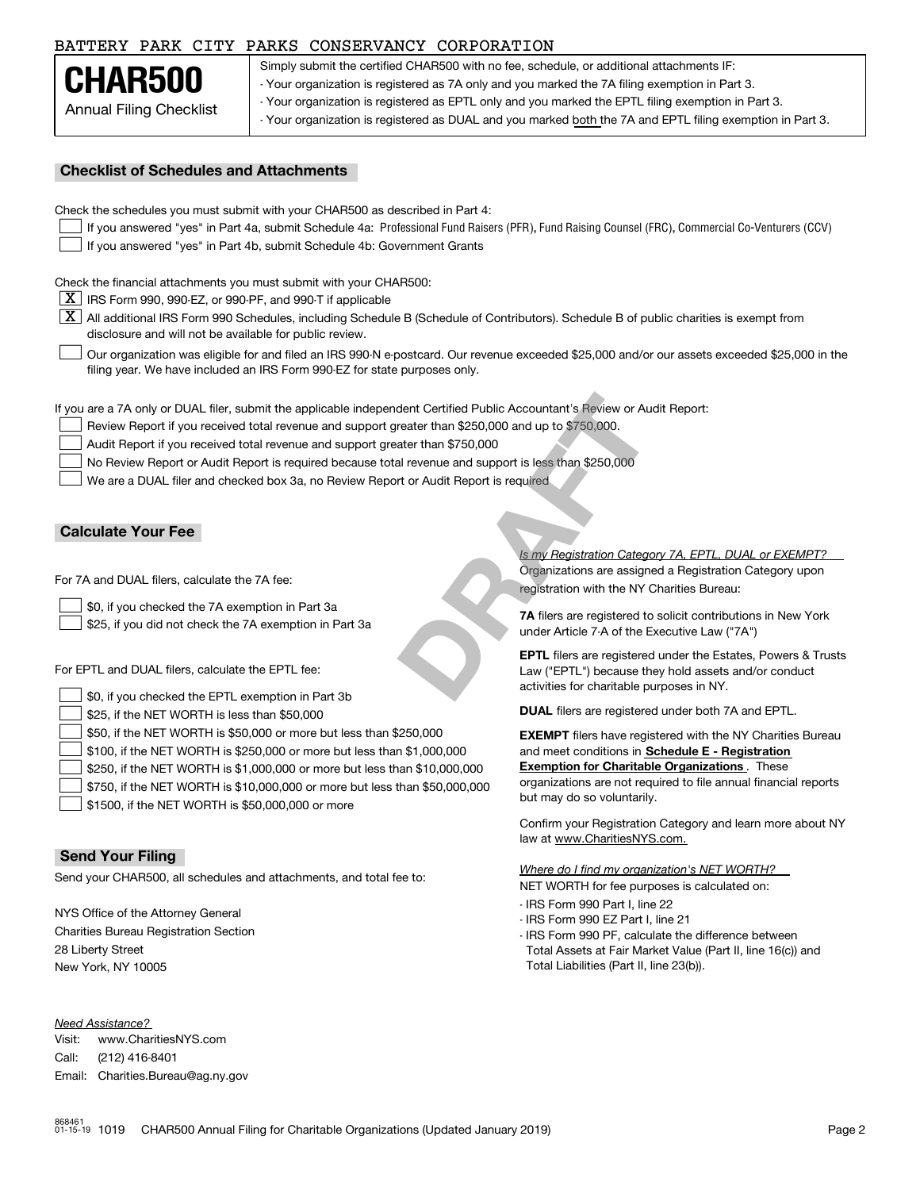BATTERY PARK CITY PARKS CONSERVANCY CORPORATION

# CHAR500

Annual Filing Checklist

Simply submit the certified CHAR500 with no fee, schedule, or additional attachments IF:
- Your organization is registered as 7A only and you marked the 7A filing exemption in Part 3.
- Your organization is registered as EPTL only and you marked the EPTL filing exemption in Part 3.
- Your organization is registered as DUAL and you marked both the 7A and EPTL filing exemption in Part 3.

## Checklist of Schedules and Attachments

Check the schedules you must submit with your CHAR500 as described in Part 4:

- [ ] If you answered "yes" in Part 4a, submit Schedule 4a: Professional Fund Raisers (PFR), Fund Raising Counsel (FRC), Commercial Co-Venturers (CCV)
- [ ] If you answered "yes" in Part 4b, submit Schedule 4b: Government Grants

Check the financial attachments you must submit with your CHAR500:

- [X] IRS Form 990, 990-EZ, or 990-PF, and 990-T if applicable
- [X] All additional IRS Form 990 Schedules, including Schedule B (Schedule of Contributors). Schedule B of public charities is exempt from disclosure and will not be available for public review.
- [ ] Our organization was eligible for and filed an IRS 990-N e-postcard. Our revenue exceeded $25,000 and/or our assets exceeded $25,000 in the filing year. We have included an IRS Form 990-EZ for state purposes only.

If you are a 7A only or DUAL filer, submit the applicable independent Certified Public Accountant's Review or Audit Report:

- [ ] Review Report if you received total revenue and support greater than $250,000 and up to $750,000.
- [ ] Audit Report if you received total revenue and support greater than $750,000
- [ ] No Review Report or Audit Report is required because total revenue and support is less than $250,000
- [ ] We are a DUAL filer and checked box 3a, no Review Report or Audit Report is required

DRAFT

## Calculate Your Fee

For 7A and DUAL filers, calculate the 7A fee:

- [ ] $0, if you checked the 7A exemption in Part 3a
- [ ] $25, if you did not check the 7A exemption in Part 3a

For EPTL and DUAL filers, calculate the EPTL fee:

- [ ] $0, if you checked the EPTL exemption in Part 3b
- [ ] $25, if the NET WORTH is less than $50,000
- [ ] $50, if the NET WORTH is $50,000 or more but less than $250,000
- [ ] $100, if the NET WORTH is $250,000 or more but less than $1,000,000
- [ ] $250, if the NET WORTH is $1,000,000 or more but less than $10,000,000
- [ ] $750, if the NET WORTH is $10,000,000 or more but less than $50,000,000
- [ ] $1500, if the NET WORTH is $50,000,000 or more

*Is my Registration Category 7A, EPTL, DUAL or EXEMPT?*
Organizations are assigned a Registration Category upon registration with the NY Charities Bureau:

**7A** filers are registered to solicit contributions in New York under Article 7-A of the Executive Law ("7A")

**EPTL** filers are registered under the Estates, Powers & Trusts Law ("EPTL") because they hold assets and/or conduct activities for charitable purposes in NY.

**DUAL** filers are registered under both 7A and EPTL.

**EXEMPT** filers have registered with the NY Charities Bureau and meet conditions in **Schedule E - Registration Exemption for Charitable Organizations**. These organizations are not required to file annual financial reports but may do so voluntarily.

Confirm your Registration Category and learn more about NY law at www.CharitiesNYS.com.

*Where do I find my organization's NET WORTH?*
NET WORTH for fee purposes is calculated on:
- IRS Form 990 Part I, line 22
- IRS Form 990 EZ Part I, line 21
- IRS Form 990 PF, calculate the difference between Total Assets at Fair Market Value (Part II, line 16(c)) and Total Liabilities (Part II, line 23(b)).

## Send Your Filing

Send your CHAR500, all schedules and attachments, and total fee to:

NYS Office of the Attorney General
Charities Bureau Registration Section
28 Liberty Street
New York, NY 10005

*Need Assistance?*
Visit: www.CharitiesNYS.com
Call: (212) 416-8401
Email: Charities.Bureau@ag.ny.gov

868461 01-15-19 1019 CHAR500 Annual Filing for Charitable Organizations (Updated January 2019)